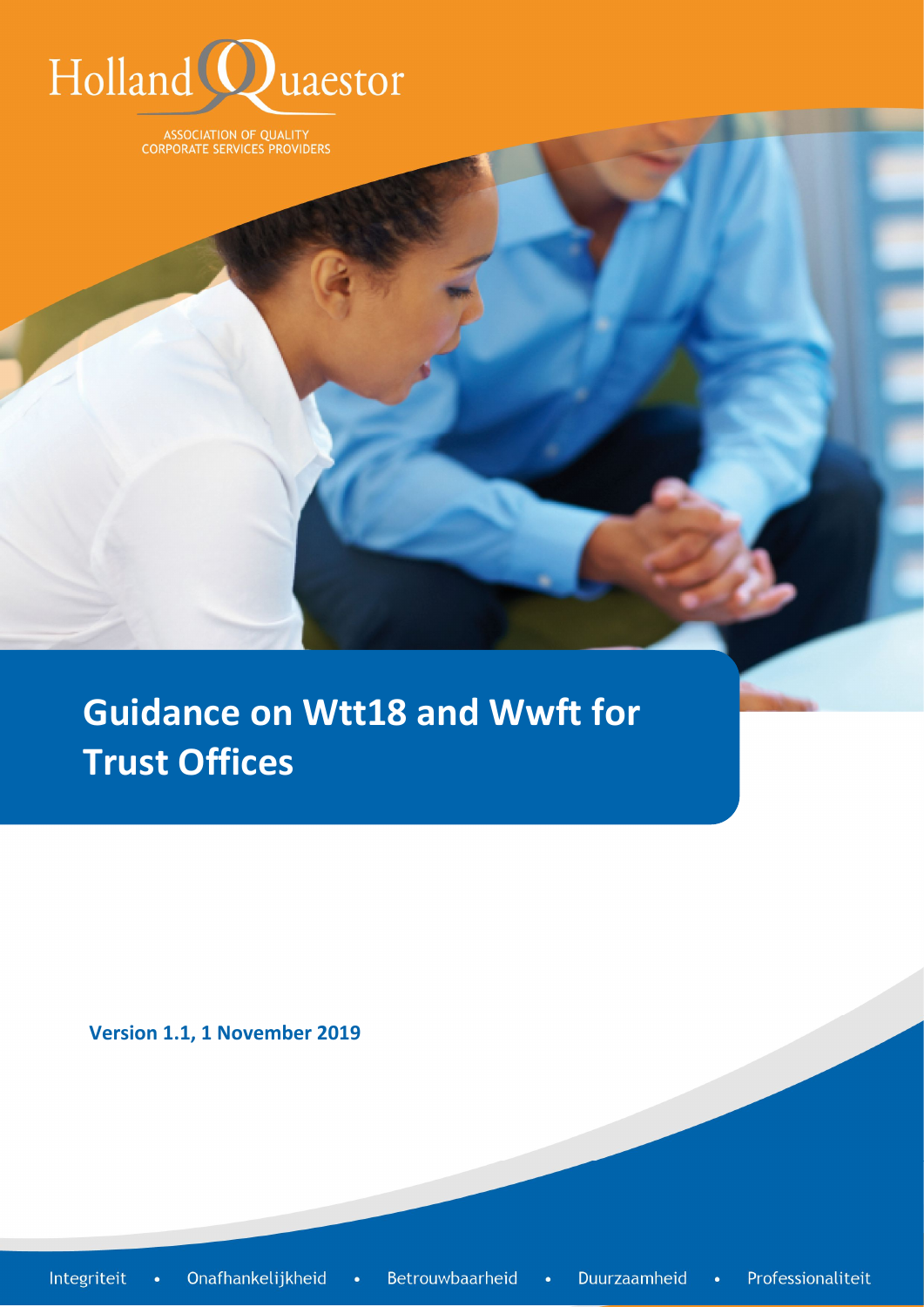Holland Quaestor

ASSOCIATION OF QUALITY CORPORATE SERVICES PROVIDERS

# Guidance on Wtt18 and Wwft for Trust Offices

**Version 1.1, 1 November 2019**

Integriteit • Onafhankelijkheid • Betrouwbaarheid • Duurzaamheid • Professionaliteit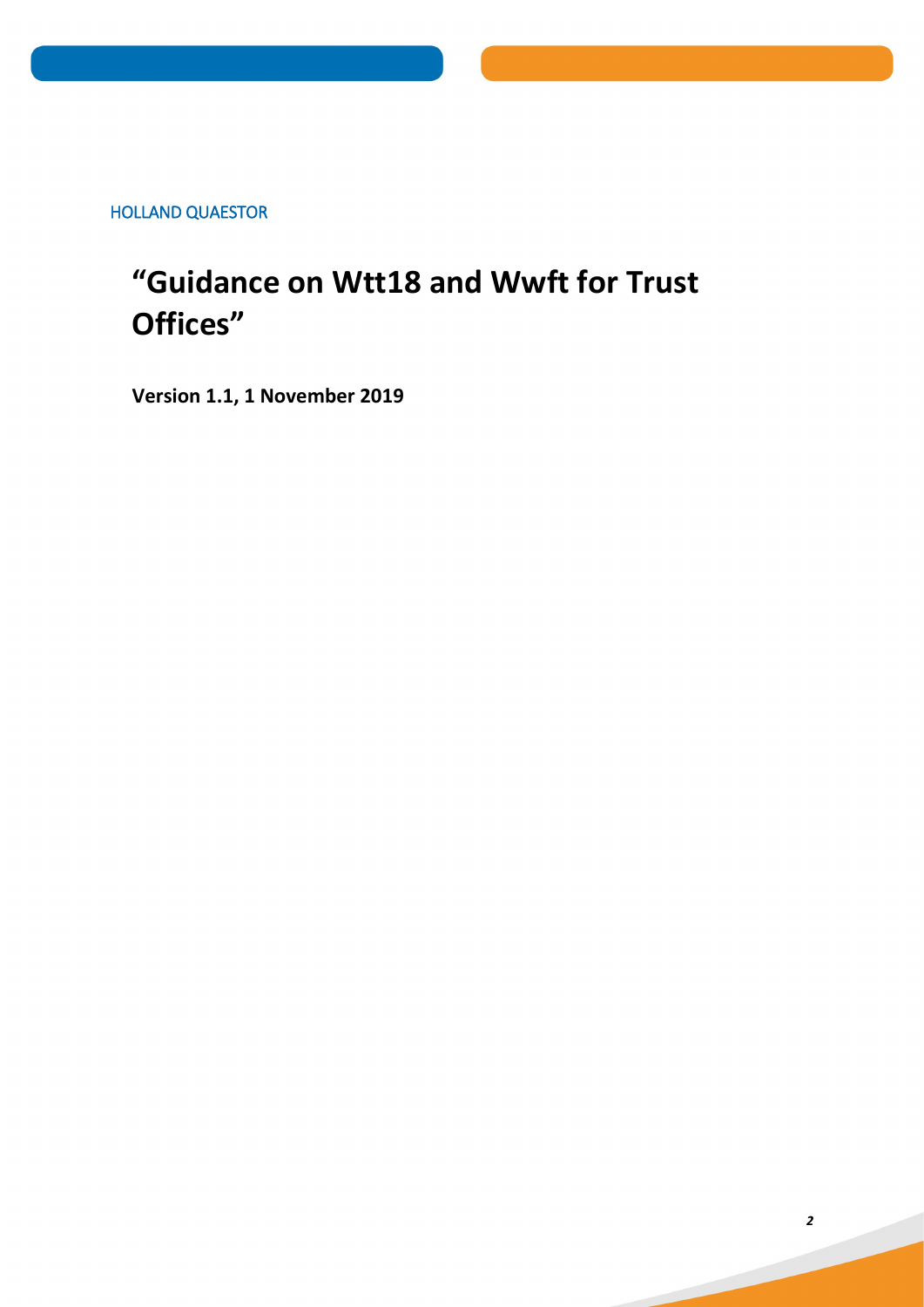HOLLAND QUAESTOR

# “Guidance on Wtt18 and Wwft for Trust Offices”

**Version 1.1, 1 November 2019**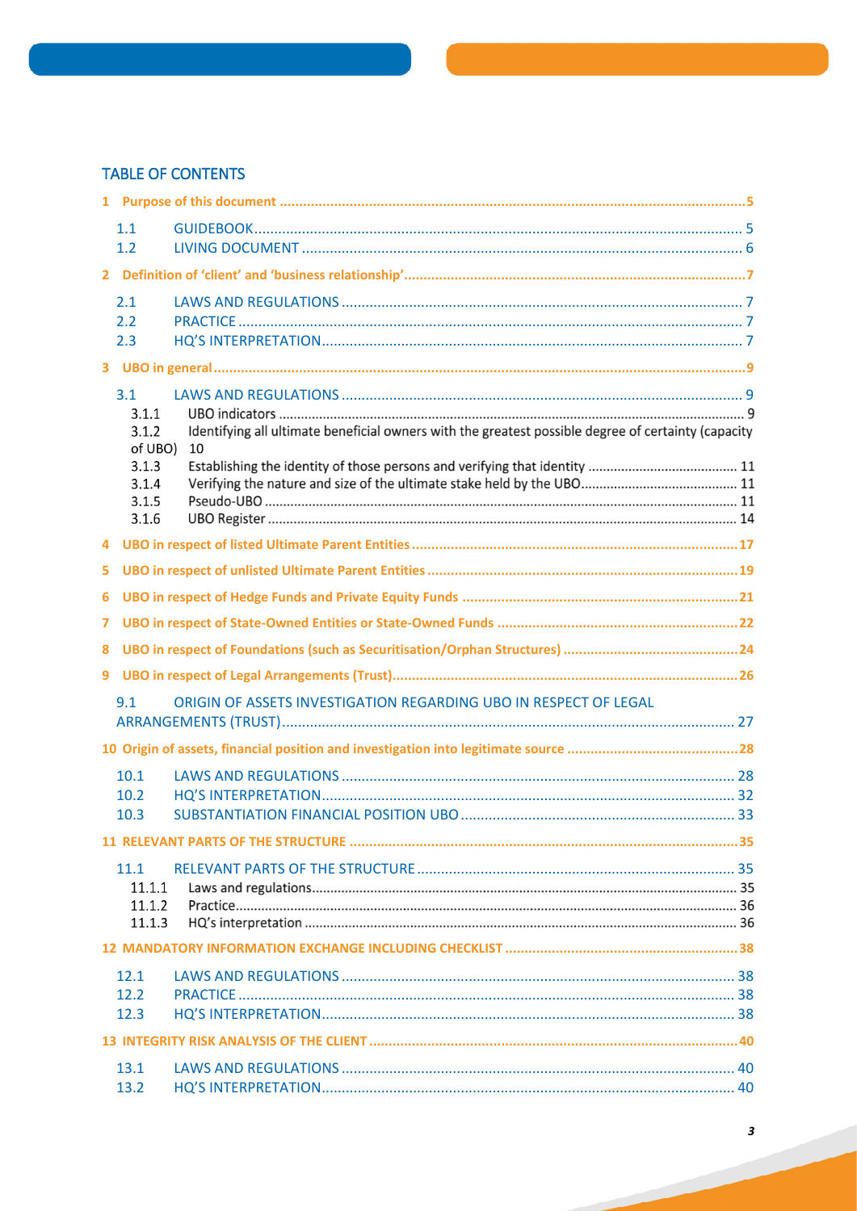## TABLE OF CONTENTS

1 Purpose of this document ..... 5

- 1.1 GUIDEBOOK ..... 5
- 1.2 LIVING DOCUMENT ..... 6

2 Definition of 'client' and 'business relationship' ..... 7

- 2.1 LAWS AND REGULATIONS ..... 7
- 2.2 PRACTICE ..... 7
- 2.3 HQ'S INTERPRETATION ..... 7

3 UBO in general ..... 9

- 3.1 LAWS AND REGULATIONS ..... 9
  - 3.1.1 UBO indicators ..... 9
  - 3.1.2 Identifying all ultimate beneficial owners with the greatest possible degree of certainty (capacity of UBO) 10
  - 3.1.3 Establishing the identity of those persons and verifying that identity ..... 11
  - 3.1.4 Verifying the nature and size of the ultimate stake held by the UBO ..... 11
  - 3.1.5 Pseudo-UBO ..... 11
  - 3.1.6 UBO Register ..... 14

4 UBO in respect of listed Ultimate Parent Entities ..... 17

5 UBO in respect of unlisted Ultimate Parent Entities ..... 19

6 UBO in respect of Hedge Funds and Private Equity Funds ..... 21

7 UBO in respect of State-Owned Entities or State-Owned Funds ..... 22

8 UBO in respect of Foundations (such as Securitisation/Orphan Structures) ..... 24

9 UBO in respect of Legal Arrangements (Trust) ..... 26

- 9.1 ORIGIN OF ASSETS INVESTIGATION REGARDING UBO IN RESPECT OF LEGAL ARRANGEMENTS (TRUST) ..... 27

10 Origin of assets, financial position and investigation into legitimate source ..... 28

- 10.1 LAWS AND REGULATIONS ..... 28
- 10.2 HQ'S INTERPRETATION ..... 32
- 10.3 SUBSTANTIATION FINANCIAL POSITION UBO ..... 33

11 RELEVANT PARTS OF THE STRUCTURE ..... 35

- 11.1 RELEVANT PARTS OF THE STRUCTURE ..... 35
  - 11.1.1 Laws and regulations ..... 35
  - 11.1.2 Practice ..... 36
  - 11.1.3 HQ's interpretation ..... 36

12 MANDATORY INFORMATION EXCHANGE INCLUDING CHECKLIST ..... 38

- 12.1 LAWS AND REGULATIONS ..... 38
- 12.2 PRACTICE ..... 38
- 12.3 HQ'S INTERPRETATION ..... 38

13 INTEGRITY RISK ANALYSIS OF THE CLIENT ..... 40

- 13.1 LAWS AND REGULATIONS ..... 40
- 13.2 HQ'S INTERPRETATION ..... 40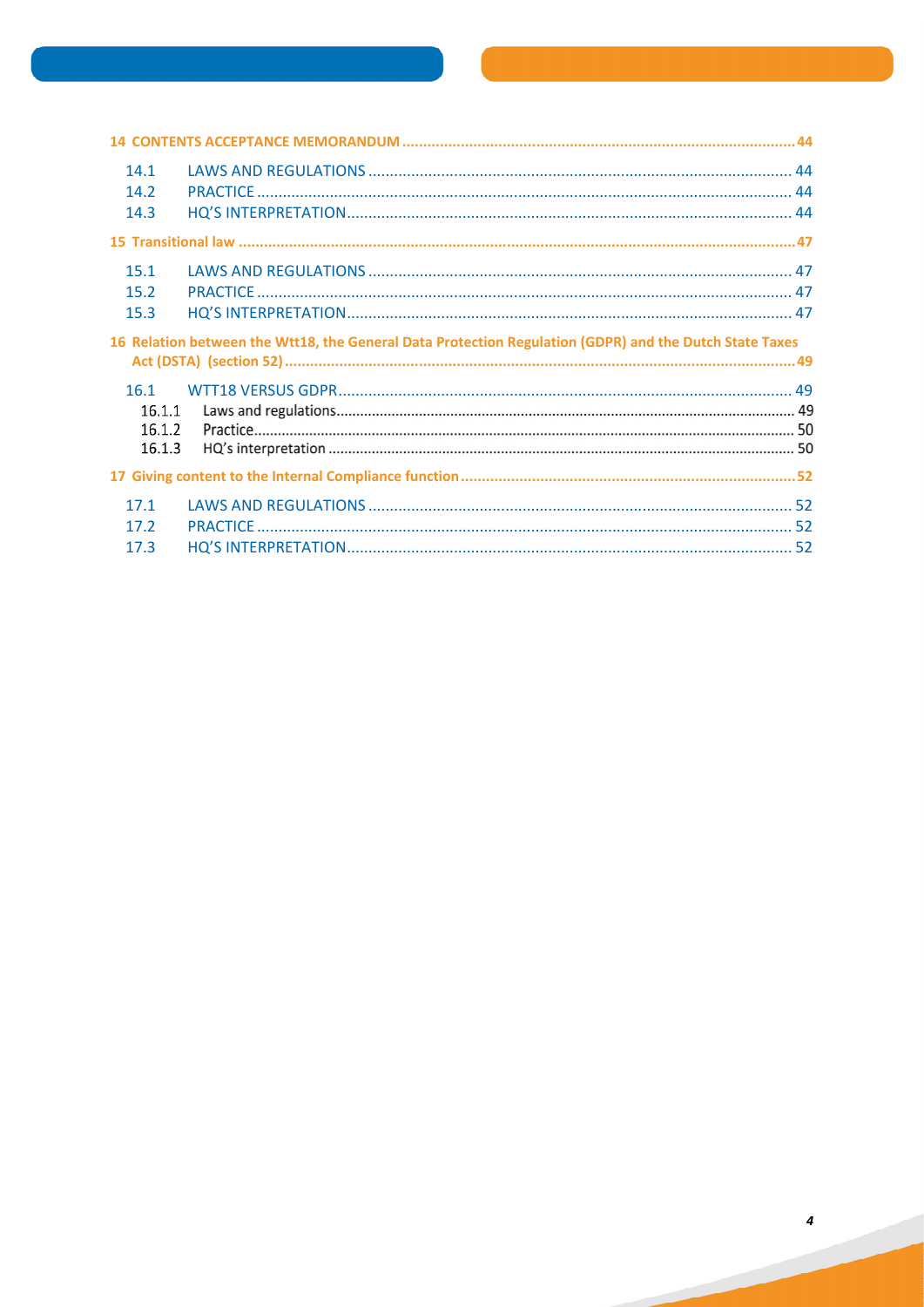14 CONTENTS ACCEPTANCE MEMORANDUM ............................................................................................ 44

- 14.1 LAWS AND REGULATIONS ................................................................................................ 44
- 14.2 PRACTICE ........................................................................................................................ 44
- 14.3 HQ'S INTERPRETATION.................................................................................................... 44

15 Transitional law ................................................................................................................................ 47

- 15.1 LAWS AND REGULATIONS ................................................................................................ 47
- 15.2 PRACTICE ........................................................................................................................ 47
- 15.3 HQ'S INTERPRETATION.................................................................................................... 47

16 Relation between the Wtt18, the General Data Protection Regulation (GDPR) and the Dutch State Taxes Act (DSTA) (section 52) ........................................................................................................................ 49

- 16.1 WTT18 VERSUS GDPR...................................................................................................... 49
  - 16.1.1 Laws and regulations................................................................................................ 49
  - 16.1.2 Practice.................................................................................................................... 50
  - 16.1.3 HQ's interpretation .................................................................................................. 50

17 Giving content to the Internal Compliance function ............................................................................. 52

- 17.1 LAWS AND REGULATIONS ................................................................................................ 52
- 17.2 PRACTICE ........................................................................................................................ 52
- 17.3 HQ'S INTERPRETATION.................................................................................................... 52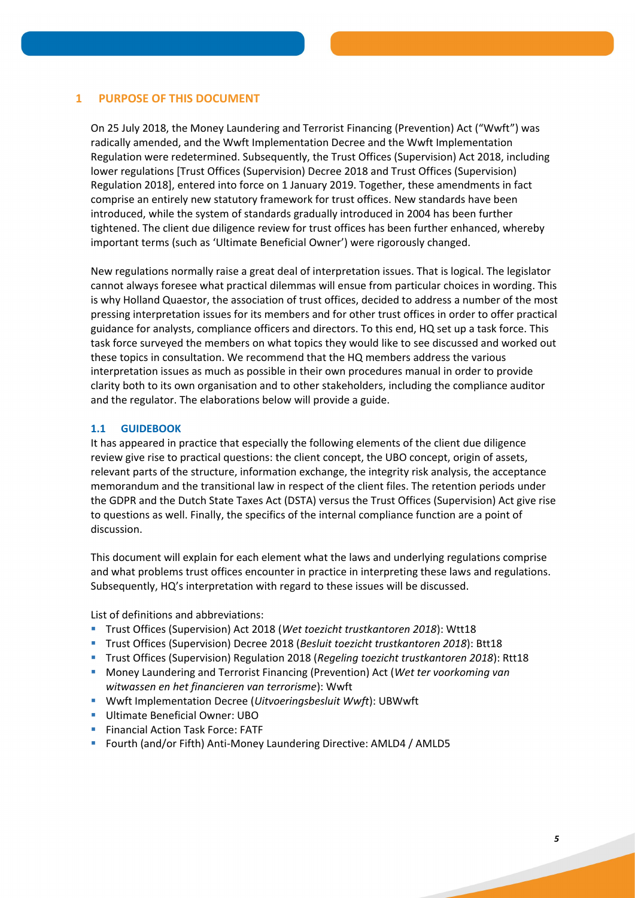## 1 PURPOSE OF THIS DOCUMENT

On 25 July 2018, the Money Laundering and Terrorist Financing (Prevention) Act ("Wwft") was radically amended, and the Wwft Implementation Decree and the Wwft Implementation Regulation were redetermined. Subsequently, the Trust Offices (Supervision) Act 2018, including lower regulations [Trust Offices (Supervision) Decree 2018 and Trust Offices (Supervision) Regulation 2018], entered into force on 1 January 2019. Together, these amendments in fact comprise an entirely new statutory framework for trust offices. New standards have been introduced, while the system of standards gradually introduced in 2004 has been further tightened. The client due diligence review for trust offices has been further enhanced, whereby important terms (such as 'Ultimate Beneficial Owner') were rigorously changed.

New regulations normally raise a great deal of interpretation issues. That is logical. The legislator cannot always foresee what practical dilemmas will ensue from particular choices in wording. This is why Holland Quaestor, the association of trust offices, decided to address a number of the most pressing interpretation issues for its members and for other trust offices in order to offer practical guidance for analysts, compliance officers and directors. To this end, HQ set up a task force. This task force surveyed the members on what topics they would like to see discussed and worked out these topics in consultation. We recommend that the HQ members address the various interpretation issues as much as possible in their own procedures manual in order to provide clarity both to its own organisation and to other stakeholders, including the compliance auditor and the regulator. The elaborations below will provide a guide.

### 1.1 GUIDEBOOK

It has appeared in practice that especially the following elements of the client due diligence review give rise to practical questions: the client concept, the UBO concept, origin of assets, relevant parts of the structure, information exchange, the integrity risk analysis, the acceptance memorandum and the transitional law in respect of the client files. The retention periods under the GDPR and the Dutch State Taxes Act (DSTA) versus the Trust Offices (Supervision) Act give rise to questions as well. Finally, the specifics of the internal compliance function are a point of discussion.

This document will explain for each element what the laws and underlying regulations comprise and what problems trust offices encounter in practice in interpreting these laws and regulations. Subsequently, HQ's interpretation with regard to these issues will be discussed.

List of definitions and abbreviations:

- Trust Offices (Supervision) Act 2018 (*Wet toezicht trustkantoren 2018*): Wtt18
- Trust Offices (Supervision) Decree 2018 (*Besluit toezicht trustkantoren 2018*): Btt18
- Trust Offices (Supervision) Regulation 2018 (*Regeling toezicht trustkantoren 2018*): Rtt18
- Money Laundering and Terrorist Financing (Prevention) Act (*Wet ter voorkoming van witwassen en het financieren van terrorisme*): Wwft
- Wwft Implementation Decree (*Uitvoeringsbesluit Wwft*): UBWwft
- Ultimate Beneficial Owner: UBO
- Financial Action Task Force: FATF
- Fourth (and/or Fifth) Anti-Money Laundering Directive: AMLD4 / AMLD5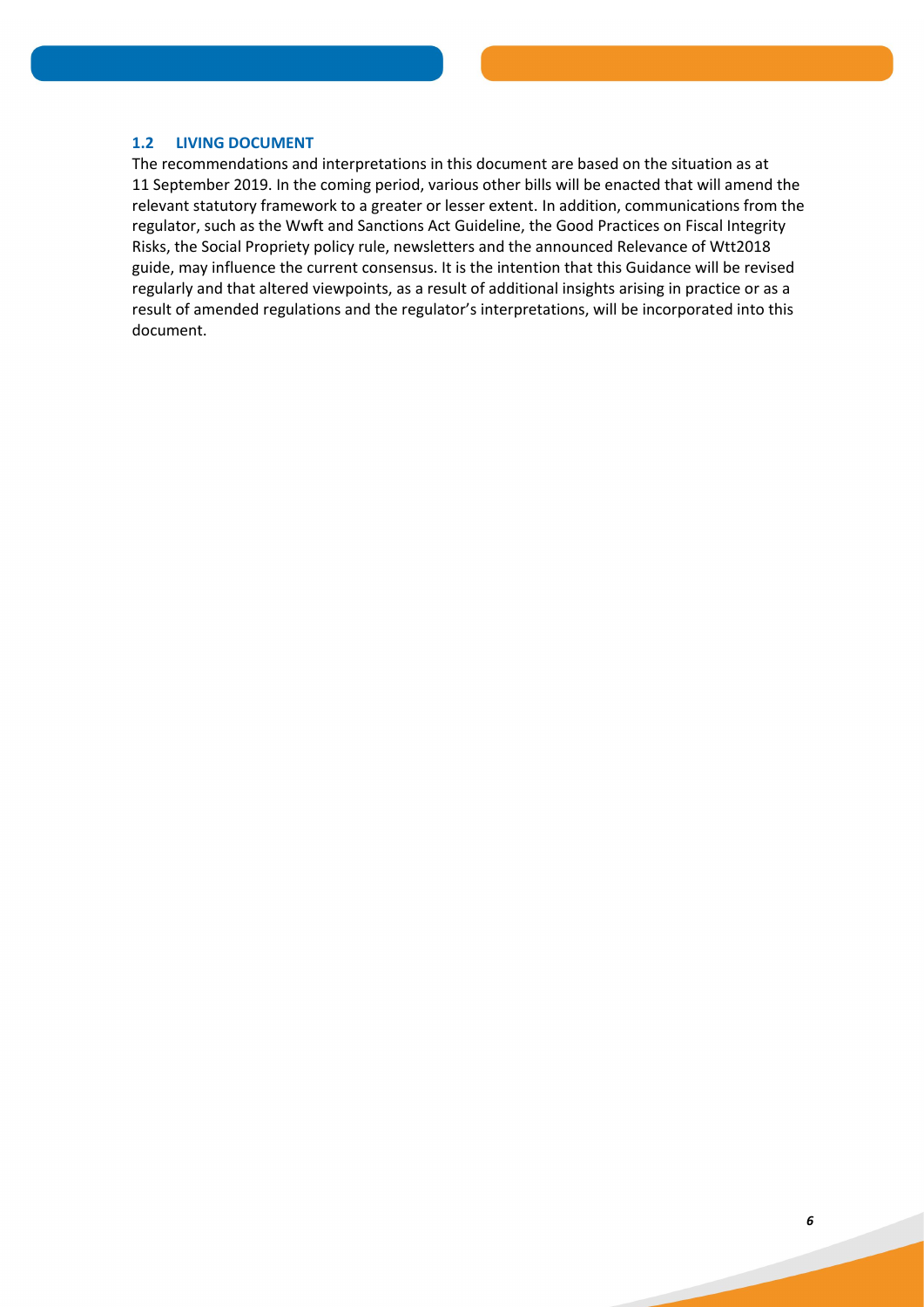### 1.2 LIVING DOCUMENT

The recommendations and interpretations in this document are based on the situation as at 11 September 2019. In the coming period, various other bills will be enacted that will amend the relevant statutory framework to a greater or lesser extent. In addition, communications from the regulator, such as the Wwft and Sanctions Act Guideline, the Good Practices on Fiscal Integrity Risks, the Social Propriety policy rule, newsletters and the announced Relevance of Wtt2018 guide, may influence the current consensus. It is the intention that this Guidance will be revised regularly and that altered viewpoints, as a result of additional insights arising in practice or as a result of amended regulations and the regulator's interpretations, will be incorporated into this document.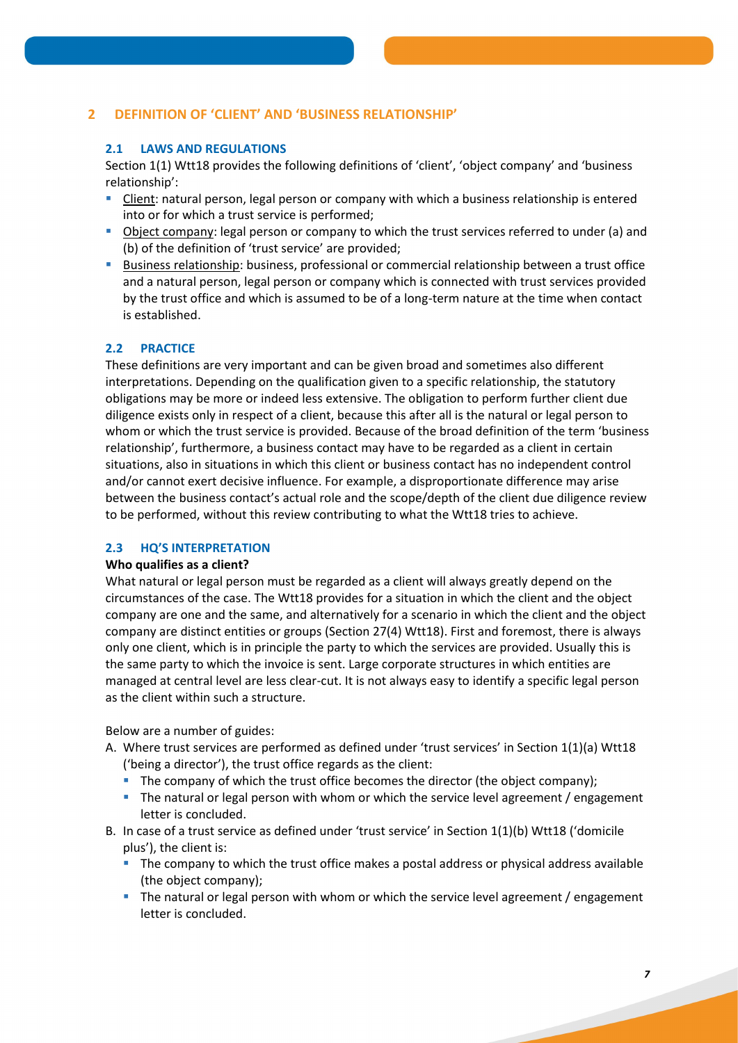## 2 DEFINITION OF 'CLIENT' AND 'BUSINESS RELATIONSHIP'

### 2.1 LAWS AND REGULATIONS

Section 1(1) Wtt18 provides the following definitions of 'client', 'object company' and 'business relationship':

- Client: natural person, legal person or company with which a business relationship is entered into or for which a trust service is performed;
- Object company: legal person or company to which the trust services referred to under (a) and (b) of the definition of 'trust service' are provided;
- Business relationship: business, professional or commercial relationship between a trust office and a natural person, legal person or company which is connected with trust services provided by the trust office and which is assumed to be of a long-term nature at the time when contact is established.

### 2.2 PRACTICE

These definitions are very important and can be given broad and sometimes also different interpretations. Depending on the qualification given to a specific relationship, the statutory obligations may be more or indeed less extensive. The obligation to perform further client due diligence exists only in respect of a client, because this after all is the natural or legal person to whom or which the trust service is provided. Because of the broad definition of the term 'business relationship', furthermore, a business contact may have to be regarded as a client in certain situations, also in situations in which this client or business contact has no independent control and/or cannot exert decisive influence. For example, a disproportionate difference may arise between the business contact's actual role and the scope/depth of the client due diligence review to be performed, without this review contributing to what the Wtt18 tries to achieve.

### 2.3 HQ'S INTERPRETATION

**Who qualifies as a client?**

What natural or legal person must be regarded as a client will always greatly depend on the circumstances of the case. The Wtt18 provides for a situation in which the client and the object company are one and the same, and alternatively for a scenario in which the client and the object company are distinct entities or groups (Section 27(4) Wtt18). First and foremost, there is always only one client, which is in principle the party to which the services are provided. Usually this is the same party to which the invoice is sent. Large corporate structures in which entities are managed at central level are less clear-cut. It is not always easy to identify a specific legal person as the client within such a structure.

Below are a number of guides:

A. Where trust services are performed as defined under 'trust services' in Section 1(1)(a) Wtt18 ('being a director'), the trust office regards as the client:
   - The company of which the trust office becomes the director (the object company);
   - The natural or legal person with whom or which the service level agreement / engagement letter is concluded.
B. In case of a trust service as defined under 'trust service' in Section 1(1)(b) Wtt18 ('domicile plus'), the client is:
   - The company to which the trust office makes a postal address or physical address available (the object company);
   - The natural or legal person with whom or which the service level agreement / engagement letter is concluded.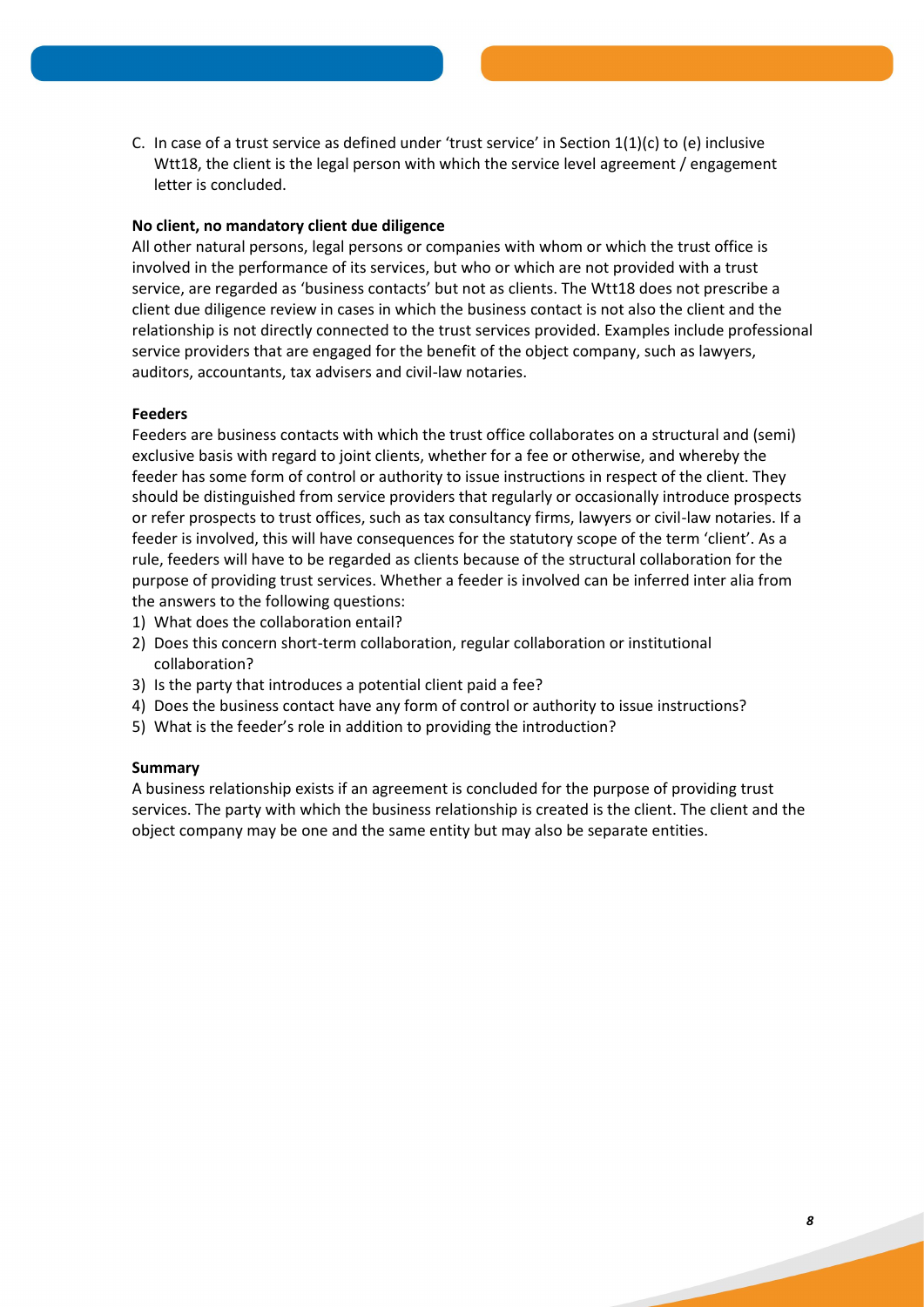C. In case of a trust service as defined under 'trust service' in Section 1(1)(c) to (e) inclusive Wtt18, the client is the legal person with which the service level agreement / engagement letter is concluded.

**No client, no mandatory client due diligence**

All other natural persons, legal persons or companies with whom or which the trust office is involved in the performance of its services, but who or which are not provided with a trust service, are regarded as 'business contacts' but not as clients. The Wtt18 does not prescribe a client due diligence review in cases in which the business contact is not also the client and the relationship is not directly connected to the trust services provided. Examples include professional service providers that are engaged for the benefit of the object company, such as lawyers, auditors, accountants, tax advisers and civil-law notaries.

**Feeders**

Feeders are business contacts with which the trust office collaborates on a structural and (semi) exclusive basis with regard to joint clients, whether for a fee or otherwise, and whereby the feeder has some form of control or authority to issue instructions in respect of the client. They should be distinguished from service providers that regularly or occasionally introduce prospects or refer prospects to trust offices, such as tax consultancy firms, lawyers or civil-law notaries. If a feeder is involved, this will have consequences for the statutory scope of the term 'client'. As a rule, feeders will have to be regarded as clients because of the structural collaboration for the purpose of providing trust services. Whether a feeder is involved can be inferred inter alia from the answers to the following questions:

1) What does the collaboration entail?
2) Does this concern short-term collaboration, regular collaboration or institutional collaboration?
3) Is the party that introduces a potential client paid a fee?
4) Does the business contact have any form of control or authority to issue instructions?
5) What is the feeder's role in addition to providing the introduction?

**Summary**

A business relationship exists if an agreement is concluded for the purpose of providing trust services. The party with which the business relationship is created is the client. The client and the object company may be one and the same entity but may also be separate entities.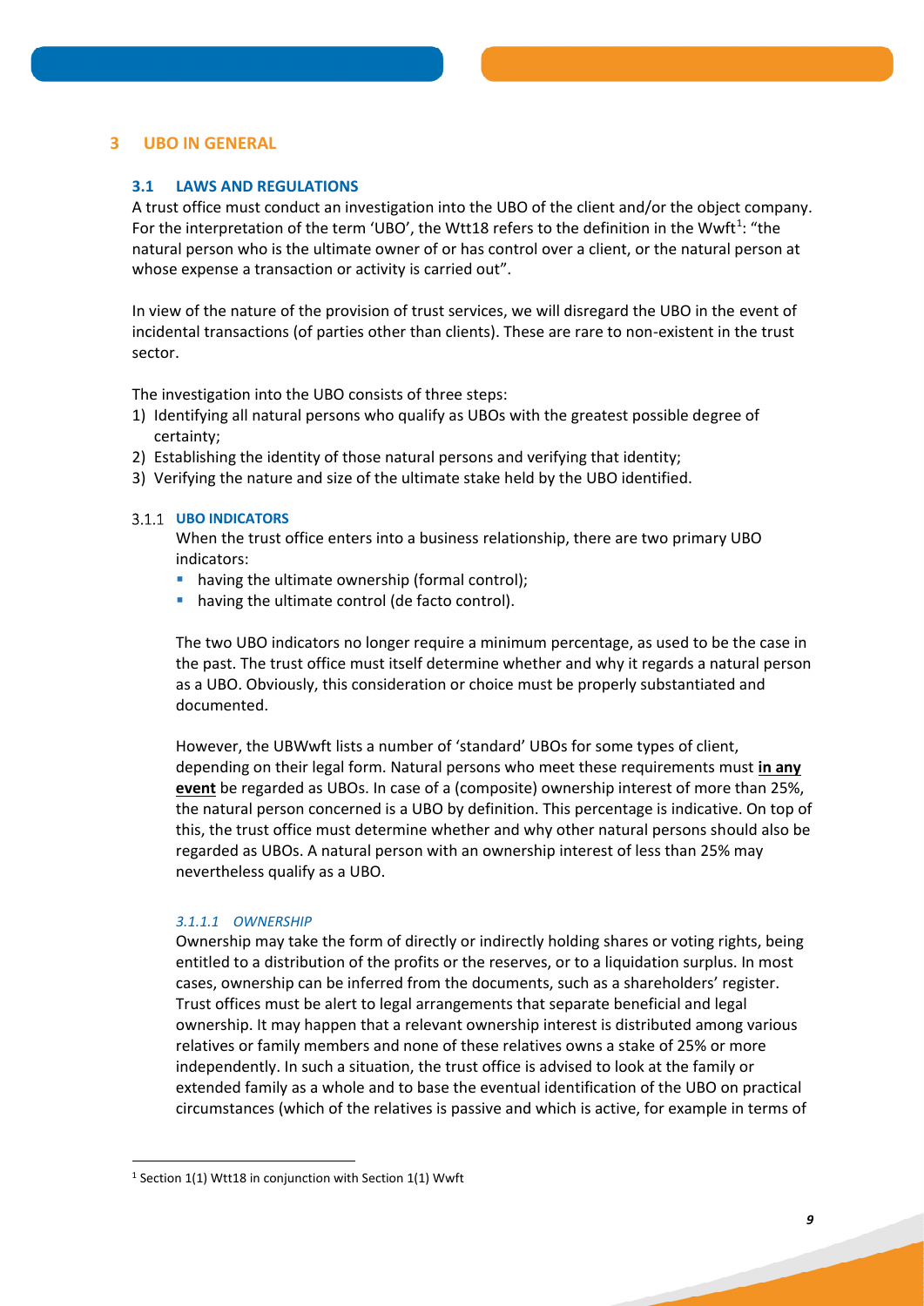# 3 UBO IN GENERAL

## 3.1 LAWS AND REGULATIONS

A trust office must conduct an investigation into the UBO of the client and/or the object company. For the interpretation of the term 'UBO', the Wtt18 refers to the definition in the Wwft[1]: "the natural person who is the ultimate owner of or has control over a client, or the natural person at whose expense a transaction or activity is carried out".

In view of the nature of the provision of trust services, we will disregard the UBO in the event of incidental transactions (of parties other than clients). These are rare to non-existent in the trust sector.

The investigation into the UBO consists of three steps:

1) Identifying all natural persons who qualify as UBOs with the greatest possible degree of certainty;
2) Establishing the identity of those natural persons and verifying that identity;
3) Verifying the nature and size of the ultimate stake held by the UBO identified.

### 3.1.1 UBO INDICATORS

When the trust office enters into a business relationship, there are two primary UBO indicators:

- having the ultimate ownership (formal control);
- having the ultimate control (de facto control).

The two UBO indicators no longer require a minimum percentage, as used to be the case in the past. The trust office must itself determine whether and why it regards a natural person as a UBO. Obviously, this consideration or choice must be properly substantiated and documented.

However, the UBWwft lists a number of 'standard' UBOs for some types of client, depending on their legal form. Natural persons who meet these requirements must **in any event** be regarded as UBOs. In case of a (composite) ownership interest of more than 25%, the natural person concerned is a UBO by definition. This percentage is indicative. On top of this, the trust office must determine whether and why other natural persons should also be regarded as UBOs. A natural person with an ownership interest of less than 25% may nevertheless qualify as a UBO.

#### *3.1.1.1 OWNERSHIP*

Ownership may take the form of directly or indirectly holding shares or voting rights, being entitled to a distribution of the profits or the reserves, or to a liquidation surplus. In most cases, ownership can be inferred from the documents, such as a shareholders' register. Trust offices must be alert to legal arrangements that separate beneficial and legal ownership. It may happen that a relevant ownership interest is distributed among various relatives or family members and none of these relatives owns a stake of 25% or more independently. In such a situation, the trust office is advised to look at the family or extended family as a whole and to base the eventual identification of the UBO on practical circumstances (which of the relatives is passive and which is active, for example in terms of

---

[1] Section 1(1) Wtt18 in conjunction with Section 1(1) Wwft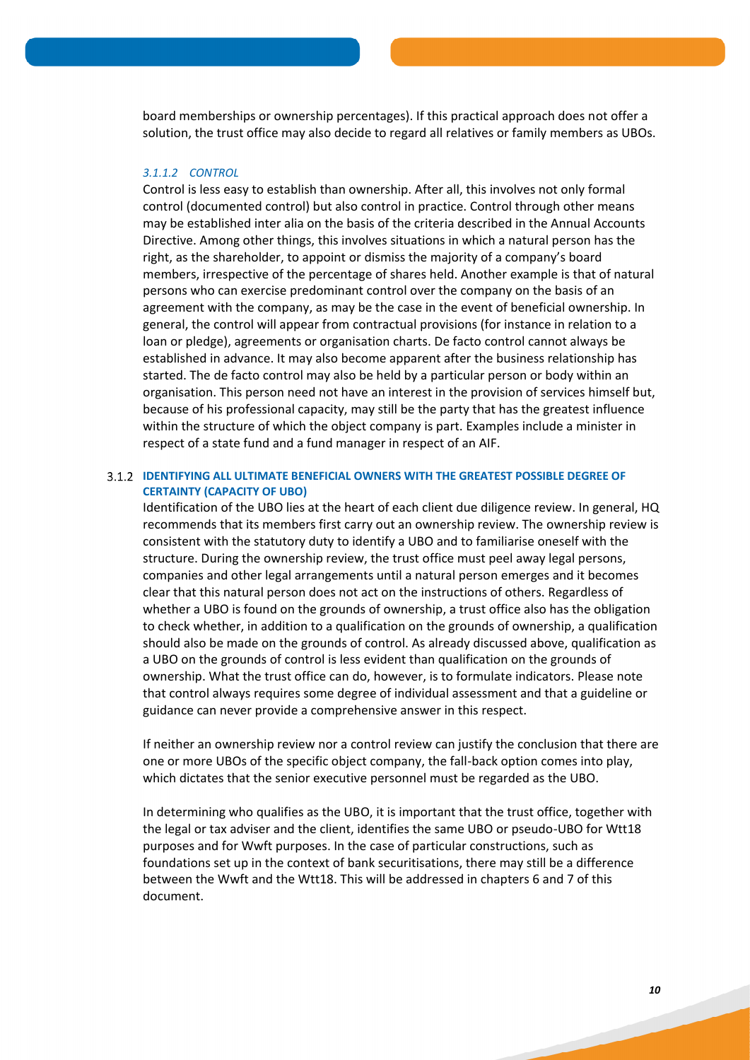board memberships or ownership percentages). If this practical approach does not offer a solution, the trust office may also decide to regard all relatives or family members as UBOs.

#### *3.1.1.2 CONTROL*

Control is less easy to establish than ownership. After all, this involves not only formal control (documented control) but also control in practice. Control through other means may be established inter alia on the basis of the criteria described in the Annual Accounts Directive. Among other things, this involves situations in which a natural person has the right, as the shareholder, to appoint or dismiss the majority of a company's board members, irrespective of the percentage of shares held. Another example is that of natural persons who can exercise predominant control over the company on the basis of an agreement with the company, as may be the case in the event of beneficial ownership. In general, the control will appear from contractual provisions (for instance in relation to a loan or pledge), agreements or organisation charts. De facto control cannot always be established in advance. It may also become apparent after the business relationship has started. The de facto control may also be held by a particular person or body within an organisation. This person need not have an interest in the provision of services himself but, because of his professional capacity, may still be the party that has the greatest influence within the structure of which the object company is part. Examples include a minister in respect of a state fund and a fund manager in respect of an AIF.

### 3.1.2 IDENTIFYING ALL ULTIMATE BENEFICIAL OWNERS WITH THE GREATEST POSSIBLE DEGREE OF CERTAINTY (CAPACITY OF UBO)

Identification of the UBO lies at the heart of each client due diligence review. In general, HQ recommends that its members first carry out an ownership review. The ownership review is consistent with the statutory duty to identify a UBO and to familiarise oneself with the structure. During the ownership review, the trust office must peel away legal persons, companies and other legal arrangements until a natural person emerges and it becomes clear that this natural person does not act on the instructions of others. Regardless of whether a UBO is found on the grounds of ownership, a trust office also has the obligation to check whether, in addition to a qualification on the grounds of ownership, a qualification should also be made on the grounds of control. As already discussed above, qualification as a UBO on the grounds of control is less evident than qualification on the grounds of ownership. What the trust office can do, however, is to formulate indicators. Please note that control always requires some degree of individual assessment and that a guideline or guidance can never provide a comprehensive answer in this respect.

If neither an ownership review nor a control review can justify the conclusion that there are one or more UBOs of the specific object company, the fall-back option comes into play, which dictates that the senior executive personnel must be regarded as the UBO.

In determining who qualifies as the UBO, it is important that the trust office, together with the legal or tax adviser and the client, identifies the same UBO or pseudo-UBO for Wtt18 purposes and for Wwft purposes. In the case of particular constructions, such as foundations set up in the context of bank securitisations, there may still be a difference between the Wwft and the Wtt18. This will be addressed in chapters 6 and 7 of this document.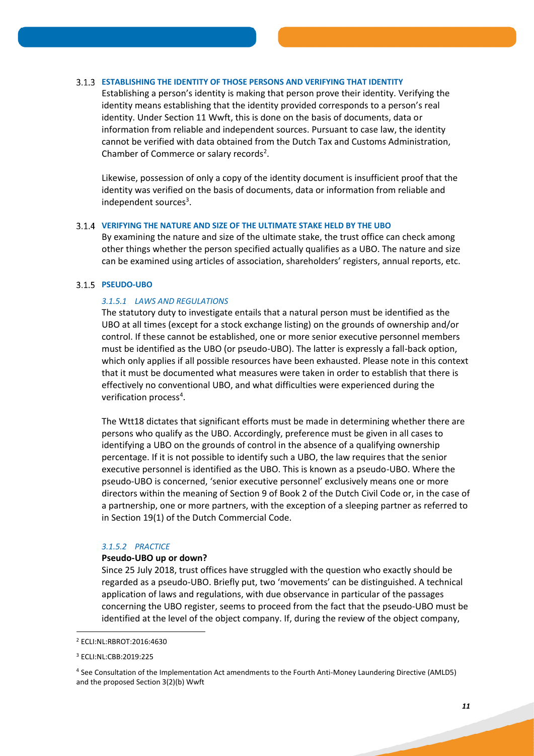### 3.1.3 ESTABLISHING THE IDENTITY OF THOSE PERSONS AND VERIFYING THAT IDENTITY

Establishing a person's identity is making that person prove their identity. Verifying the identity means establishing that the identity provided corresponds to a person's real identity. Under Section 11 Wwft, this is done on the basis of documents, data or information from reliable and independent sources. Pursuant to case law, the identity cannot be verified with data obtained from the Dutch Tax and Customs Administration, Chamber of Commerce or salary records[2].

Likewise, possession of only a copy of the identity document is insufficient proof that the identity was verified on the basis of documents, data or information from reliable and independent sources[3].

### 3.1.4 VERIFYING THE NATURE AND SIZE OF THE ULTIMATE STAKE HELD BY THE UBO

By examining the nature and size of the ultimate stake, the trust office can check among other things whether the person specified actually qualifies as a UBO. The nature and size can be examined using articles of association, shareholders' registers, annual reports, etc.

### 3.1.5 PSEUDO-UBO

#### *3.1.5.1 LAWS AND REGULATIONS*

The statutory duty to investigate entails that a natural person must be identified as the UBO at all times (except for a stock exchange listing) on the grounds of ownership and/or control. If these cannot be established, one or more senior executive personnel members must be identified as the UBO (or pseudo-UBO). The latter is expressly a fall-back option, which only applies if all possible resources have been exhausted. Please note in this context that it must be documented what measures were taken in order to establish that there is effectively no conventional UBO, and what difficulties were experienced during the verification process[4].

The Wtt18 dictates that significant efforts must be made in determining whether there are persons who qualify as the UBO. Accordingly, preference must be given in all cases to identifying a UBO on the grounds of control in the absence of a qualifying ownership percentage. If it is not possible to identify such a UBO, the law requires that the senior executive personnel is identified as the UBO. This is known as a pseudo-UBO. Where the pseudo-UBO is concerned, 'senior executive personnel' exclusively means one or more directors within the meaning of Section 9 of Book 2 of the Dutch Civil Code or, in the case of a partnership, one or more partners, with the exception of a sleeping partner as referred to in Section 19(1) of the Dutch Commercial Code.

#### *3.1.5.2 PRACTICE*

**Pseudo-UBO up or down?**

Since 25 July 2018, trust offices have struggled with the question who exactly should be regarded as a pseudo-UBO. Briefly put, two 'movements' can be distinguished. A technical application of laws and regulations, with due observance in particular of the passages concerning the UBO register, seems to proceed from the fact that the pseudo-UBO must be identified at the level of the object company. If, during the review of the object company,

---

[2] ECLI:NL:RBROT:2016:4630

[3] ECLI:NL:CBB:2019:225

[4] See Consultation of the Implementation Act amendments to the Fourth Anti-Money Laundering Directive (AMLD5) and the proposed Section 3(2)(b) Wwft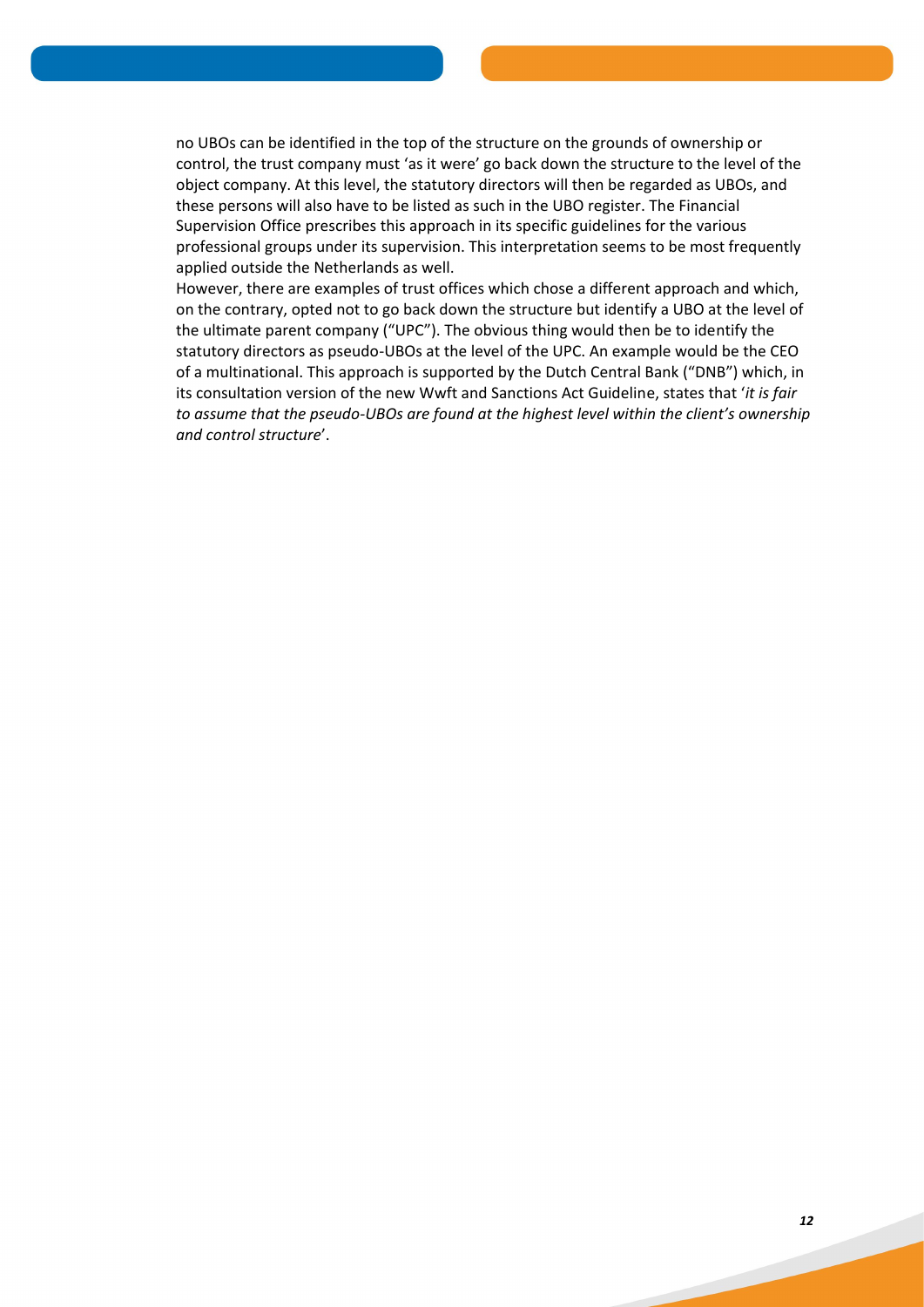no UBOs can be identified in the top of the structure on the grounds of ownership or control, the trust company must 'as it were' go back down the structure to the level of the object company. At this level, the statutory directors will then be regarded as UBOs, and these persons will also have to be listed as such in the UBO register. The Financial Supervision Office prescribes this approach in its specific guidelines for the various professional groups under its supervision. This interpretation seems to be most frequently applied outside the Netherlands as well.

However, there are examples of trust offices which chose a different approach and which, on the contrary, opted not to go back down the structure but identify a UBO at the level of the ultimate parent company ("UPC"). The obvious thing would then be to identify the statutory directors as pseudo-UBOs at the level of the UPC. An example would be the CEO of a multinational. This approach is supported by the Dutch Central Bank ("DNB") which, in its consultation version of the new Wwft and Sanctions Act Guideline, states that '*it is fair to assume that the pseudo-UBOs are found at the highest level within the client's ownership and control structure*'.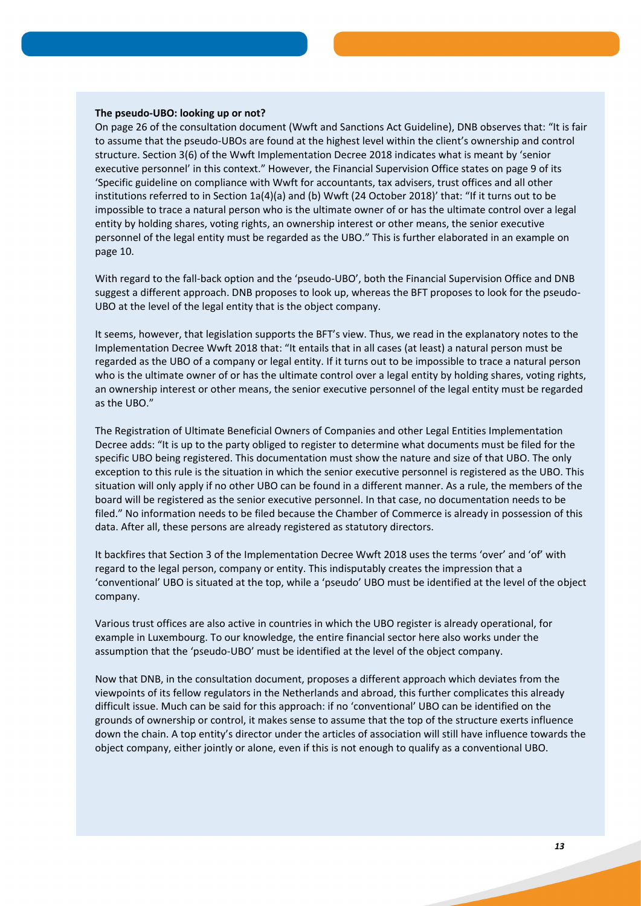**The pseudo-UBO: looking up or not?**

On page 26 of the consultation document (Wwft and Sanctions Act Guideline), DNB observes that: "It is fair to assume that the pseudo-UBOs are found at the highest level within the client's ownership and control structure. Section 3(6) of the Wwft Implementation Decree 2018 indicates what is meant by 'senior executive personnel' in this context." However, the Financial Supervision Office states on page 9 of its 'Specific guideline on compliance with Wwft for accountants, tax advisers, trust offices and all other institutions referred to in Section 1a(4)(a) and (b) Wwft (24 October 2018)' that: "If it turns out to be impossible to trace a natural person who is the ultimate owner of or has the ultimate control over a legal entity by holding shares, voting rights, an ownership interest or other means, the senior executive personnel of the legal entity must be regarded as the UBO." This is further elaborated in an example on page 10.

With regard to the fall-back option and the 'pseudo-UBO', both the Financial Supervision Office and DNB suggest a different approach. DNB proposes to look up, whereas the BFT proposes to look for the pseudo-UBO at the level of the legal entity that is the object company.

It seems, however, that legislation supports the BFT's view. Thus, we read in the explanatory notes to the Implementation Decree Wwft 2018 that: "It entails that in all cases (at least) a natural person must be regarded as the UBO of a company or legal entity. If it turns out to be impossible to trace a natural person who is the ultimate owner of or has the ultimate control over a legal entity by holding shares, voting rights, an ownership interest or other means, the senior executive personnel of the legal entity must be regarded as the UBO."

The Registration of Ultimate Beneficial Owners of Companies and other Legal Entities Implementation Decree adds: "It is up to the party obliged to register to determine what documents must be filed for the specific UBO being registered. This documentation must show the nature and size of that UBO. The only exception to this rule is the situation in which the senior executive personnel is registered as the UBO. This situation will only apply if no other UBO can be found in a different manner. As a rule, the members of the board will be registered as the senior executive personnel. In that case, no documentation needs to be filed." No information needs to be filed because the Chamber of Commerce is already in possession of this data. After all, these persons are already registered as statutory directors.

It backfires that Section 3 of the Implementation Decree Wwft 2018 uses the terms 'over' and 'of' with regard to the legal person, company or entity. This indisputably creates the impression that a 'conventional' UBO is situated at the top, while a 'pseudo' UBO must be identified at the level of the object company.

Various trust offices are also active in countries in which the UBO register is already operational, for example in Luxembourg. To our knowledge, the entire financial sector here also works under the assumption that the 'pseudo-UBO' must be identified at the level of the object company.

Now that DNB, in the consultation document, proposes a different approach which deviates from the viewpoints of its fellow regulators in the Netherlands and abroad, this further complicates this already difficult issue. Much can be said for this approach: if no 'conventional' UBO can be identified on the grounds of ownership or control, it makes sense to assume that the top of the structure exerts influence down the chain. A top entity's director under the articles of association will still have influence towards the object company, either jointly or alone, even if this is not enough to qualify as a conventional UBO.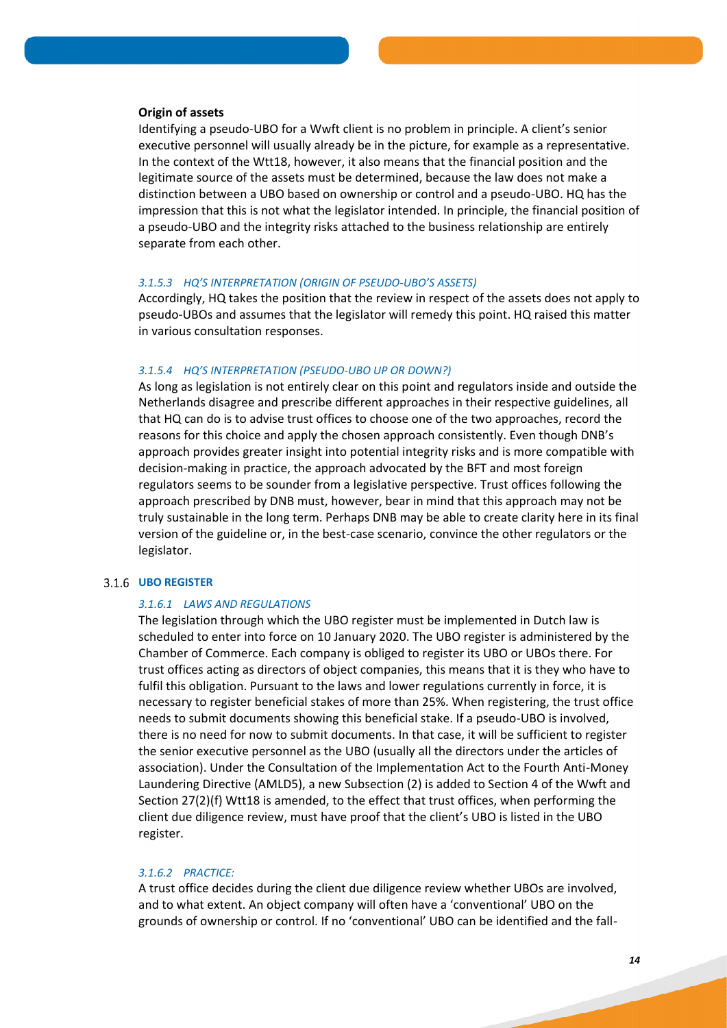**Origin of assets**

Identifying a pseudo-UBO for a Wwft client is no problem in principle. A client's senior executive personnel will usually already be in the picture, for example as a representative. In the context of the Wtt18, however, it also means that the financial position and the legitimate source of the assets must be determined, because the law does not make a distinction between a UBO based on ownership or control and a pseudo-UBO. HQ has the impression that this is not what the legislator intended. In principle, the financial position of a pseudo-UBO and the integrity risks attached to the business relationship are entirely separate from each other.

#### *3.1.5.3 HQ'S INTERPRETATION (ORIGIN OF PSEUDO-UBO'S ASSETS)*

Accordingly, HQ takes the position that the review in respect of the assets does not apply to pseudo-UBOs and assumes that the legislator will remedy this point. HQ raised this matter in various consultation responses.

#### *3.1.5.4 HQ'S INTERPRETATION (PSEUDO-UBO UP OR DOWN?)*

As long as legislation is not entirely clear on this point and regulators inside and outside the Netherlands disagree and prescribe different approaches in their respective guidelines, all that HQ can do is to advise trust offices to choose one of the two approaches, record the reasons for this choice and apply the chosen approach consistently. Even though DNB's approach provides greater insight into potential integrity risks and is more compatible with decision-making in practice, the approach advocated by the BFT and most foreign regulators seems to be sounder from a legislative perspective. Trust offices following the approach prescribed by DNB must, however, bear in mind that this approach may not be truly sustainable in the long term. Perhaps DNB may be able to create clarity here in its final version of the guideline or, in the best-case scenario, convince the other regulators or the legislator.

### 3.1.6 UBO REGISTER

#### *3.1.6.1 LAWS AND REGULATIONS*

The legislation through which the UBO register must be implemented in Dutch law is scheduled to enter into force on 10 January 2020. The UBO register is administered by the Chamber of Commerce. Each company is obliged to register its UBO or UBOs there. For trust offices acting as directors of object companies, this means that it is they who have to fulfil this obligation. Pursuant to the laws and lower regulations currently in force, it is necessary to register beneficial stakes of more than 25%. When registering, the trust office needs to submit documents showing this beneficial stake. If a pseudo-UBO is involved, there is no need for now to submit documents. In that case, it will be sufficient to register the senior executive personnel as the UBO (usually all the directors under the articles of association). Under the Consultation of the Implementation Act to the Fourth Anti-Money Laundering Directive (AMLD5), a new Subsection (2) is added to Section 4 of the Wwft and Section 27(2)(f) Wtt18 is amended, to the effect that trust offices, when performing the client due diligence review, must have proof that the client's UBO is listed in the UBO register.

#### *3.1.6.2 PRACTICE:*

A trust office decides during the client due diligence review whether UBOs are involved, and to what extent. An object company will often have a 'conventional' UBO on the grounds of ownership or control. If no 'conventional' UBO can be identified and the fall-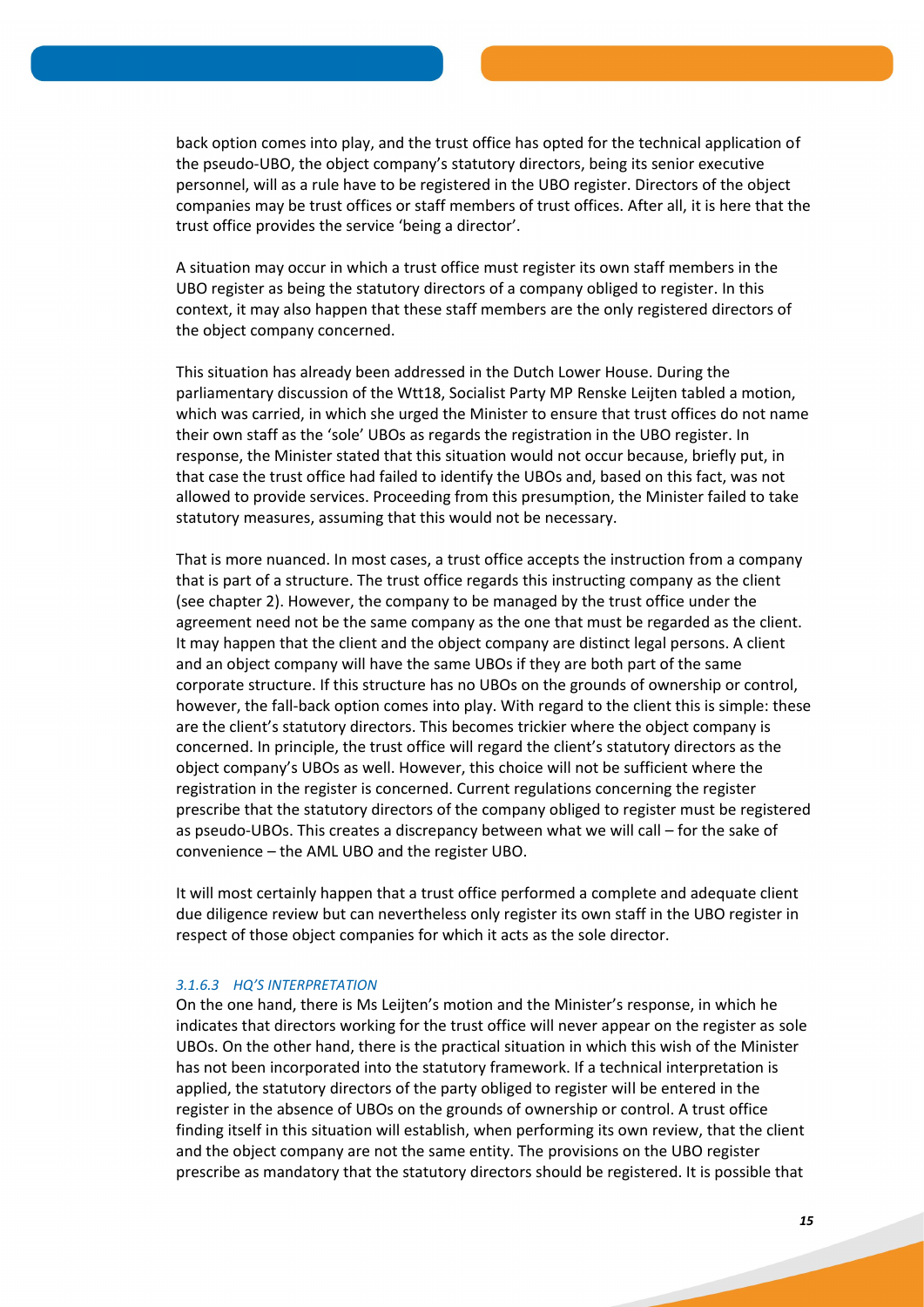back option comes into play, and the trust office has opted for the technical application of the pseudo-UBO, the object company's statutory directors, being its senior executive personnel, will as a rule have to be registered in the UBO register. Directors of the object companies may be trust offices or staff members of trust offices. After all, it is here that the trust office provides the service 'being a director'.

A situation may occur in which a trust office must register its own staff members in the UBO register as being the statutory directors of a company obliged to register. In this context, it may also happen that these staff members are the only registered directors of the object company concerned.

This situation has already been addressed in the Dutch Lower House. During the parliamentary discussion of the Wtt18, Socialist Party MP Renske Leijten tabled a motion, which was carried, in which she urged the Minister to ensure that trust offices do not name their own staff as the 'sole' UBOs as regards the registration in the UBO register. In response, the Minister stated that this situation would not occur because, briefly put, in that case the trust office had failed to identify the UBOs and, based on this fact, was not allowed to provide services. Proceeding from this presumption, the Minister failed to take statutory measures, assuming that this would not be necessary.

That is more nuanced. In most cases, a trust office accepts the instruction from a company that is part of a structure. The trust office regards this instructing company as the client (see chapter 2). However, the company to be managed by the trust office under the agreement need not be the same company as the one that must be regarded as the client. It may happen that the client and the object company are distinct legal persons. A client and an object company will have the same UBOs if they are both part of the same corporate structure. If this structure has no UBOs on the grounds of ownership or control, however, the fall-back option comes into play. With regard to the client this is simple: these are the client's statutory directors. This becomes trickier where the object company is concerned. In principle, the trust office will regard the client's statutory directors as the object company's UBOs as well. However, this choice will not be sufficient where the registration in the register is concerned. Current regulations concerning the register prescribe that the statutory directors of the company obliged to register must be registered as pseudo-UBOs. This creates a discrepancy between what we will call – for the sake of convenience – the AML UBO and the register UBO.

It will most certainly happen that a trust office performed a complete and adequate client due diligence review but can nevertheless only register its own staff in the UBO register in respect of those object companies for which it acts as the sole director.

#### *3.1.6.3 HQ'S INTERPRETATION*

On the one hand, there is Ms Leijten's motion and the Minister's response, in which he indicates that directors working for the trust office will never appear on the register as sole UBOs. On the other hand, there is the practical situation in which this wish of the Minister has not been incorporated into the statutory framework. If a technical interpretation is applied, the statutory directors of the party obliged to register will be entered in the register in the absence of UBOs on the grounds of ownership or control. A trust office finding itself in this situation will establish, when performing its own review, that the client and the object company are not the same entity. The provisions on the UBO register prescribe as mandatory that the statutory directors should be registered. It is possible that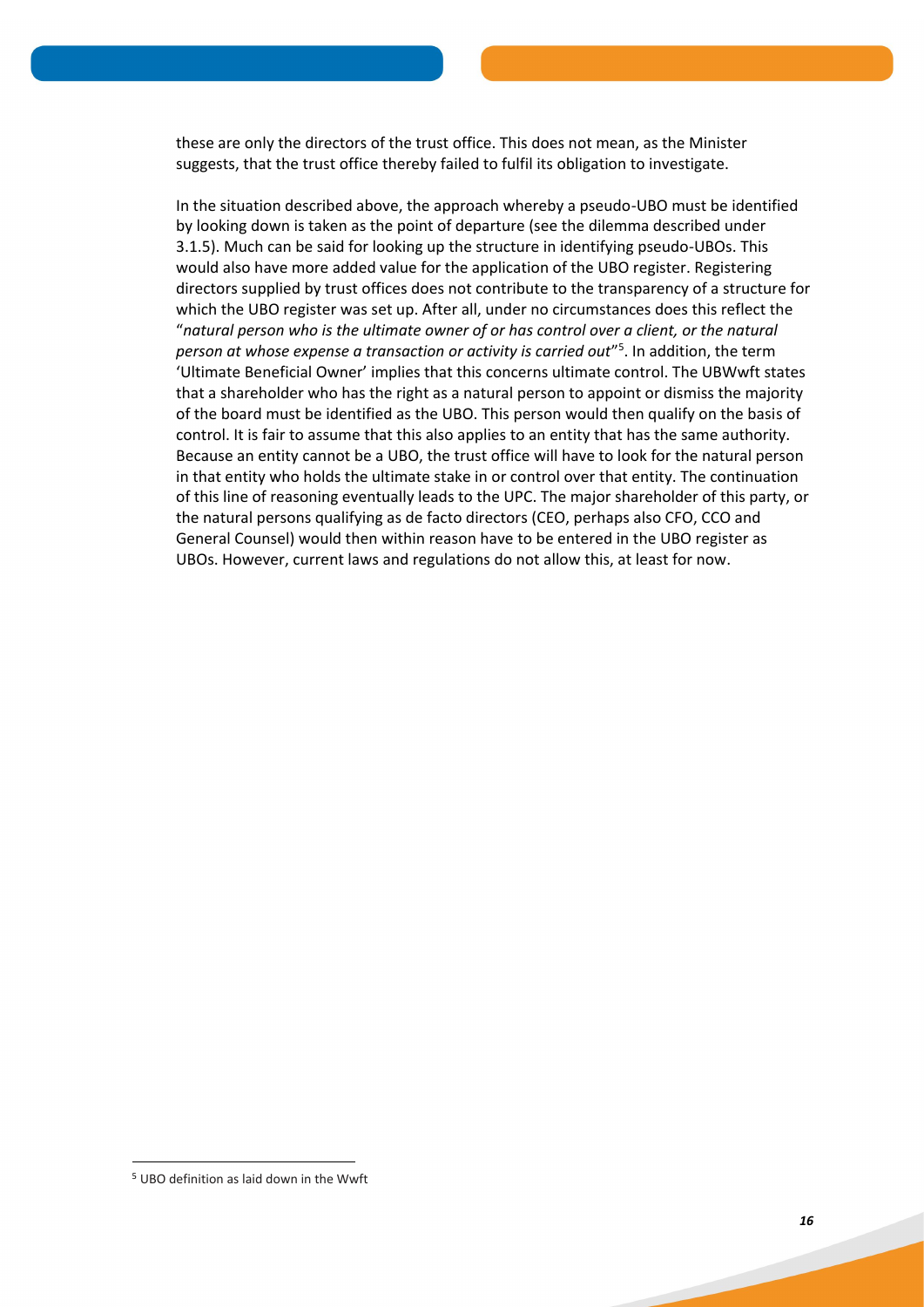these are only the directors of the trust office. This does not mean, as the Minister suggests, that the trust office thereby failed to fulfil its obligation to investigate.

In the situation described above, the approach whereby a pseudo-UBO must be identified by looking down is taken as the point of departure (see the dilemma described under 3.1.5). Much can be said for looking up the structure in identifying pseudo-UBOs. This would also have more added value for the application of the UBO register. Registering directors supplied by trust offices does not contribute to the transparency of a structure for which the UBO register was set up. After all, under no circumstances does this reflect the "*natural person who is the ultimate owner of or has control over a client, or the natural person at whose expense a transaction or activity is carried out*"[5]. In addition, the term 'Ultimate Beneficial Owner' implies that this concerns ultimate control. The UBWwft states that a shareholder who has the right as a natural person to appoint or dismiss the majority of the board must be identified as the UBO. This person would then qualify on the basis of control. It is fair to assume that this also applies to an entity that has the same authority. Because an entity cannot be a UBO, the trust office will have to look for the natural person in that entity who holds the ultimate stake in or control over that entity. The continuation of this line of reasoning eventually leads to the UPC. The major shareholder of this party, or the natural persons qualifying as de facto directors (CEO, perhaps also CFO, CCO and General Counsel) would then within reason have to be entered in the UBO register as UBOs. However, current laws and regulations do not allow this, at least for now.

[5] UBO definition as laid down in the Wwft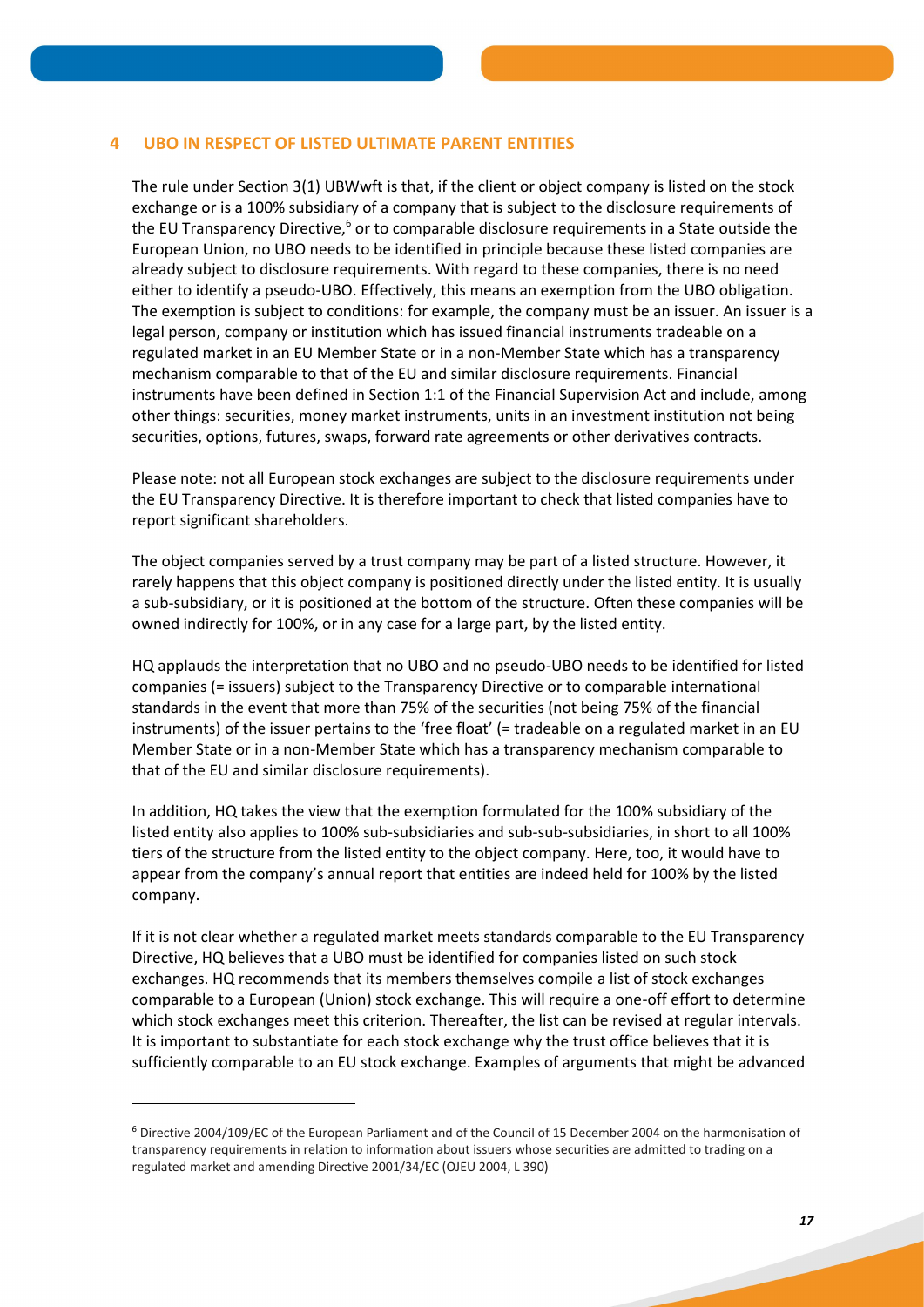## 4 UBO IN RESPECT OF LISTED ULTIMATE PARENT ENTITIES

The rule under Section 3(1) UBWwft is that, if the client or object company is listed on the stock exchange or is a 100% subsidiary of a company that is subject to the disclosure requirements of the EU Transparency Directive,[6] or to comparable disclosure requirements in a State outside the European Union, no UBO needs to be identified in principle because these listed companies are already subject to disclosure requirements. With regard to these companies, there is no need either to identify a pseudo-UBO. Effectively, this means an exemption from the UBO obligation. The exemption is subject to conditions: for example, the company must be an issuer. An issuer is a legal person, company or institution which has issued financial instruments tradeable on a regulated market in an EU Member State or in a non-Member State which has a transparency mechanism comparable to that of the EU and similar disclosure requirements. Financial instruments have been defined in Section 1:1 of the Financial Supervision Act and include, among other things: securities, money market instruments, units in an investment institution not being securities, options, futures, swaps, forward rate agreements or other derivatives contracts.

Please note: not all European stock exchanges are subject to the disclosure requirements under the EU Transparency Directive. It is therefore important to check that listed companies have to report significant shareholders.

The object companies served by a trust company may be part of a listed structure. However, it rarely happens that this object company is positioned directly under the listed entity. It is usually a sub-subsidiary, or it is positioned at the bottom of the structure. Often these companies will be owned indirectly for 100%, or in any case for a large part, by the listed entity.

HQ applauds the interpretation that no UBO and no pseudo-UBO needs to be identified for listed companies (= issuers) subject to the Transparency Directive or to comparable international standards in the event that more than 75% of the securities (not being 75% of the financial instruments) of the issuer pertains to the 'free float' (= tradeable on a regulated market in an EU Member State or in a non-Member State which has a transparency mechanism comparable to that of the EU and similar disclosure requirements).

In addition, HQ takes the view that the exemption formulated for the 100% subsidiary of the listed entity also applies to 100% sub-subsidiaries and sub-sub-subsidiaries, in short to all 100% tiers of the structure from the listed entity to the object company. Here, too, it would have to appear from the company's annual report that entities are indeed held for 100% by the listed company.

If it is not clear whether a regulated market meets standards comparable to the EU Transparency Directive, HQ believes that a UBO must be identified for companies listed on such stock exchanges. HQ recommends that its members themselves compile a list of stock exchanges comparable to a European (Union) stock exchange. This will require a one-off effort to determine which stock exchanges meet this criterion. Thereafter, the list can be revised at regular intervals. It is important to substantiate for each stock exchange why the trust office believes that it is sufficiently comparable to an EU stock exchange. Examples of arguments that might be advanced

[6] Directive 2004/109/EC of the European Parliament and of the Council of 15 December 2004 on the harmonisation of transparency requirements in relation to information about issuers whose securities are admitted to trading on a regulated market and amending Directive 2001/34/EC (OJEU 2004, L 390)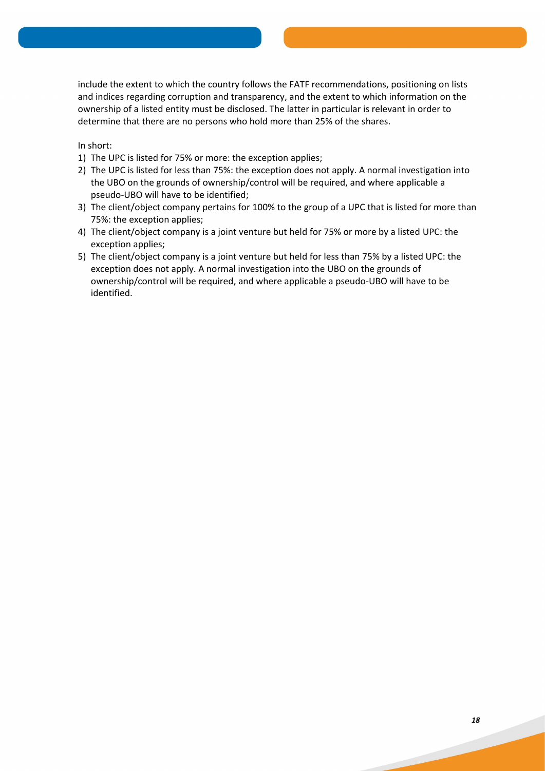include the extent to which the country follows the FATF recommendations, positioning on lists and indices regarding corruption and transparency, and the extent to which information on the ownership of a listed entity must be disclosed. The latter in particular is relevant in order to determine that there are no persons who hold more than 25% of the shares.

In short:

1) The UPC is listed for 75% or more: the exception applies;
2) The UPC is listed for less than 75%: the exception does not apply. A normal investigation into the UBO on the grounds of ownership/control will be required, and where applicable a pseudo-UBO will have to be identified;
3) The client/object company pertains for 100% to the group of a UPC that is listed for more than 75%: the exception applies;
4) The client/object company is a joint venture but held for 75% or more by a listed UPC: the exception applies;
5) The client/object company is a joint venture but held for less than 75% by a listed UPC: the exception does not apply. A normal investigation into the UBO on the grounds of ownership/control will be required, and where applicable a pseudo-UBO will have to be identified.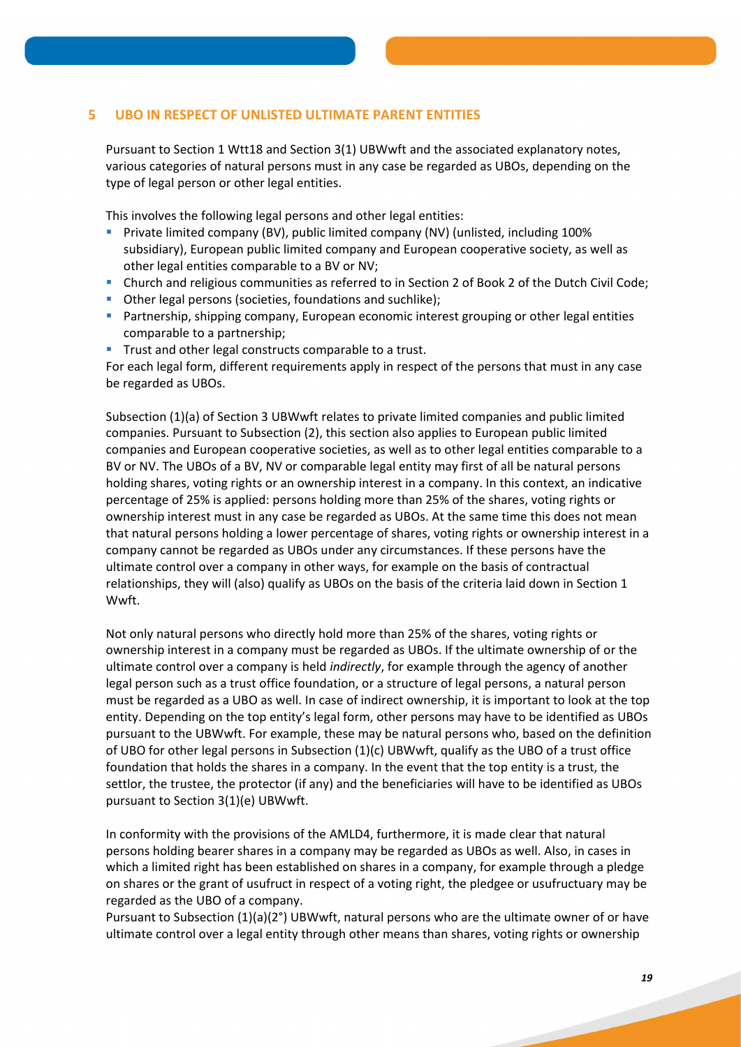## 5 UBO IN RESPECT OF UNLISTED ULTIMATE PARENT ENTITIES

Pursuant to Section 1 Wtt18 and Section 3(1) UBWwft and the associated explanatory notes, various categories of natural persons must in any case be regarded as UBOs, depending on the type of legal person or other legal entities.

This involves the following legal persons and other legal entities:

- Private limited company (BV), public limited company (NV) (unlisted, including 100% subsidiary), European public limited company and European cooperative society, as well as other legal entities comparable to a BV or NV;
- Church and religious communities as referred to in Section 2 of Book 2 of the Dutch Civil Code;
- Other legal persons (societies, foundations and suchlike);
- Partnership, shipping company, European economic interest grouping or other legal entities comparable to a partnership;
- Trust and other legal constructs comparable to a trust.

For each legal form, different requirements apply in respect of the persons that must in any case be regarded as UBOs.

Subsection (1)(a) of Section 3 UBWwft relates to private limited companies and public limited companies. Pursuant to Subsection (2), this section also applies to European public limited companies and European cooperative societies, as well as to other legal entities comparable to a BV or NV. The UBOs of a BV, NV or comparable legal entity may first of all be natural persons holding shares, voting rights or an ownership interest in a company. In this context, an indicative percentage of 25% is applied: persons holding more than 25% of the shares, voting rights or ownership interest must in any case be regarded as UBOs. At the same time this does not mean that natural persons holding a lower percentage of shares, voting rights or ownership interest in a company cannot be regarded as UBOs under any circumstances. If these persons have the ultimate control over a company in other ways, for example on the basis of contractual relationships, they will (also) qualify as UBOs on the basis of the criteria laid down in Section 1 Wwft.

Not only natural persons who directly hold more than 25% of the shares, voting rights or ownership interest in a company must be regarded as UBOs. If the ultimate ownership of or the ultimate control over a company is held *indirectly*, for example through the agency of another legal person such as a trust office foundation, or a structure of legal persons, a natural person must be regarded as a UBO as well. In case of indirect ownership, it is important to look at the top entity. Depending on the top entity's legal form, other persons may have to be identified as UBOs pursuant to the UBWwft. For example, these may be natural persons who, based on the definition of UBO for other legal persons in Subsection (1)(c) UBWwft, qualify as the UBO of a trust office foundation that holds the shares in a company. In the event that the top entity is a trust, the settlor, the trustee, the protector (if any) and the beneficiaries will have to be identified as UBOs pursuant to Section 3(1)(e) UBWwft.

In conformity with the provisions of the AMLD4, furthermore, it is made clear that natural persons holding bearer shares in a company may be regarded as UBOs as well. Also, in cases in which a limited right has been established on shares in a company, for example through a pledge on shares or the grant of usufruct in respect of a voting right, the pledgee or usufructuary may be regarded as the UBO of a company.

Pursuant to Subsection (1)(a)(2°) UBWwft, natural persons who are the ultimate owner of or have ultimate control over a legal entity through other means than shares, voting rights or ownership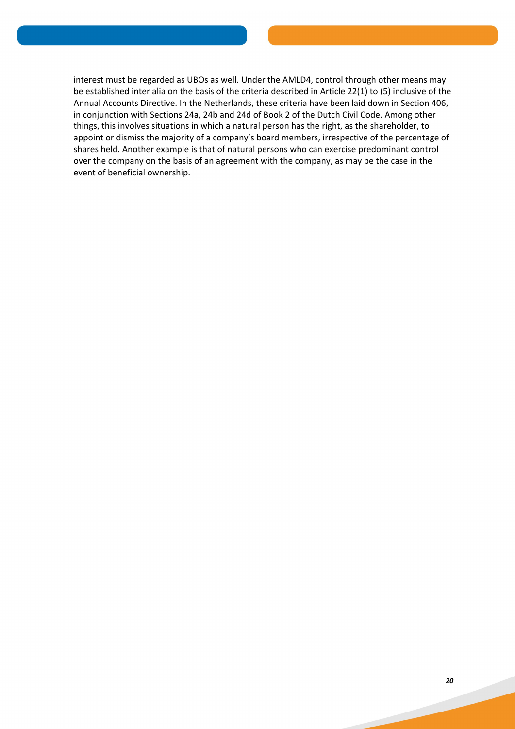interest must be regarded as UBOs as well. Under the AMLD4, control through other means may be established inter alia on the basis of the criteria described in Article 22(1) to (5) inclusive of the Annual Accounts Directive. In the Netherlands, these criteria have been laid down in Section 406, in conjunction with Sections 24a, 24b and 24d of Book 2 of the Dutch Civil Code. Among other things, this involves situations in which a natural person has the right, as the shareholder, to appoint or dismiss the majority of a company's board members, irrespective of the percentage of shares held. Another example is that of natural persons who can exercise predominant control over the company on the basis of an agreement with the company, as may be the case in the event of beneficial ownership.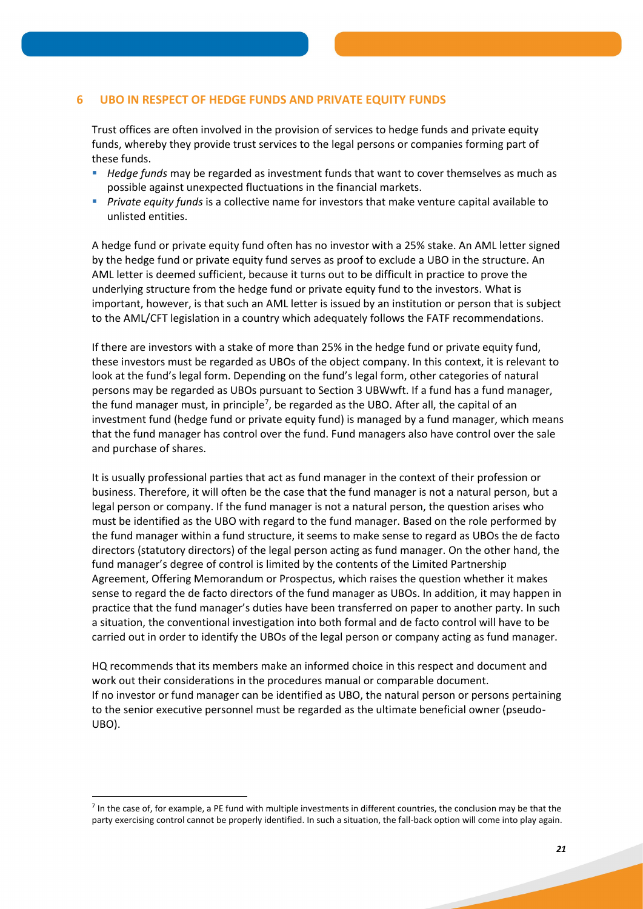## 6 UBO IN RESPECT OF HEDGE FUNDS AND PRIVATE EQUITY FUNDS

Trust offices are often involved in the provision of services to hedge funds and private equity funds, whereby they provide trust services to the legal persons or companies forming part of these funds.

- *Hedge funds* may be regarded as investment funds that want to cover themselves as much as possible against unexpected fluctuations in the financial markets.
- *Private equity funds* is a collective name for investors that make venture capital available to unlisted entities.

A hedge fund or private equity fund often has no investor with a 25% stake. An AML letter signed by the hedge fund or private equity fund serves as proof to exclude a UBO in the structure. An AML letter is deemed sufficient, because it turns out to be difficult in practice to prove the underlying structure from the hedge fund or private equity fund to the investors. What is important, however, is that such an AML letter is issued by an institution or person that is subject to the AML/CFT legislation in a country which adequately follows the FATF recommendations.

If there are investors with a stake of more than 25% in the hedge fund or private equity fund, these investors must be regarded as UBOs of the object company. In this context, it is relevant to look at the fund's legal form. Depending on the fund's legal form, other categories of natural persons may be regarded as UBOs pursuant to Section 3 UBWwft. If a fund has a fund manager, the fund manager must, in principle[7], be regarded as the UBO. After all, the capital of an investment fund (hedge fund or private equity fund) is managed by a fund manager, which means that the fund manager has control over the fund. Fund managers also have control over the sale and purchase of shares.

It is usually professional parties that act as fund manager in the context of their profession or business. Therefore, it will often be the case that the fund manager is not a natural person, but a legal person or company. If the fund manager is not a natural person, the question arises who must be identified as the UBO with regard to the fund manager. Based on the role performed by the fund manager within a fund structure, it seems to make sense to regard as UBOs the de facto directors (statutory directors) of the legal person acting as fund manager. On the other hand, the fund manager's degree of control is limited by the contents of the Limited Partnership Agreement, Offering Memorandum or Prospectus, which raises the question whether it makes sense to regard the de facto directors of the fund manager as UBOs. In addition, it may happen in practice that the fund manager's duties have been transferred on paper to another party. In such a situation, the conventional investigation into both formal and de facto control will have to be carried out in order to identify the UBOs of the legal person or company acting as fund manager.

HQ recommends that its members make an informed choice in this respect and document and work out their considerations in the procedures manual or comparable document.
If no investor or fund manager can be identified as UBO, the natural person or persons pertaining to the senior executive personnel must be regarded as the ultimate beneficial owner (pseudo-UBO).

[7] In the case of, for example, a PE fund with multiple investments in different countries, the conclusion may be that the party exercising control cannot be properly identified. In such a situation, the fall-back option will come into play again.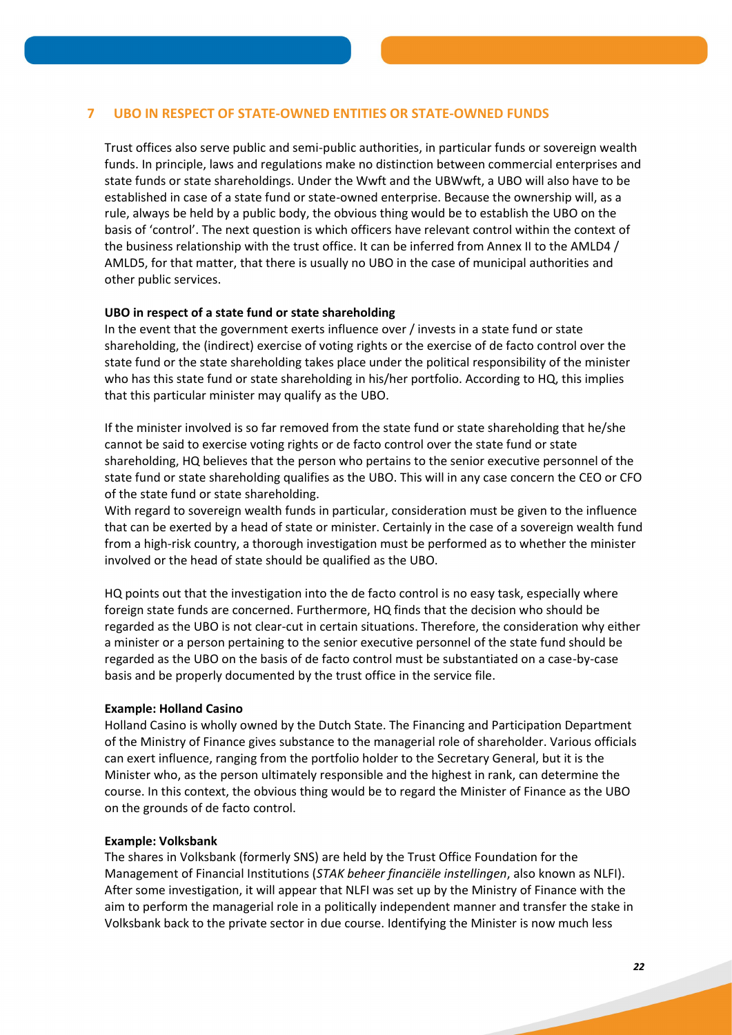## 7 UBO IN RESPECT OF STATE-OWNED ENTITIES OR STATE-OWNED FUNDS

Trust offices also serve public and semi-public authorities, in particular funds or sovereign wealth funds. In principle, laws and regulations make no distinction between commercial enterprises and state funds or state shareholdings. Under the Wwft and the UBWwft, a UBO will also have to be established in case of a state fund or state-owned enterprise. Because the ownership will, as a rule, always be held by a public body, the obvious thing would be to establish the UBO on the basis of 'control'. The next question is which officers have relevant control within the context of the business relationship with the trust office. It can be inferred from Annex II to the AMLD4 / AMLD5, for that matter, that there is usually no UBO in the case of municipal authorities and other public services.

**UBO in respect of a state fund or state shareholding**

In the event that the government exerts influence over / invests in a state fund or state shareholding, the (indirect) exercise of voting rights or the exercise of de facto control over the state fund or the state shareholding takes place under the political responsibility of the minister who has this state fund or state shareholding in his/her portfolio. According to HQ, this implies that this particular minister may qualify as the UBO.

If the minister involved is so far removed from the state fund or state shareholding that he/she cannot be said to exercise voting rights or de facto control over the state fund or state shareholding, HQ believes that the person who pertains to the senior executive personnel of the state fund or state shareholding qualifies as the UBO. This will in any case concern the CEO or CFO of the state fund or state shareholding.

With regard to sovereign wealth funds in particular, consideration must be given to the influence that can be exerted by a head of state or minister. Certainly in the case of a sovereign wealth fund from a high-risk country, a thorough investigation must be performed as to whether the minister involved or the head of state should be qualified as the UBO.

HQ points out that the investigation into the de facto control is no easy task, especially where foreign state funds are concerned. Furthermore, HQ finds that the decision who should be regarded as the UBO is not clear-cut in certain situations. Therefore, the consideration why either a minister or a person pertaining to the senior executive personnel of the state fund should be regarded as the UBO on the basis of de facto control must be substantiated on a case-by-case basis and be properly documented by the trust office in the service file.

**Example: Holland Casino**

Holland Casino is wholly owned by the Dutch State. The Financing and Participation Department of the Ministry of Finance gives substance to the managerial role of shareholder. Various officials can exert influence, ranging from the portfolio holder to the Secretary General, but it is the Minister who, as the person ultimately responsible and the highest in rank, can determine the course. In this context, the obvious thing would be to regard the Minister of Finance as the UBO on the grounds of de facto control.

**Example: Volksbank**

The shares in Volksbank (formerly SNS) are held by the Trust Office Foundation for the Management of Financial Institutions (*STAK beheer financiële instellingen*, also known as NLFI). After some investigation, it will appear that NLFI was set up by the Ministry of Finance with the aim to perform the managerial role in a politically independent manner and transfer the stake in Volksbank back to the private sector in due course. Identifying the Minister is now much less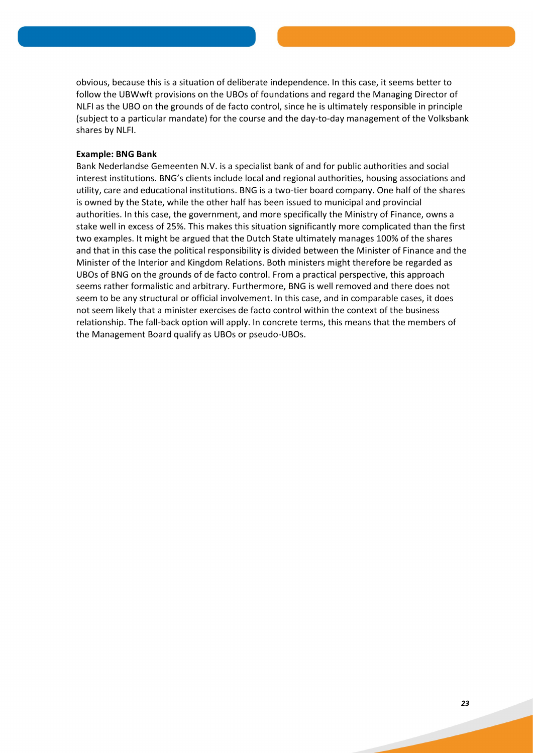obvious, because this is a situation of deliberate independence. In this case, it seems better to follow the UBWwft provisions on the UBOs of foundations and regard the Managing Director of NLFI as the UBO on the grounds of de facto control, since he is ultimately responsible in principle (subject to a particular mandate) for the course and the day-to-day management of the Volksbank shares by NLFI.

**Example: BNG Bank**

Bank Nederlandse Gemeenten N.V. is a specialist bank of and for public authorities and social interest institutions. BNG's clients include local and regional authorities, housing associations and utility, care and educational institutions. BNG is a two-tier board company. One half of the shares is owned by the State, while the other half has been issued to municipal and provincial authorities. In this case, the government, and more specifically the Ministry of Finance, owns a stake well in excess of 25%. This makes this situation significantly more complicated than the first two examples. It might be argued that the Dutch State ultimately manages 100% of the shares and that in this case the political responsibility is divided between the Minister of Finance and the Minister of the Interior and Kingdom Relations. Both ministers might therefore be regarded as UBOs of BNG on the grounds of de facto control. From a practical perspective, this approach seems rather formalistic and arbitrary. Furthermore, BNG is well removed and there does not seem to be any structural or official involvement. In this case, and in comparable cases, it does not seem likely that a minister exercises de facto control within the context of the business relationship. The fall-back option will apply. In concrete terms, this means that the members of the Management Board qualify as UBOs or pseudo-UBOs.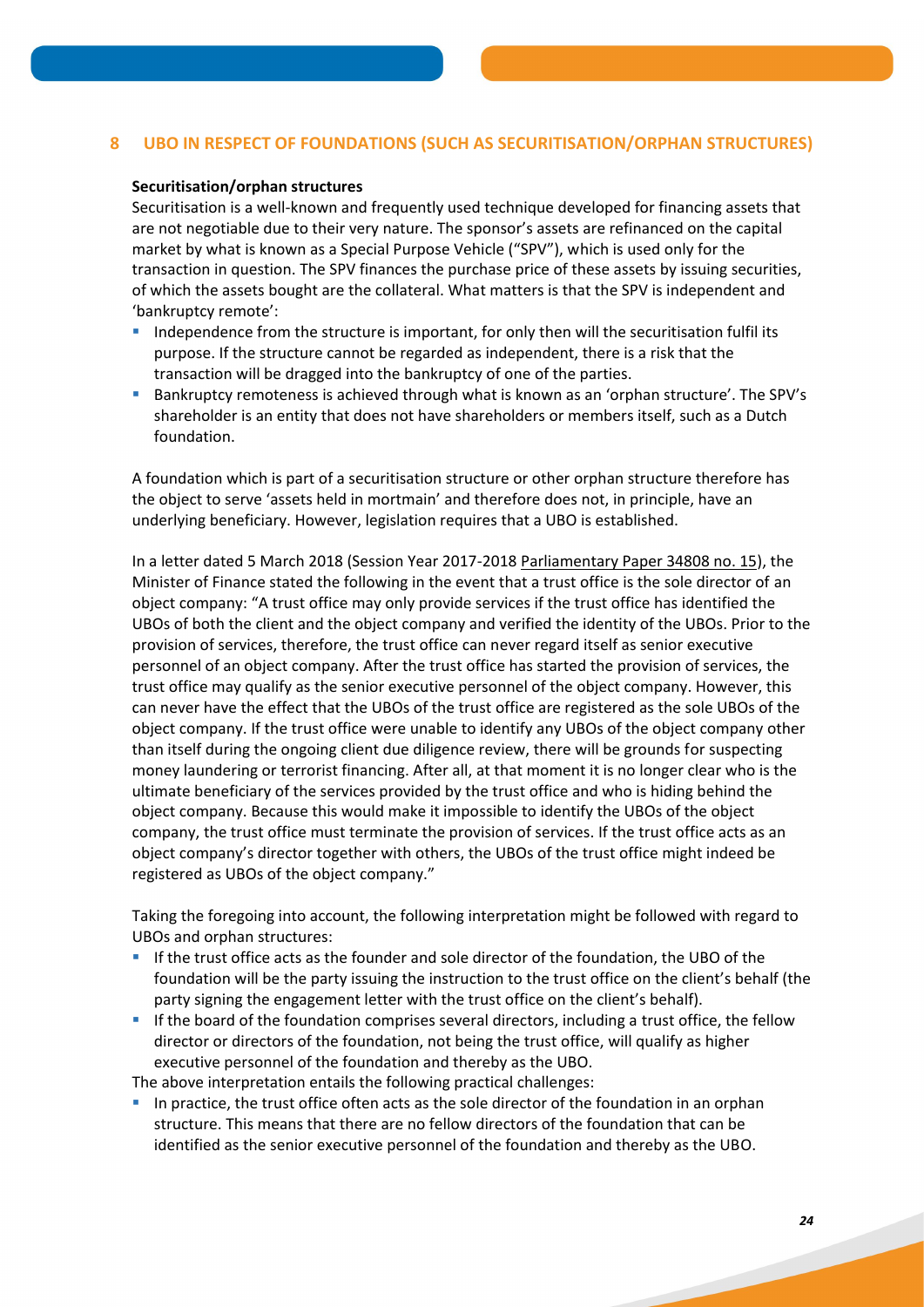## 8 UBO IN RESPECT OF FOUNDATIONS (SUCH AS SECURITISATION/ORPHAN STRUCTURES)

**Securitisation/orphan structures**

Securitisation is a well-known and frequently used technique developed for financing assets that are not negotiable due to their very nature. The sponsor's assets are refinanced on the capital market by what is known as a Special Purpose Vehicle ("SPV"), which is used only for the transaction in question. The SPV finances the purchase price of these assets by issuing securities, of which the assets bought are the collateral. What matters is that the SPV is independent and 'bankruptcy remote':

- Independence from the structure is important, for only then will the securitisation fulfil its purpose. If the structure cannot be regarded as independent, there is a risk that the transaction will be dragged into the bankruptcy of one of the parties.
- Bankruptcy remoteness is achieved through what is known as an 'orphan structure'. The SPV's shareholder is an entity that does not have shareholders or members itself, such as a Dutch foundation.

A foundation which is part of a securitisation structure or other orphan structure therefore has the object to serve 'assets held in mortmain' and therefore does not, in principle, have an underlying beneficiary. However, legislation requires that a UBO is established.

In a letter dated 5 March 2018 (Session Year 2017-2018 Parliamentary Paper 34808 no. 15), the Minister of Finance stated the following in the event that a trust office is the sole director of an object company: "A trust office may only provide services if the trust office has identified the UBOs of both the client and the object company and verified the identity of the UBOs. Prior to the provision of services, therefore, the trust office can never regard itself as senior executive personnel of an object company. After the trust office has started the provision of services, the trust office may qualify as the senior executive personnel of the object company. However, this can never have the effect that the UBOs of the trust office are registered as the sole UBOs of the object company. If the trust office were unable to identify any UBOs of the object company other than itself during the ongoing client due diligence review, there will be grounds for suspecting money laundering or terrorist financing. After all, at that moment it is no longer clear who is the ultimate beneficiary of the services provided by the trust office and who is hiding behind the object company. Because this would make it impossible to identify the UBOs of the object company, the trust office must terminate the provision of services. If the trust office acts as an object company's director together with others, the UBOs of the trust office might indeed be registered as UBOs of the object company."

Taking the foregoing into account, the following interpretation might be followed with regard to UBOs and orphan structures:

- If the trust office acts as the founder and sole director of the foundation, the UBO of the foundation will be the party issuing the instruction to the trust office on the client's behalf (the party signing the engagement letter with the trust office on the client's behalf).
- If the board of the foundation comprises several directors, including a trust office, the fellow director or directors of the foundation, not being the trust office, will qualify as higher executive personnel of the foundation and thereby as the UBO.

The above interpretation entails the following practical challenges:

- In practice, the trust office often acts as the sole director of the foundation in an orphan structure. This means that there are no fellow directors of the foundation that can be identified as the senior executive personnel of the foundation and thereby as the UBO.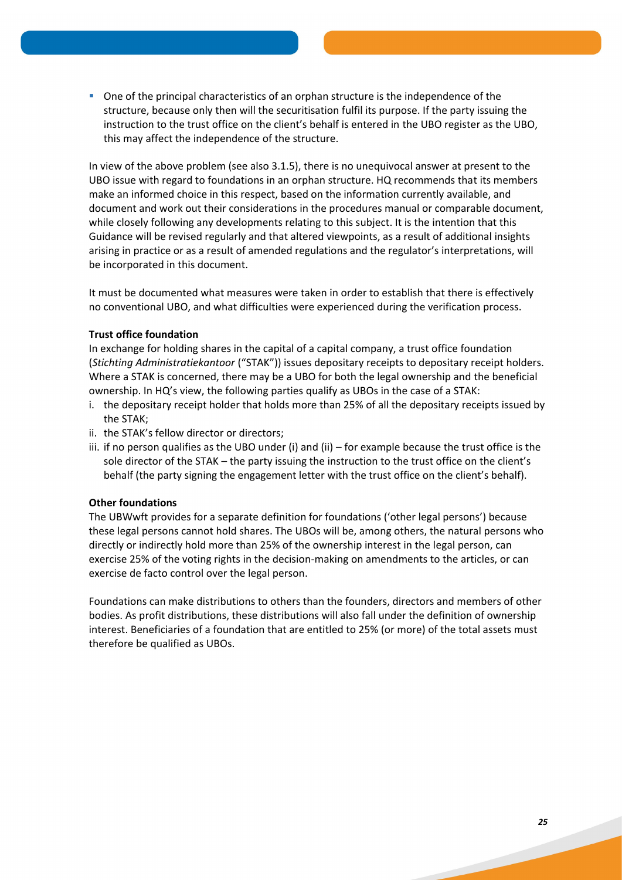- One of the principal characteristics of an orphan structure is the independence of the structure, because only then will the securitisation fulfil its purpose. If the party issuing the instruction to the trust office on the client's behalf is entered in the UBO register as the UBO, this may affect the independence of the structure.

In view of the above problem (see also 3.1.5), there is no unequivocal answer at present to the UBO issue with regard to foundations in an orphan structure. HQ recommends that its members make an informed choice in this respect, based on the information currently available, and document and work out their considerations in the procedures manual or comparable document, while closely following any developments relating to this subject. It is the intention that this Guidance will be revised regularly and that altered viewpoints, as a result of additional insights arising in practice or as a result of amended regulations and the regulator's interpretations, will be incorporated in this document.

It must be documented what measures were taken in order to establish that there is effectively no conventional UBO, and what difficulties were experienced during the verification process.

**Trust office foundation**

In exchange for holding shares in the capital of a capital company, a trust office foundation (*Stichting Administratiekantoor* ("STAK")) issues depositary receipts to depositary receipt holders. Where a STAK is concerned, there may be a UBO for both the legal ownership and the beneficial ownership. In HQ's view, the following parties qualify as UBOs in the case of a STAK:

i. the depositary receipt holder that holds more than 25% of all the depositary receipts issued by the STAK;
ii. the STAK's fellow director or directors;
iii. if no person qualifies as the UBO under (i) and (ii) – for example because the trust office is the sole director of the STAK – the party issuing the instruction to the trust office on the client's behalf (the party signing the engagement letter with the trust office on the client's behalf).

**Other foundations**

The UBWwft provides for a separate definition for foundations ('other legal persons') because these legal persons cannot hold shares. The UBOs will be, among others, the natural persons who directly or indirectly hold more than 25% of the ownership interest in the legal person, can exercise 25% of the voting rights in the decision-making on amendments to the articles, or can exercise de facto control over the legal person.

Foundations can make distributions to others than the founders, directors and members of other bodies. As profit distributions, these distributions will also fall under the definition of ownership interest. Beneficiaries of a foundation that are entitled to 25% (or more) of the total assets must therefore be qualified as UBOs.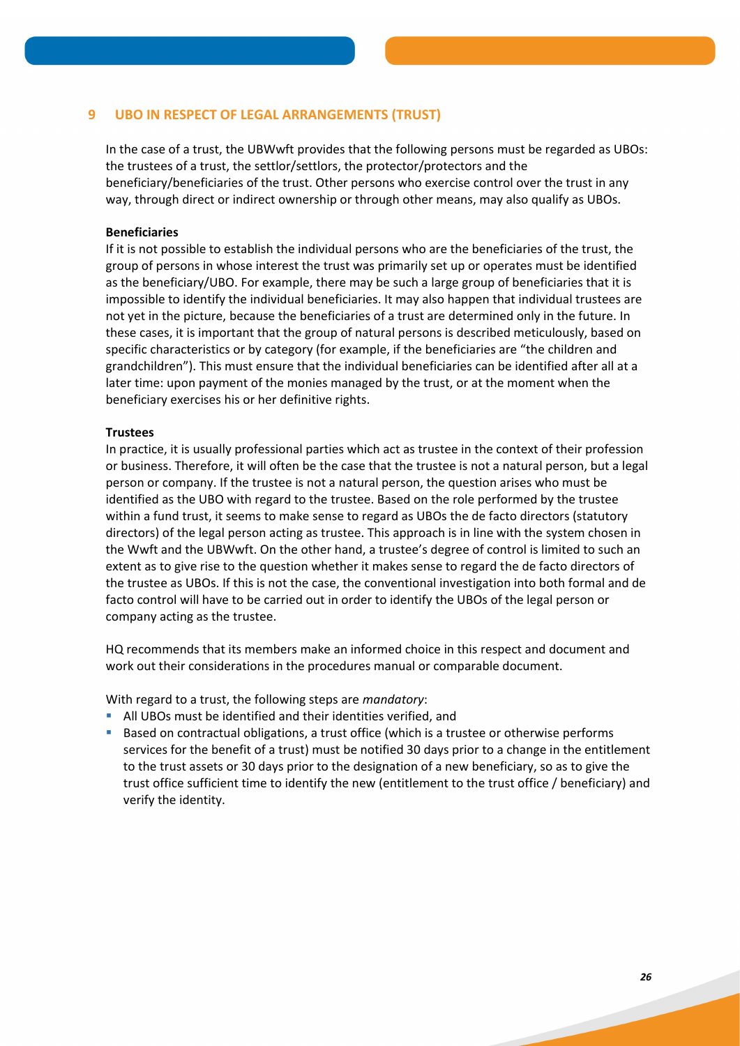## 9 UBO IN RESPECT OF LEGAL ARRANGEMENTS (TRUST)

In the case of a trust, the UBWwft provides that the following persons must be regarded as UBOs: the trustees of a trust, the settlor/settlors, the protector/protectors and the beneficiary/beneficiaries of the trust. Other persons who exercise control over the trust in any way, through direct or indirect ownership or through other means, may also qualify as UBOs.

**Beneficiaries**

If it is not possible to establish the individual persons who are the beneficiaries of the trust, the group of persons in whose interest the trust was primarily set up or operates must be identified as the beneficiary/UBO. For example, there may be such a large group of beneficiaries that it is impossible to identify the individual beneficiaries. It may also happen that individual trustees are not yet in the picture, because the beneficiaries of a trust are determined only in the future. In these cases, it is important that the group of natural persons is described meticulously, based on specific characteristics or by category (for example, if the beneficiaries are "the children and grandchildren"). This must ensure that the individual beneficiaries can be identified after all at a later time: upon payment of the monies managed by the trust, or at the moment when the beneficiary exercises his or her definitive rights.

**Trustees**

In practice, it is usually professional parties which act as trustee in the context of their profession or business. Therefore, it will often be the case that the trustee is not a natural person, but a legal person or company. If the trustee is not a natural person, the question arises who must be identified as the UBO with regard to the trustee. Based on the role performed by the trustee within a fund trust, it seems to make sense to regard as UBOs the de facto directors (statutory directors) of the legal person acting as trustee. This approach is in line with the system chosen in the Wwft and the UBWwft. On the other hand, a trustee's degree of control is limited to such an extent as to give rise to the question whether it makes sense to regard the de facto directors of the trustee as UBOs. If this is not the case, the conventional investigation into both formal and de facto control will have to be carried out in order to identify the UBOs of the legal person or company acting as the trustee.

HQ recommends that its members make an informed choice in this respect and document and work out their considerations in the procedures manual or comparable document.

With regard to a trust, the following steps are *mandatory*:

- All UBOs must be identified and their identities verified, and
- Based on contractual obligations, a trust office (which is a trustee or otherwise performs services for the benefit of a trust) must be notified 30 days prior to a change in the entitlement to the trust assets or 30 days prior to the designation of a new beneficiary, so as to give the trust office sufficient time to identify the new (entitlement to the trust office / beneficiary) and verify the identity.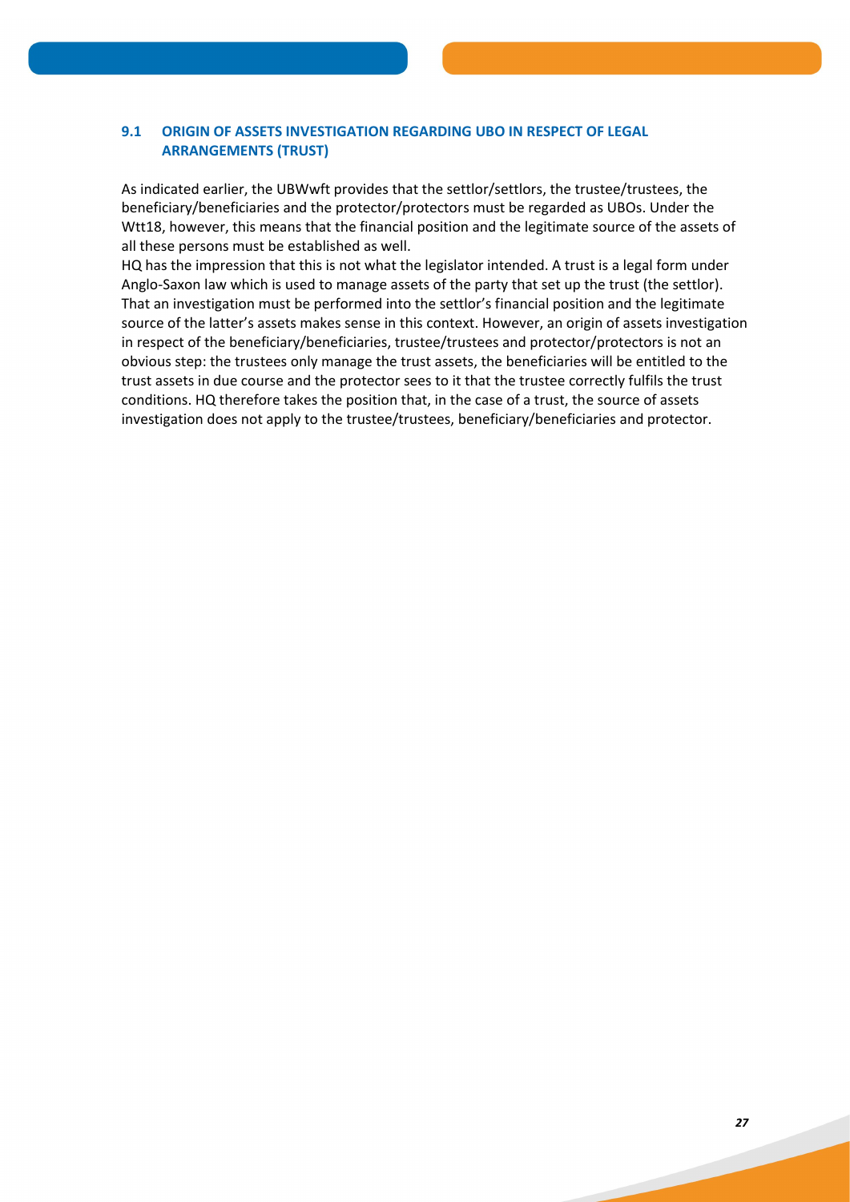### 9.1 ORIGIN OF ASSETS INVESTIGATION REGARDING UBO IN RESPECT OF LEGAL ARRANGEMENTS (TRUST)

As indicated earlier, the UBWwft provides that the settlor/settlors, the trustee/trustees, the beneficiary/beneficiaries and the protector/protectors must be regarded as UBOs. Under the Wtt18, however, this means that the financial position and the legitimate source of the assets of all these persons must be established as well.

HQ has the impression that this is not what the legislator intended. A trust is a legal form under Anglo-Saxon law which is used to manage assets of the party that set up the trust (the settlor). That an investigation must be performed into the settlor's financial position and the legitimate source of the latter's assets makes sense in this context. However, an origin of assets investigation in respect of the beneficiary/beneficiaries, trustee/trustees and protector/protectors is not an obvious step: the trustees only manage the trust assets, the beneficiaries will be entitled to the trust assets in due course and the protector sees to it that the trustee correctly fulfils the trust conditions. HQ therefore takes the position that, in the case of a trust, the source of assets investigation does not apply to the trustee/trustees, beneficiary/beneficiaries and protector.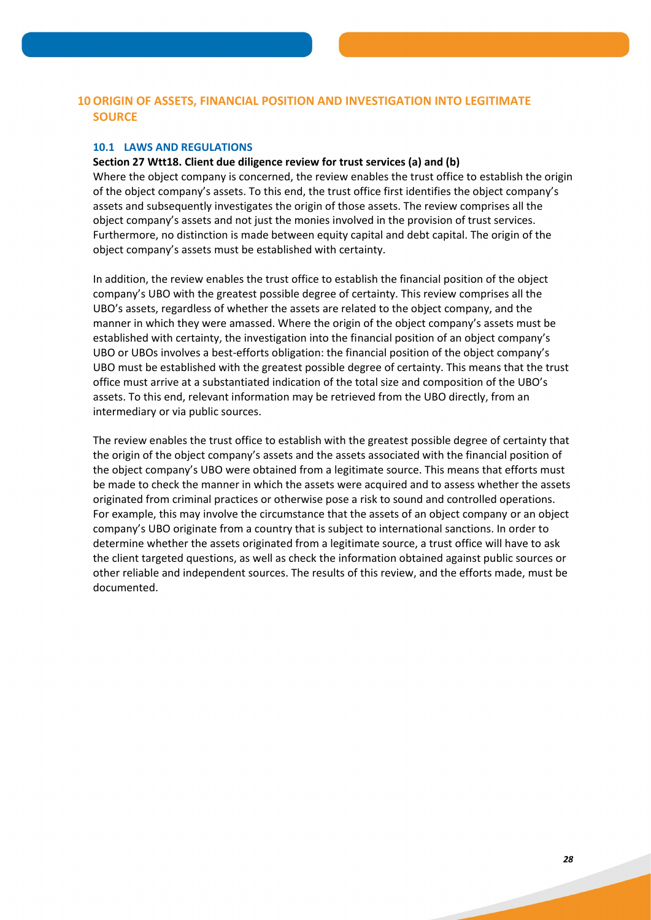# 10 ORIGIN OF ASSETS, FINANCIAL POSITION AND INVESTIGATION INTO LEGITIMATE SOURCE

## 10.1 LAWS AND REGULATIONS

**Section 27 Wtt18. Client due diligence review for trust services (a) and (b)**

Where the object company is concerned, the review enables the trust office to establish the origin of the object company's assets. To this end, the trust office first identifies the object company's assets and subsequently investigates the origin of those assets. The review comprises all the object company's assets and not just the monies involved in the provision of trust services. Furthermore, no distinction is made between equity capital and debt capital. The origin of the object company's assets must be established with certainty.

In addition, the review enables the trust office to establish the financial position of the object company's UBO with the greatest possible degree of certainty. This review comprises all the UBO's assets, regardless of whether the assets are related to the object company, and the manner in which they were amassed. Where the origin of the object company's assets must be established with certainty, the investigation into the financial position of an object company's UBO or UBOs involves a best-efforts obligation: the financial position of the object company's UBO must be established with the greatest possible degree of certainty. This means that the trust office must arrive at a substantiated indication of the total size and composition of the UBO's assets. To this end, relevant information may be retrieved from the UBO directly, from an intermediary or via public sources.

The review enables the trust office to establish with the greatest possible degree of certainty that the origin of the object company's assets and the assets associated with the financial position of the object company's UBO were obtained from a legitimate source. This means that efforts must be made to check the manner in which the assets were acquired and to assess whether the assets originated from criminal practices or otherwise pose a risk to sound and controlled operations. For example, this may involve the circumstance that the assets of an object company or an object company's UBO originate from a country that is subject to international sanctions. In order to determine whether the assets originated from a legitimate source, a trust office will have to ask the client targeted questions, as well as check the information obtained against public sources or other reliable and independent sources. The results of this review, and the efforts made, must be documented.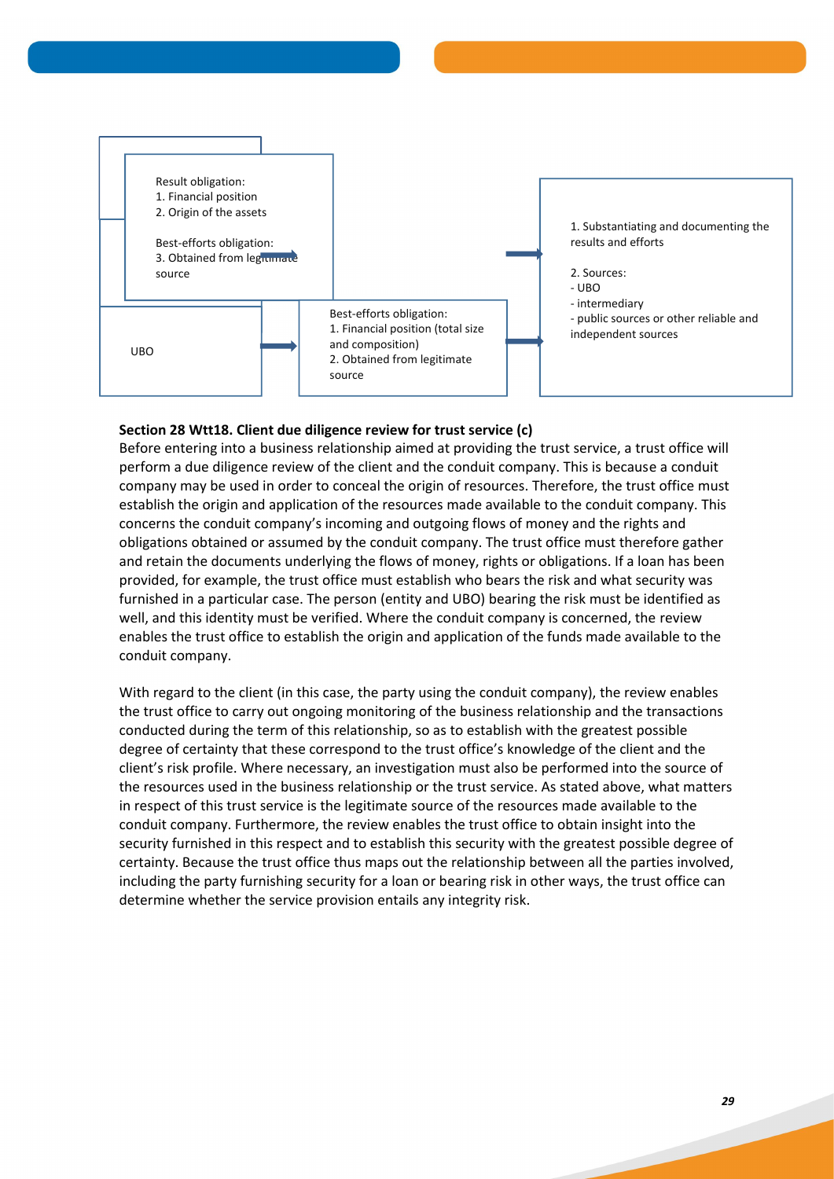Result obligation:
1. Financial position
2. Origin of the assets

Best-efforts obligation:
3. Obtained from legitimate source

UBO

Best-efforts obligation:
1. Financial position (total size and composition)
2. Obtained from legitimate source

1. Substantiating and documenting the results and efforts

2. Sources:
- UBO
- intermediary
- public sources or other reliable and independent sources

**Section 28 Wtt18. Client due diligence review for trust service (c)**

Before entering into a business relationship aimed at providing the trust service, a trust office will perform a due diligence review of the client and the conduit company. This is because a conduit company may be used in order to conceal the origin of resources. Therefore, the trust office must establish the origin and application of the resources made available to the conduit company. This concerns the conduit company's incoming and outgoing flows of money and the rights and obligations obtained or assumed by the conduit company. The trust office must therefore gather and retain the documents underlying the flows of money, rights or obligations. If a loan has been provided, for example, the trust office must establish who bears the risk and what security was furnished in a particular case. The person (entity and UBO) bearing the risk must be identified as well, and this identity must be verified. Where the conduit company is concerned, the review enables the trust office to establish the origin and application of the funds made available to the conduit company.

With regard to the client (in this case, the party using the conduit company), the review enables the trust office to carry out ongoing monitoring of the business relationship and the transactions conducted during the term of this relationship, so as to establish with the greatest possible degree of certainty that these correspond to the trust office's knowledge of the client and the client's risk profile. Where necessary, an investigation must also be performed into the source of the resources used in the business relationship or the trust service. As stated above, what matters in respect of this trust service is the legitimate source of the resources made available to the conduit company. Furthermore, the review enables the trust office to obtain insight into the security furnished in this respect and to establish this security with the greatest possible degree of certainty. Because the trust office thus maps out the relationship between all the parties involved, including the party furnishing security for a loan or bearing risk in other ways, the trust office can determine whether the service provision entails any integrity risk.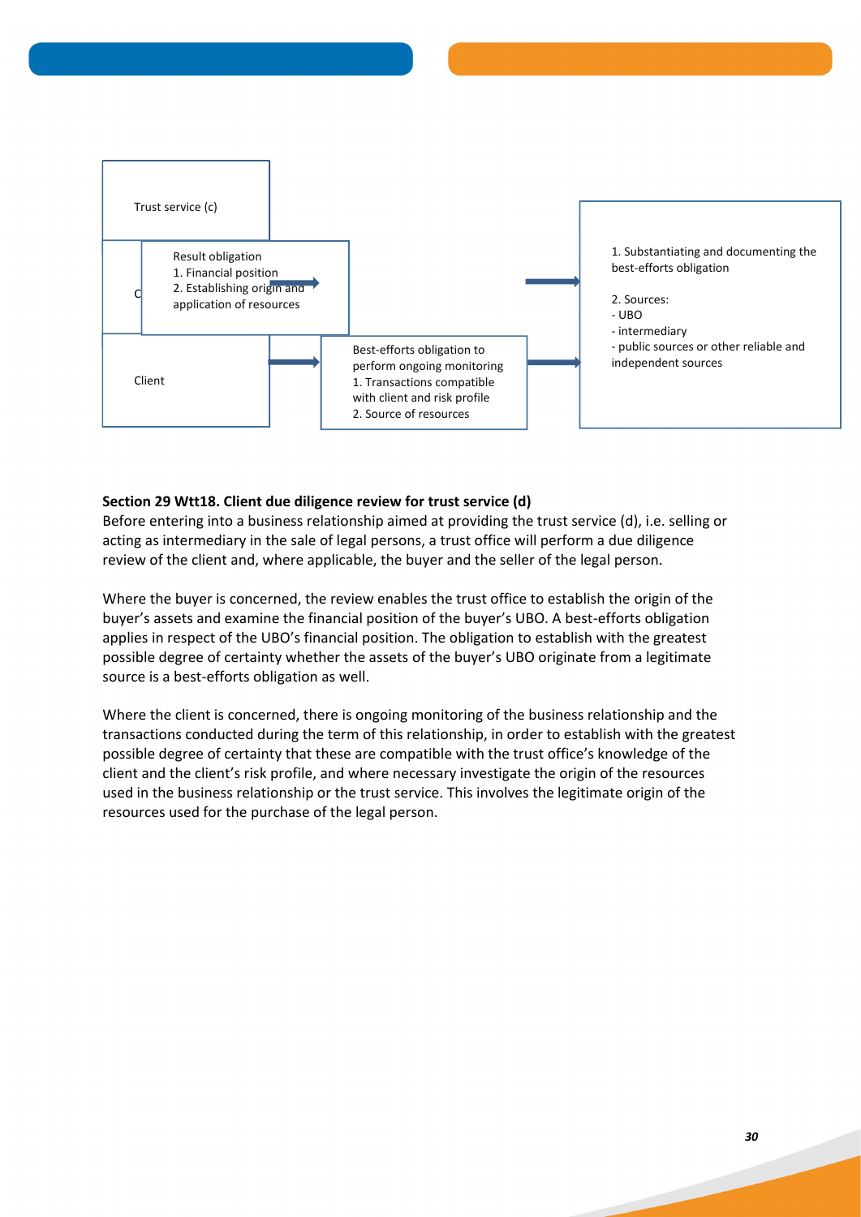Trust service (c)

C

Result obligation
1. Financial position
2. Establishing origin and application of resources

Client

Best-efforts obligation to perform ongoing monitoring
1. Transactions compatible with client and risk profile
2. Source of resources

1. Substantiating and documenting the best-efforts obligation

2. Sources:
- UBO
- intermediary
- public sources or other reliable and independent sources

**Section 29 Wtt18. Client due diligence review for trust service (d)**

Before entering into a business relationship aimed at providing the trust service (d), i.e. selling or acting as intermediary in the sale of legal persons, a trust office will perform a due diligence review of the client and, where applicable, the buyer and the seller of the legal person.

Where the buyer is concerned, the review enables the trust office to establish the origin of the buyer's assets and examine the financial position of the buyer's UBO. A best-efforts obligation applies in respect of the UBO's financial position. The obligation to establish with the greatest possible degree of certainty whether the assets of the buyer's UBO originate from a legitimate source is a best-efforts obligation as well.

Where the client is concerned, there is ongoing monitoring of the business relationship and the transactions conducted during the term of this relationship, in order to establish with the greatest possible degree of certainty that these are compatible with the trust office's knowledge of the client and the client's risk profile, and where necessary investigate the origin of the resources used in the business relationship or the trust service. This involves the legitimate origin of the resources used for the purchase of the legal person.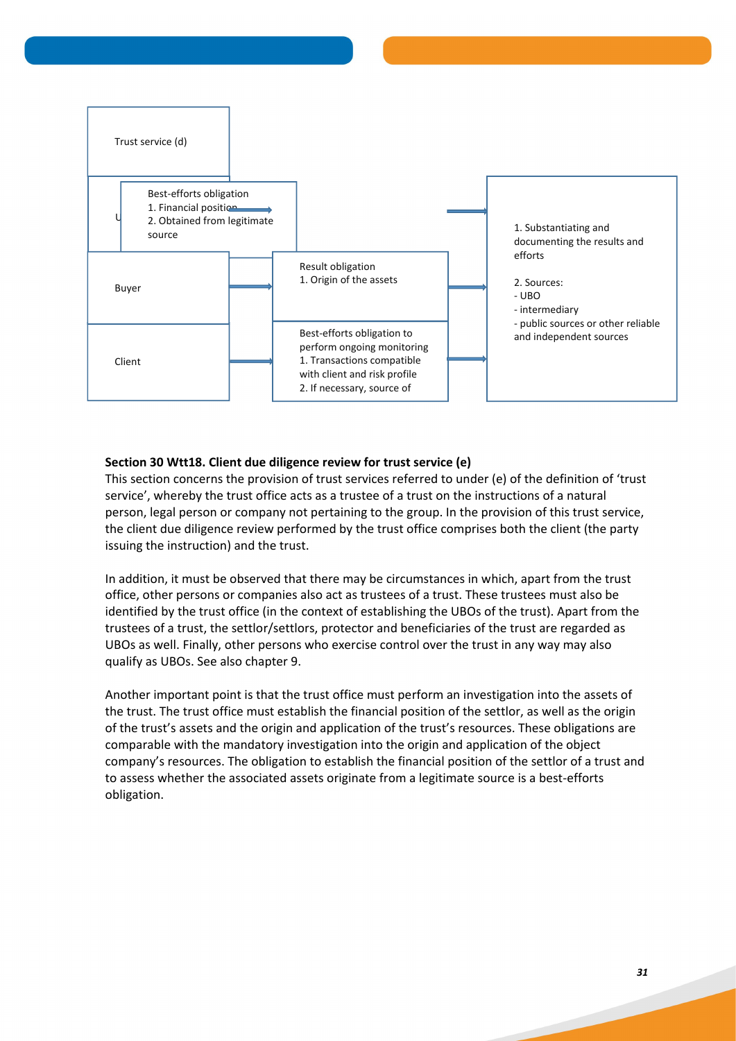Trust service (d)

Best-efforts obligation
1. Financial position
2. Obtained from legitimate source

Buyer

Result obligation
1. Origin of the assets

Client

Best-efforts obligation to perform ongoing monitoring
1. Transactions compatible with client and risk profile
2. If necessary, source of

1. Substantiating and documenting the results and efforts

2. Sources:
- UBO
- intermediary
- public sources or other reliable and independent sources

**Section 30 Wtt18. Client due diligence review for trust service (e)**

This section concerns the provision of trust services referred to under (e) of the definition of 'trust service', whereby the trust office acts as a trustee of a trust on the instructions of a natural person, legal person or company not pertaining to the group. In the provision of this trust service, the client due diligence review performed by the trust office comprises both the client (the party issuing the instruction) and the trust.

In addition, it must be observed that there may be circumstances in which, apart from the trust office, other persons or companies also act as trustees of a trust. These trustees must also be identified by the trust office (in the context of establishing the UBOs of the trust). Apart from the trustees of a trust, the settlor/settlors, protector and beneficiaries of the trust are regarded as UBOs as well. Finally, other persons who exercise control over the trust in any way may also qualify as UBOs. See also chapter 9.

Another important point is that the trust office must perform an investigation into the assets of the trust. The trust office must establish the financial position of the settlor, as well as the origin of the trust's assets and the origin and application of the trust's resources. These obligations are comparable with the mandatory investigation into the origin and application of the object company's resources. The obligation to establish the financial position of the settlor of a trust and to assess whether the associated assets originate from a legitimate source is a best-efforts obligation.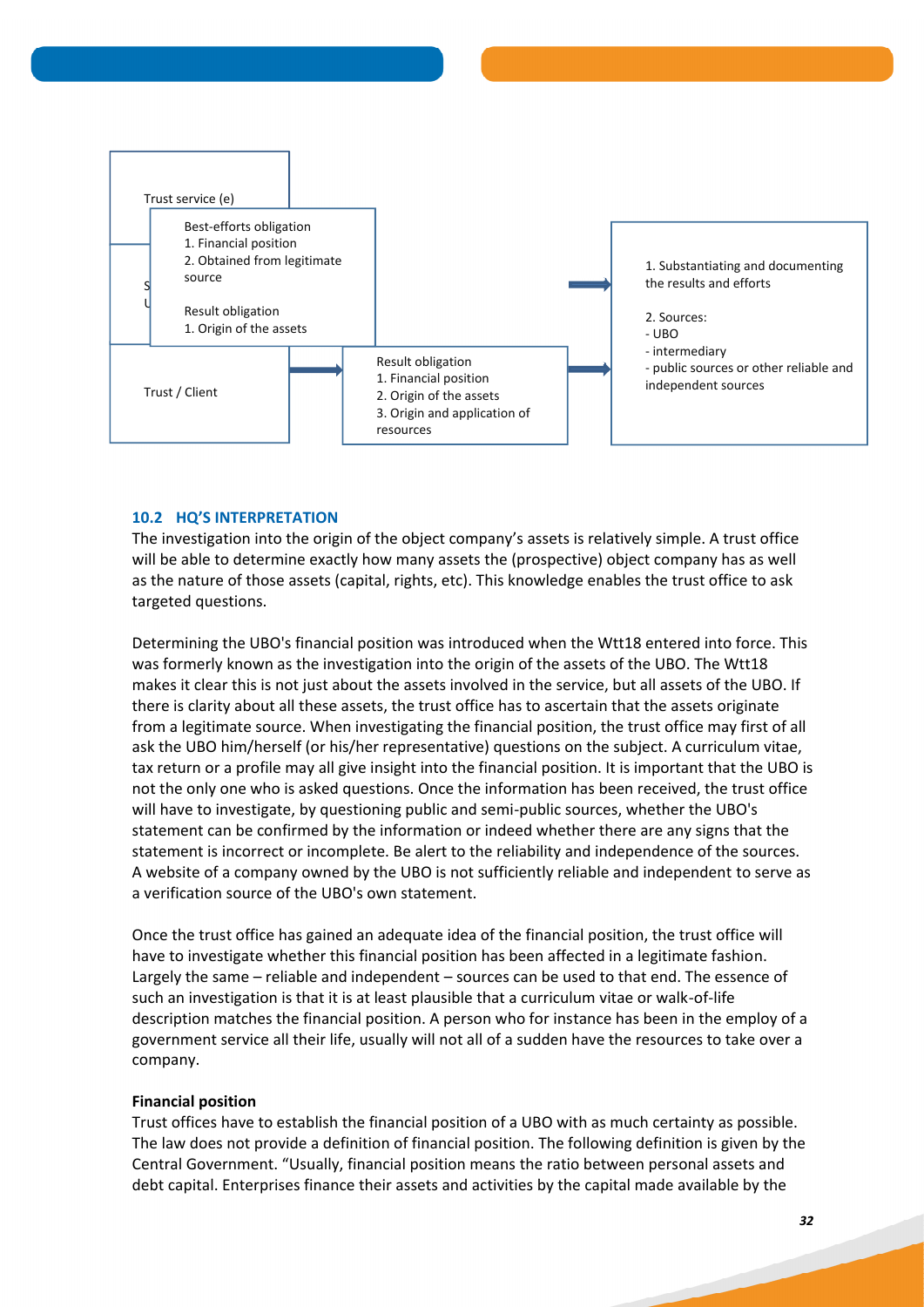Trust service (e)

S
U

Best-efforts obligation
1. Financial position
2. Obtained from legitimate source

Result obligation
1. Origin of the assets

Trust / Client

Result obligation
1. Financial position
2. Origin of the assets
3. Origin and application of resources

1. Substantiating and documenting the results and efforts

2. Sources:
- UBO
- intermediary
- public sources or other reliable and independent sources

### 10.2 HQ'S INTERPRETATION

The investigation into the origin of the object company's assets is relatively simple. A trust office will be able to determine exactly how many assets the (prospective) object company has as well as the nature of those assets (capital, rights, etc). This knowledge enables the trust office to ask targeted questions.

Determining the UBO's financial position was introduced when the Wtt18 entered into force. This was formerly known as the investigation into the origin of the assets of the UBO. The Wtt18 makes it clear this is not just about the assets involved in the service, but all assets of the UBO. If there is clarity about all these assets, the trust office has to ascertain that the assets originate from a legitimate source. When investigating the financial position, the trust office may first of all ask the UBO him/herself (or his/her representative) questions on the subject. A curriculum vitae, tax return or a profile may all give insight into the financial position. It is important that the UBO is not the only one who is asked questions. Once the information has been received, the trust office will have to investigate, by questioning public and semi-public sources, whether the UBO's statement can be confirmed by the information or indeed whether there are any signs that the statement is incorrect or incomplete. Be alert to the reliability and independence of the sources. A website of a company owned by the UBO is not sufficiently reliable and independent to serve as a verification source of the UBO's own statement.

Once the trust office has gained an adequate idea of the financial position, the trust office will have to investigate whether this financial position has been affected in a legitimate fashion. Largely the same – reliable and independent – sources can be used to that end. The essence of such an investigation is that it is at least plausible that a curriculum vitae or walk-of-life description matches the financial position. A person who for instance has been in the employ of a government service all their life, usually will not all of a sudden have the resources to take over a company.

**Financial position**

Trust offices have to establish the financial position of a UBO with as much certainty as possible. The law does not provide a definition of financial position. The following definition is given by the Central Government. "Usually, financial position means the ratio between personal assets and debt capital. Enterprises finance their assets and activities by the capital made available by the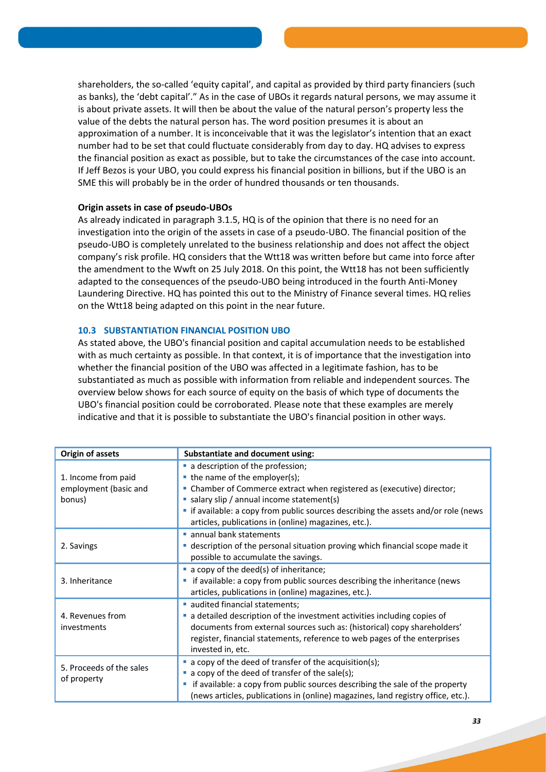shareholders, the so-called 'equity capital', and capital as provided by third party financiers (such as banks), the 'debt capital'." As in the case of UBOs it regards natural persons, we may assume it is about private assets. It will then be about the value of the natural person's property less the value of the debts the natural person has. The word position presumes it is about an approximation of a number. It is inconceivable that it was the legislator's intention that an exact number had to be set that could fluctuate considerably from day to day. HQ advises to express the financial position as exact as possible, but to take the circumstances of the case into account. If Jeff Bezos is your UBO, you could express his financial position in billions, but if the UBO is an SME this will probably be in the order of hundred thousands or ten thousands.

**Origin assets in case of pseudo-UBOs**

As already indicated in paragraph 3.1.5, HQ is of the opinion that there is no need for an investigation into the origin of the assets in case of a pseudo-UBO. The financial position of the pseudo-UBO is completely unrelated to the business relationship and does not affect the object company's risk profile. HQ considers that the Wtt18 was written before but came into force after the amendment to the Wwft on 25 July 2018. On this point, the Wtt18 has not been sufficiently adapted to the consequences of the pseudo-UBO being introduced in the fourth Anti-Money Laundering Directive. HQ has pointed this out to the Ministry of Finance several times. HQ relies on the Wtt18 being adapted on this point in the near future.

### 10.3 SUBSTANTIATION FINANCIAL POSITION UBO

As stated above, the UBO's financial position and capital accumulation needs to be established with as much certainty as possible. In that context, it is of importance that the investigation into whether the financial position of the UBO was affected in a legitimate fashion, has to be substantiated as much as possible with information from reliable and independent sources. The overview below shows for each source of equity on the basis of which type of documents the UBO's financial position could be corroborated. Please note that these examples are merely indicative and that it is possible to substantiate the UBO's financial position in other ways.

| Origin of assets | Substantiate and document using: |
|---|---|
| 1. Income from paid employment (basic and bonus) | ▪ a description of the profession;<br>▪ the name of the employer(s);<br>▪ Chamber of Commerce extract when registered as (executive) director;<br>▪ salary slip / annual income statement(s)<br>▪ if available: a copy from public sources describing the assets and/or role (news articles, publications in (online) magazines, etc.). |
| 2. Savings | ▪ annual bank statements<br>▪ description of the personal situation proving which financial scope made it possible to accumulate the savings. |
| 3. Inheritance | ▪ a copy of the deed(s) of inheritance;<br>▪ if available: a copy from public sources describing the inheritance (news articles, publications in (online) magazines, etc.). |
| 4. Revenues from investments | ▪ audited financial statements;<br>▪ a detailed description of the investment activities including copies of documents from external sources such as: (historical) copy shareholders' register, financial statements, reference to web pages of the enterprises invested in, etc. |
| 5. Proceeds of the sales of property | ▪ a copy of the deed of transfer of the acquisition(s);<br>▪ a copy of the deed of transfer of the sale(s);<br>▪ if available: a copy from public sources describing the sale of the property (news articles, publications in (online) magazines, land registry office, etc.). |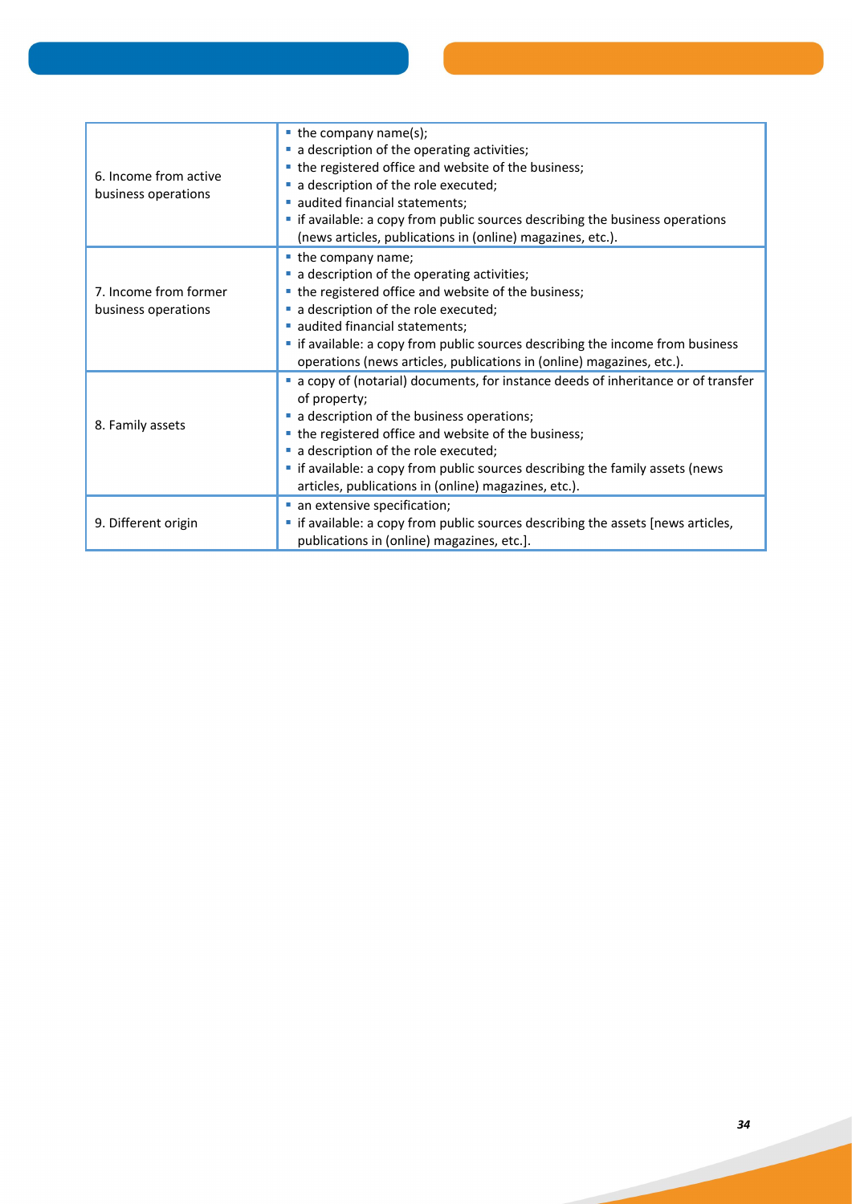| | |
|---|---|
| 6. Income from active business operations | ▪ the company name(s);<br>▪ a description of the operating activities;<br>▪ the registered office and website of the business;<br>▪ a description of the role executed;<br>▪ audited financial statements;<br>▪ if available: a copy from public sources describing the business operations (news articles, publications in (online) magazines, etc.). |
| 7. Income from former business operations | ▪ the company name;<br>▪ a description of the operating activities;<br>▪ the registered office and website of the business;<br>▪ a description of the role executed;<br>▪ audited financial statements;<br>▪ if available: a copy from public sources describing the income from business operations (news articles, publications in (online) magazines, etc.). |
| 8. Family assets | ▪ a copy of (notarial) documents, for instance deeds of inheritance or of transfer of property;<br>▪ a description of the business operations;<br>▪ the registered office and website of the business;<br>▪ a description of the role executed;<br>▪ if available: a copy from public sources describing the family assets (news articles, publications in (online) magazines, etc.). |
| 9. Different origin | ▪ an extensive specification;<br>▪ if available: a copy from public sources describing the assets [news articles, publications in (online) magazines, etc.]. |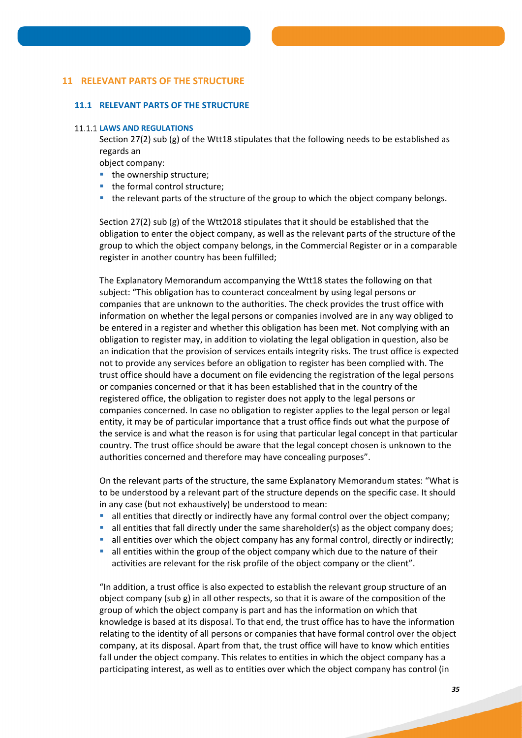# 11 RELEVANT PARTS OF THE STRUCTURE

## 11.1 RELEVANT PARTS OF THE STRUCTURE

### 11.1.1 LAWS AND REGULATIONS

Section 27(2) sub (g) of the Wtt18 stipulates that the following needs to be established as regards an object company:

- the ownership structure;
- the formal control structure;
- the relevant parts of the structure of the group to which the object company belongs.

Section 27(2) sub (g) of the Wtt2018 stipulates that it should be established that the obligation to enter the object company, as well as the relevant parts of the structure of the group to which the object company belongs, in the Commercial Register or in a comparable register in another country has been fulfilled;

The Explanatory Memorandum accompanying the Wtt18 states the following on that subject: "This obligation has to counteract concealment by using legal persons or companies that are unknown to the authorities. The check provides the trust office with information on whether the legal persons or companies involved are in any way obliged to be entered in a register and whether this obligation has been met. Not complying with an obligation to register may, in addition to violating the legal obligation in question, also be an indication that the provision of services entails integrity risks. The trust office is expected not to provide any services before an obligation to register has been complied with. The trust office should have a document on file evidencing the registration of the legal persons or companies concerned or that it has been established that in the country of the registered office, the obligation to register does not apply to the legal persons or companies concerned. In case no obligation to register applies to the legal person or legal entity, it may be of particular importance that a trust office finds out what the purpose of the service is and what the reason is for using that particular legal concept in that particular country. The trust office should be aware that the legal concept chosen is unknown to the authorities concerned and therefore may have concealing purposes".

On the relevant parts of the structure, the same Explanatory Memorandum states: "What is to be understood by a relevant part of the structure depends on the specific case. It should in any case (but not exhaustively) be understood to mean:

- all entities that directly or indirectly have any formal control over the object company;
- all entities that fall directly under the same shareholder(s) as the object company does;
- all entities over which the object company has any formal control, directly or indirectly;
- all entities within the group of the object company which due to the nature of their activities are relevant for the risk profile of the object company or the client".

"In addition, a trust office is also expected to establish the relevant group structure of an object company (sub g) in all other respects, so that it is aware of the composition of the group of which the object company is part and has the information on which that knowledge is based at its disposal. To that end, the trust office has to have the information relating to the identity of all persons or companies that have formal control over the object company, at its disposal. Apart from that, the trust office will have to know which entities fall under the object company. This relates to entities in which the object company has a participating interest, as well as to entities over which the object company has control (in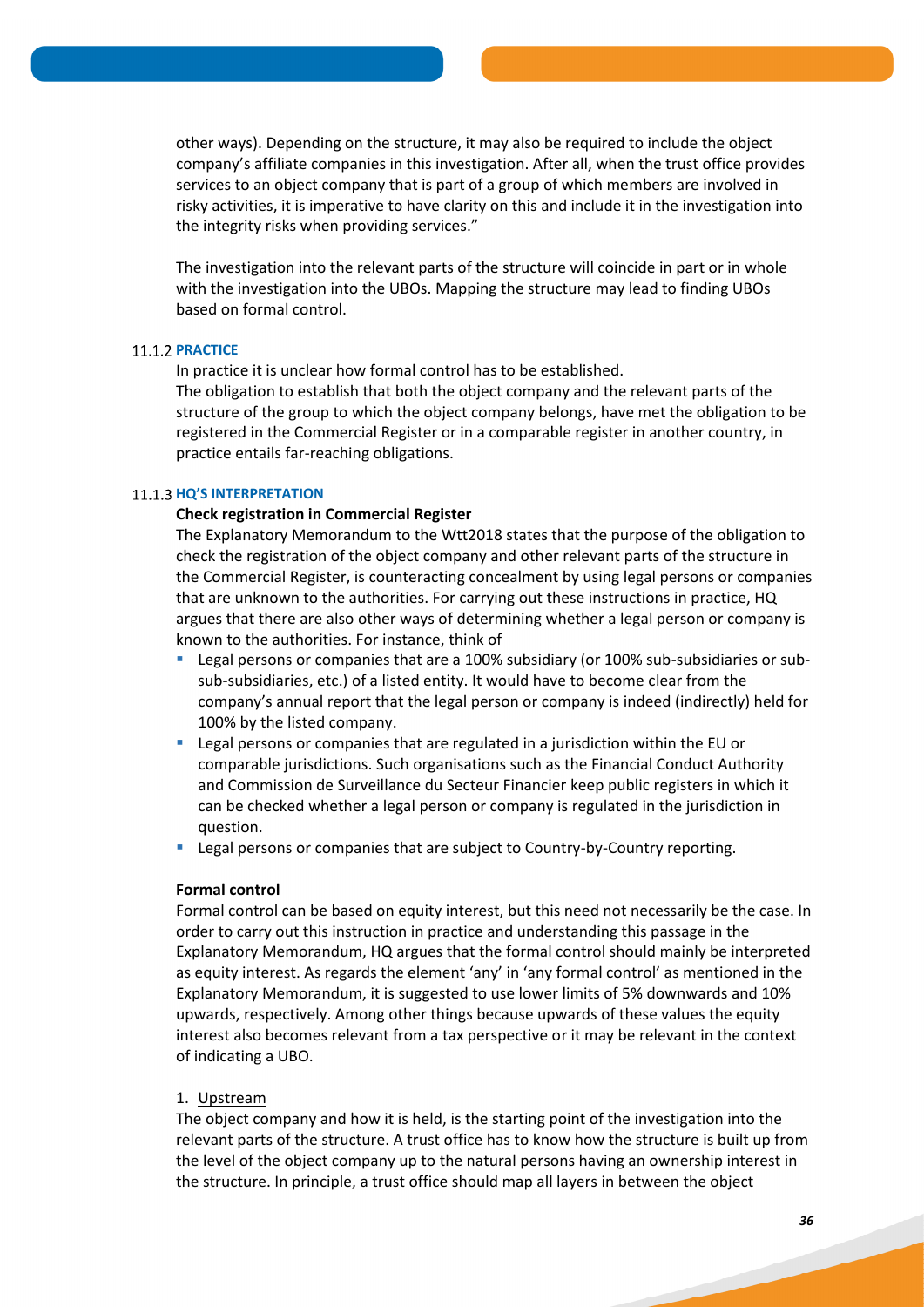other ways). Depending on the structure, it may also be required to include the object company's affiliate companies in this investigation. After all, when the trust office provides services to an object company that is part of a group of which members are involved in risky activities, it is imperative to have clarity on this and include it in the investigation into the integrity risks when providing services."

The investigation into the relevant parts of the structure will coincide in part or in whole with the investigation into the UBOs. Mapping the structure may lead to finding UBOs based on formal control.

### 11.1.2 PRACTICE

In practice it is unclear how formal control has to be established.
The obligation to establish that both the object company and the relevant parts of the structure of the group to which the object company belongs, have met the obligation to be registered in the Commercial Register or in a comparable register in another country, in practice entails far-reaching obligations.

### 11.1.3 HQ'S INTERPRETATION

**Check registration in Commercial Register**

The Explanatory Memorandum to the Wtt2018 states that the purpose of the obligation to check the registration of the object company and other relevant parts of the structure in the Commercial Register, is counteracting concealment by using legal persons or companies that are unknown to the authorities. For carrying out these instructions in practice, HQ argues that there are also other ways of determining whether a legal person or company is known to the authorities. For instance, think of

- Legal persons or companies that are a 100% subsidiary (or 100% sub-subsidiaries or sub-sub-subsidiaries, etc.) of a listed entity. It would have to become clear from the company's annual report that the legal person or company is indeed (indirectly) held for 100% by the listed company.
- Legal persons or companies that are regulated in a jurisdiction within the EU or comparable jurisdictions. Such organisations such as the Financial Conduct Authority and Commission de Surveillance du Secteur Financier keep public registers in which it can be checked whether a legal person or company is regulated in the jurisdiction in question.
- Legal persons or companies that are subject to Country-by-Country reporting.

**Formal control**

Formal control can be based on equity interest, but this need not necessarily be the case. In order to carry out this instruction in practice and understanding this passage in the Explanatory Memorandum, HQ argues that the formal control should mainly be interpreted as equity interest. As regards the element 'any' in 'any formal control' as mentioned in the Explanatory Memorandum, it is suggested to use lower limits of 5% downwards and 10% upwards, respectively. Among other things because upwards of these values the equity interest also becomes relevant from a tax perspective or it may be relevant in the context of indicating a UBO.

1. Upstream

The object company and how it is held, is the starting point of the investigation into the relevant parts of the structure. A trust office has to know how the structure is built up from the level of the object company up to the natural persons having an ownership interest in the structure. In principle, a trust office should map all layers in between the object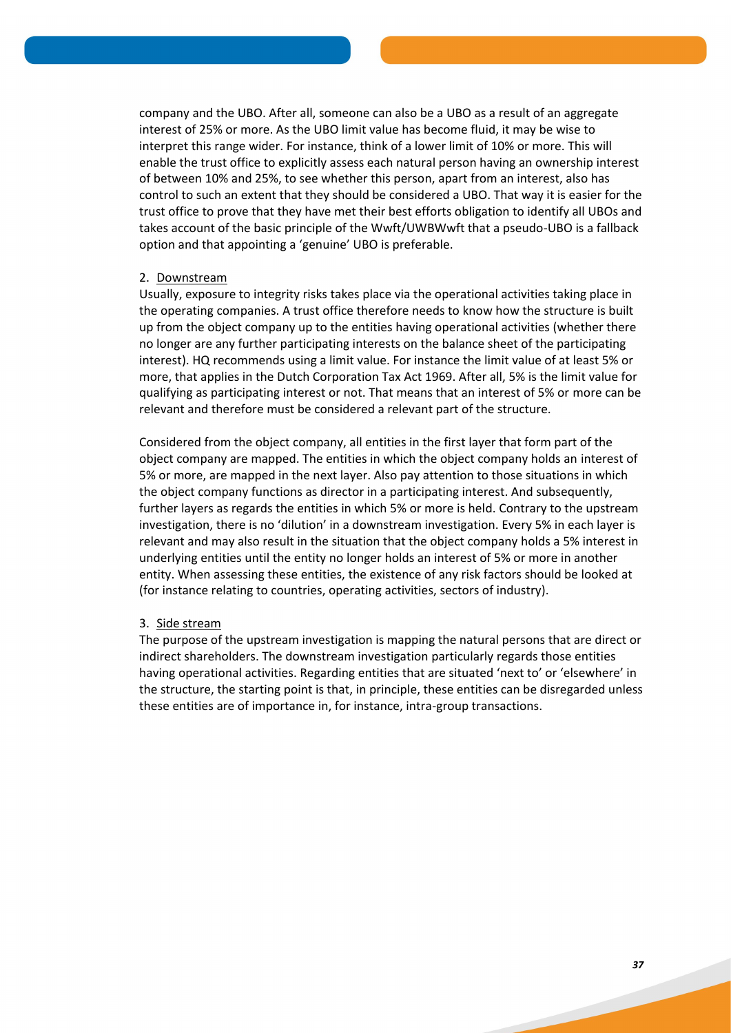company and the UBO. After all, someone can also be a UBO as a result of an aggregate interest of 25% or more. As the UBO limit value has become fluid, it may be wise to interpret this range wider. For instance, think of a lower limit of 10% or more. This will enable the trust office to explicitly assess each natural person having an ownership interest of between 10% and 25%, to see whether this person, apart from an interest, also has control to such an extent that they should be considered a UBO. That way it is easier for the trust office to prove that they have met their best efforts obligation to identify all UBOs and takes account of the basic principle of the Wwft/UWBWwft that a pseudo-UBO is a fallback option and that appointing a 'genuine' UBO is preferable.

2. Downstream

Usually, exposure to integrity risks takes place via the operational activities taking place in the operating companies. A trust office therefore needs to know how the structure is built up from the object company up to the entities having operational activities (whether there no longer are any further participating interests on the balance sheet of the participating interest). HQ recommends using a limit value. For instance the limit value of at least 5% or more, that applies in the Dutch Corporation Tax Act 1969. After all, 5% is the limit value for qualifying as participating interest or not. That means that an interest of 5% or more can be relevant and therefore must be considered a relevant part of the structure.

Considered from the object company, all entities in the first layer that form part of the object company are mapped. The entities in which the object company holds an interest of 5% or more, are mapped in the next layer. Also pay attention to those situations in which the object company functions as director in a participating interest. And subsequently, further layers as regards the entities in which 5% or more is held. Contrary to the upstream investigation, there is no 'dilution' in a downstream investigation. Every 5% in each layer is relevant and may also result in the situation that the object company holds a 5% interest in underlying entities until the entity no longer holds an interest of 5% or more in another entity. When assessing these entities, the existence of any risk factors should be looked at (for instance relating to countries, operating activities, sectors of industry).

3. Side stream

The purpose of the upstream investigation is mapping the natural persons that are direct or indirect shareholders. The downstream investigation particularly regards those entities having operational activities. Regarding entities that are situated 'next to' or 'elsewhere' in the structure, the starting point is that, in principle, these entities can be disregarded unless these entities are of importance in, for instance, intra-group transactions.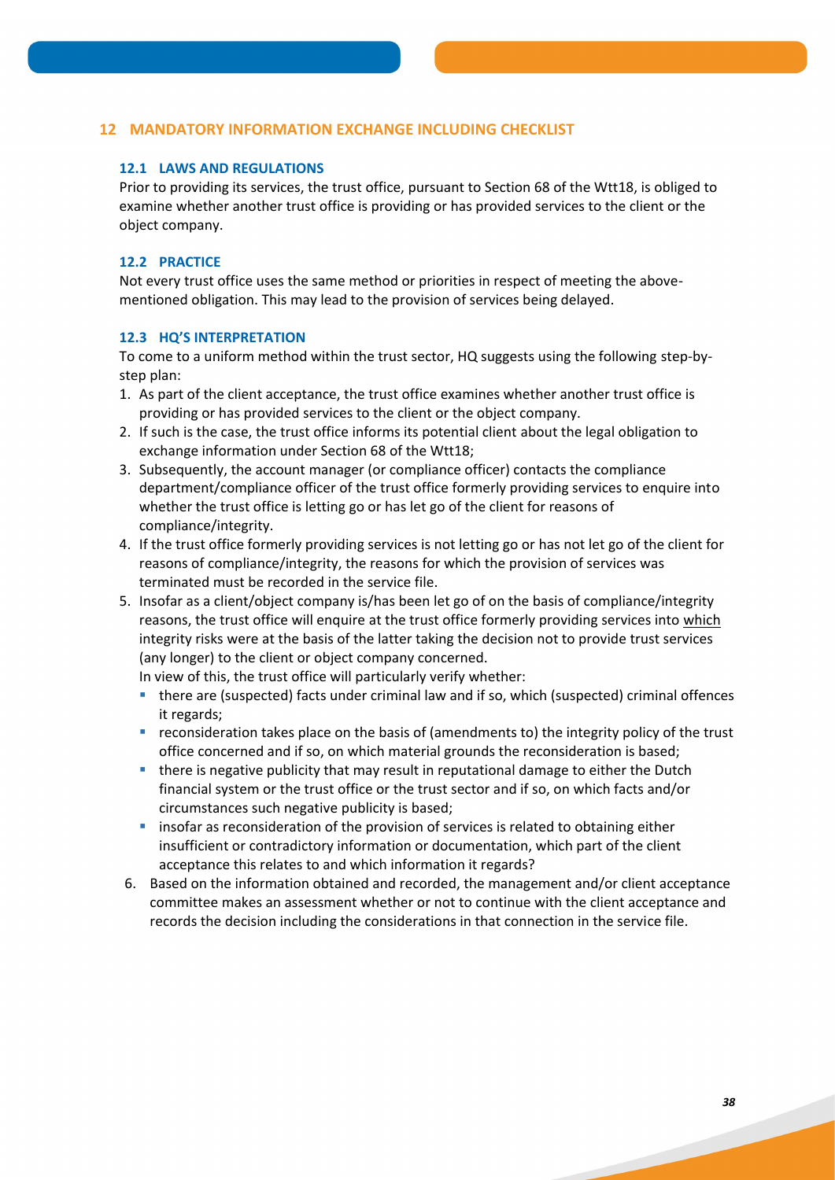## 12 MANDATORY INFORMATION EXCHANGE INCLUDING CHECKLIST

### 12.1 LAWS AND REGULATIONS

Prior to providing its services, the trust office, pursuant to Section 68 of the Wtt18, is obliged to examine whether another trust office is providing or has provided services to the client or the object company.

### 12.2 PRACTICE

Not every trust office uses the same method or priorities in respect of meeting the above-mentioned obligation. This may lead to the provision of services being delayed.

### 12.3 HQ'S INTERPRETATION

To come to a uniform method within the trust sector, HQ suggests using the following step-by-step plan:

1. As part of the client acceptance, the trust office examines whether another trust office is providing or has provided services to the client or the object company.
2. If such is the case, the trust office informs its potential client about the legal obligation to exchange information under Section 68 of the Wtt18;
3. Subsequently, the account manager (or compliance officer) contacts the compliance department/compliance officer of the trust office formerly providing services to enquire into whether the trust office is letting go or has let go of the client for reasons of compliance/integrity.
4. If the trust office formerly providing services is not letting go or has not let go of the client for reasons of compliance/integrity, the reasons for which the provision of services was terminated must be recorded in the service file.
5. Insofar as a client/object company is/has been let go of on the basis of compliance/integrity reasons, the trust office will enquire at the trust office formerly providing services into <u>which</u> integrity risks were at the basis of the latter taking the decision not to provide trust services (any longer) to the client or object company concerned.
   In view of this, the trust office will particularly verify whether:
   - there are (suspected) facts under criminal law and if so, which (suspected) criminal offences it regards;
   - reconsideration takes place on the basis of (amendments to) the integrity policy of the trust office concerned and if so, on which material grounds the reconsideration is based;
   - there is negative publicity that may result in reputational damage to either the Dutch financial system or the trust office or the trust sector and if so, on which facts and/or circumstances such negative publicity is based;
   - insofar as reconsideration of the provision of services is related to obtaining either insufficient or contradictory information or documentation, which part of the client acceptance this relates to and which information it regards?
6. Based on the information obtained and recorded, the management and/or client acceptance committee makes an assessment whether or not to continue with the client acceptance and records the decision including the considerations in that connection in the service file.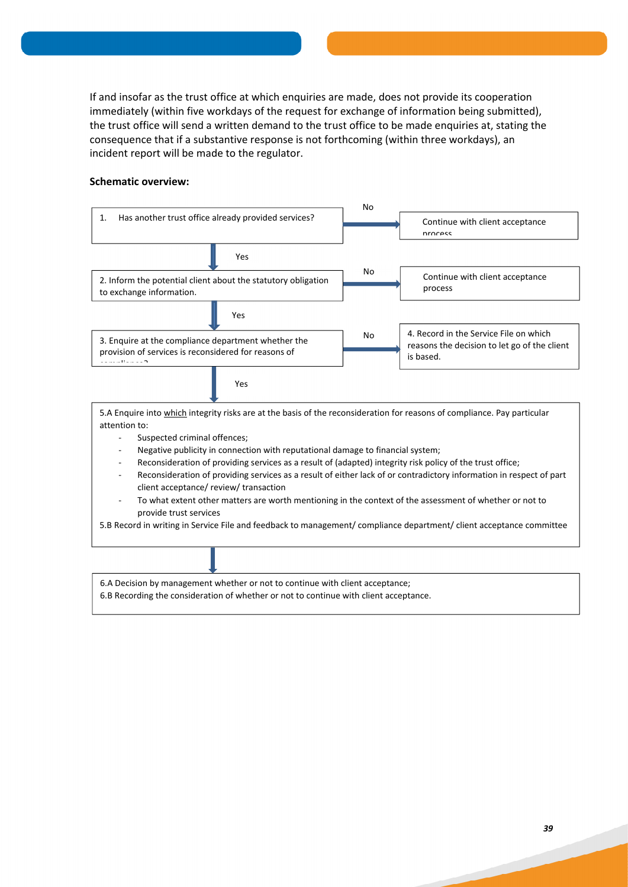If and insofar as the trust office at which enquiries are made, does not provide its cooperation immediately (within five workdays of the request for exchange of information being submitted), the trust office will send a written demand to the trust office to be made enquiries at, stating the consequence that if a substantive response is not forthcoming (within three workdays), an incident report will be made to the regulator.

**Schematic overview:**

1. Has another trust office already provided services?
   - No → Continue with client acceptance process
   - Yes ↓

2. Inform the potential client about the statutory obligation to exchange information.
   - No → Continue with client acceptance process
   - Yes ↓

3. Enquire at the compliance department whether the provision of services is reconsidered for reasons of compliance?
   - No → 4. Record in the Service File on which reasons the decision to let go of the client is based.
   - Yes ↓

5.A Enquire into which integrity risks are at the basis of the reconsideration for reasons of compliance. Pay particular attention to:

- Suspected criminal offences;
- Negative publicity in connection with reputational damage to financial system;
- Reconsideration of providing services as a result of (adapted) integrity risk policy of the trust office;
- Reconsideration of providing services as a result of either lack of or contradictory information in respect of part client acceptance/ review/ transaction
- To what extent other matters are worth mentioning in the context of the assessment of whether or not to provide trust services

5.B Record in writing in Service File and feedback to management/ compliance department/ client acceptance committee

↓

6.A Decision by management whether or not to continue with client acceptance;
6.B Recording the consideration of whether or not to continue with client acceptance.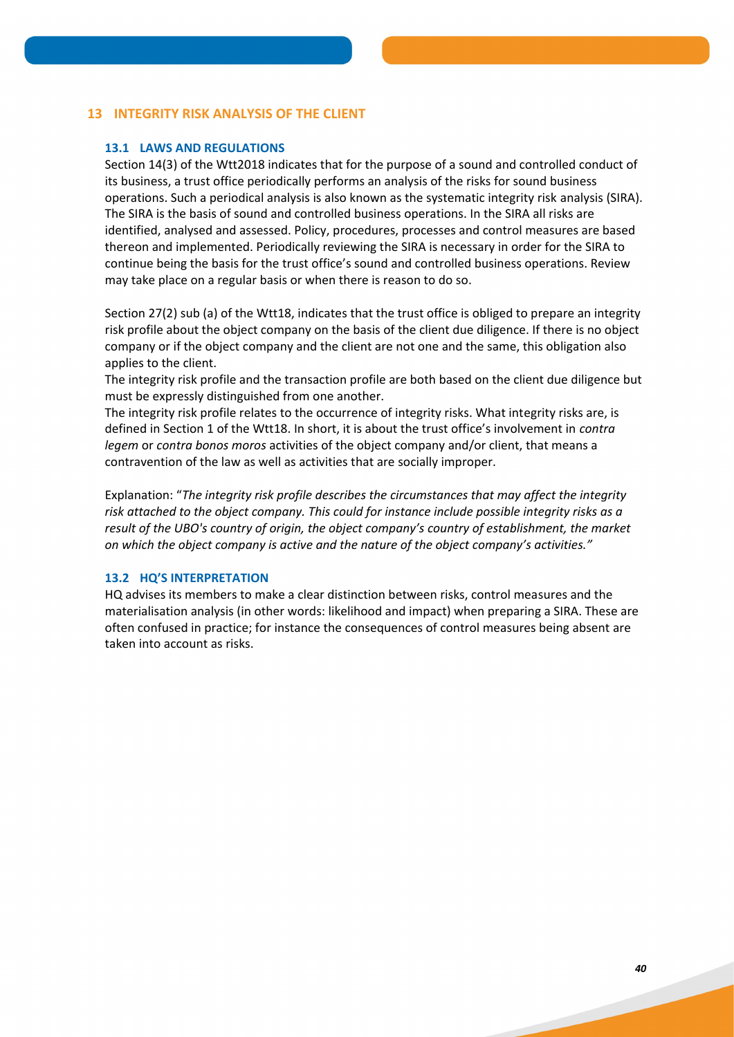## 13 INTEGRITY RISK ANALYSIS OF THE CLIENT

### 13.1 LAWS AND REGULATIONS

Section 14(3) of the Wtt2018 indicates that for the purpose of a sound and controlled conduct of its business, a trust office periodically performs an analysis of the risks for sound business operations. Such a periodical analysis is also known as the systematic integrity risk analysis (SIRA). The SIRA is the basis of sound and controlled business operations. In the SIRA all risks are identified, analysed and assessed. Policy, procedures, processes and control measures are based thereon and implemented. Periodically reviewing the SIRA is necessary in order for the SIRA to continue being the basis for the trust office's sound and controlled business operations. Review may take place on a regular basis or when there is reason to do so.

Section 27(2) sub (a) of the Wtt18, indicates that the trust office is obliged to prepare an integrity risk profile about the object company on the basis of the client due diligence. If there is no object company or if the object company and the client are not one and the same, this obligation also applies to the client.

The integrity risk profile and the transaction profile are both based on the client due diligence but must be expressly distinguished from one another.

The integrity risk profile relates to the occurrence of integrity risks. What integrity risks are, is defined in Section 1 of the Wtt18. In short, it is about the trust office's involvement in *contra legem* or *contra bonos moros* activities of the object company and/or client, that means a contravention of the law as well as activities that are socially improper.

Explanation: "*The integrity risk profile describes the circumstances that may affect the integrity risk attached to the object company. This could for instance include possible integrity risks as a result of the UBO's country of origin, the object company's country of establishment, the market on which the object company is active and the nature of the object company's activities.*"

### 13.2 HQ'S INTERPRETATION

HQ advises its members to make a clear distinction between risks, control measures and the materialisation analysis (in other words: likelihood and impact) when preparing a SIRA. These are often confused in practice; for instance the consequences of control measures being absent are taken into account as risks.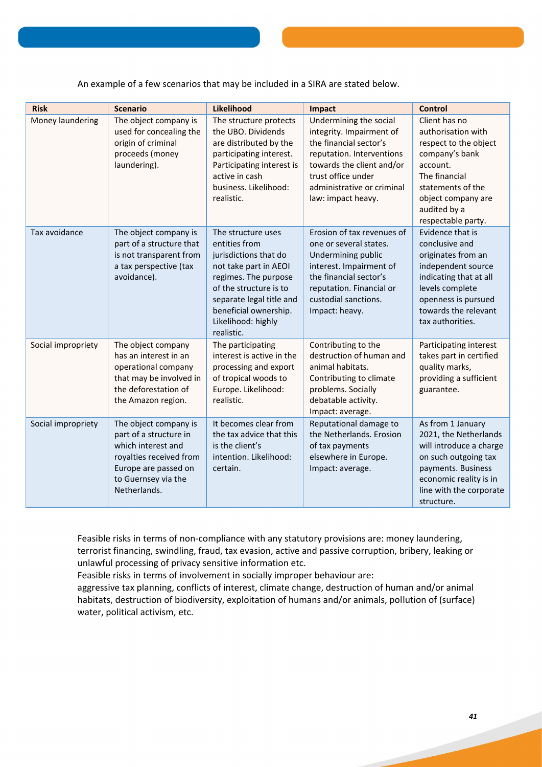An example of a few scenarios that may be included in a SIRA are stated below.

| Risk | Scenario | Likelihood | Impact | Control |
|---|---|---|---|---|
| Money laundering | The object company is used for concealing the origin of criminal proceeds (money laundering). | The structure protects the UBO. Dividends are distributed by the participating interest. Participating interest is active in cash business. Likelihood: realistic. | Undermining the social integrity. Impairment of the financial sector's reputation. Interventions towards the client and/or trust office under administrative or criminal law: impact heavy. | Client has no authorisation with respect to the object company's bank account. The financial statements of the object company are audited by a respectable party. |
| Tax avoidance | The object company is part of a structure that is not transparent from a tax perspective (tax avoidance). | The structure uses entities from jurisdictions that do not take part in AEOI regimes. The purpose of the structure is to separate legal title and beneficial ownership. Likelihood: highly realistic. | Erosion of tax revenues of one or several states. Undermining public interest. Impairment of the financial sector's reputation. Financial or custodial sanctions. Impact: heavy. | Evidence that is conclusive and originates from an independent source indicating that at all levels complete openness is pursued towards the relevant tax authorities. |
| Social impropriety | The object company has an interest in an operational company that may be involved in the deforestation of the Amazon region. | The participating interest is active in the processing and export of tropical woods to Europe. Likelihood: realistic. | Contributing to the destruction of human and animal habitats. Contributing to climate problems. Socially debatable activity. Impact: average. | Participating interest takes part in certified quality marks, providing a sufficient guarantee. |
| Social impropriety | The object company is part of a structure in which interest and royalties received from Europe are passed on to Guernsey via the Netherlands. | It becomes clear from the tax advice that this is the client's intention. Likelihood: certain. | Reputational damage to the Netherlands. Erosion of tax payments elsewhere in Europe. Impact: average. | As from 1 January 2021, the Netherlands will introduce a charge on such outgoing tax payments. Business economic reality is in line with the corporate structure. |

Feasible risks in terms of non-compliance with any statutory provisions are: money laundering, terrorist financing, swindling, fraud, tax evasion, active and passive corruption, bribery, leaking or unlawful processing of privacy sensitive information etc.

Feasible risks in terms of involvement in socially improper behaviour are:

aggressive tax planning, conflicts of interest, climate change, destruction of human and/or animal habitats, destruction of biodiversity, exploitation of humans and/or animals, pollution of (surface) water, political activism, etc.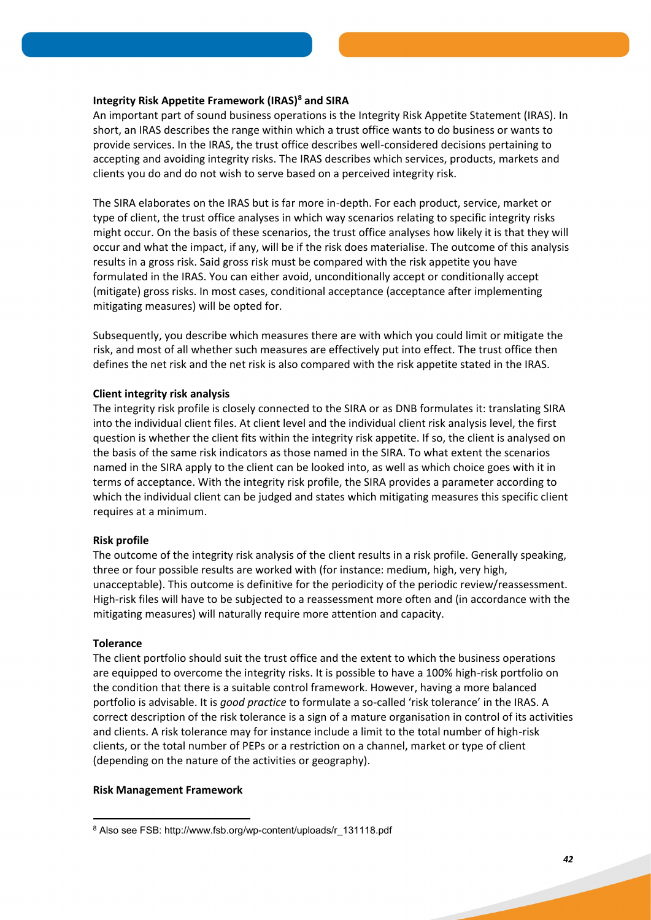### Integrity Risk Appetite Framework (IRAS)[8] and SIRA

An important part of sound business operations is the Integrity Risk Appetite Statement (IRAS). In short, an IRAS describes the range within which a trust office wants to do business or wants to provide services. In the IRAS, the trust office describes well-considered decisions pertaining to accepting and avoiding integrity risks. The IRAS describes which services, products, markets and clients you do and do not wish to serve based on a perceived integrity risk.

The SIRA elaborates on the IRAS but is far more in-depth. For each product, service, market or type of client, the trust office analyses in which way scenarios relating to specific integrity risks might occur. On the basis of these scenarios, the trust office analyses how likely it is that they will occur and what the impact, if any, will be if the risk does materialise. The outcome of this analysis results in a gross risk. Said gross risk must be compared with the risk appetite you have formulated in the IRAS. You can either avoid, unconditionally accept or conditionally accept (mitigate) gross risks. In most cases, conditional acceptance (acceptance after implementing mitigating measures) will be opted for.

Subsequently, you describe which measures there are with which you could limit or mitigate the risk, and most of all whether such measures are effectively put into effect. The trust office then defines the net risk and the net risk is also compared with the risk appetite stated in the IRAS.

### Client integrity risk analysis

The integrity risk profile is closely connected to the SIRA or as DNB formulates it: translating SIRA into the individual client files. At client level and the individual client risk analysis level, the first question is whether the client fits within the integrity risk appetite. If so, the client is analysed on the basis of the same risk indicators as those named in the SIRA. To what extent the scenarios named in the SIRA apply to the client can be looked into, as well as which choice goes with it in terms of acceptance. With the integrity risk profile, the SIRA provides a parameter according to which the individual client can be judged and states which mitigating measures this specific client requires at a minimum.

### Risk profile

The outcome of the integrity risk analysis of the client results in a risk profile. Generally speaking, three or four possible results are worked with (for instance: medium, high, very high, unacceptable). This outcome is definitive for the periodicity of the periodic review/reassessment. High-risk files will have to be subjected to a reassessment more often and (in accordance with the mitigating measures) will naturally require more attention and capacity.

### Tolerance

The client portfolio should suit the trust office and the extent to which the business operations are equipped to overcome the integrity risks. It is possible to have a 100% high-risk portfolio on the condition that there is a suitable control framework. However, having a more balanced portfolio is advisable. It is *good practice* to formulate a so-called 'risk tolerance' in the IRAS. A correct description of the risk tolerance is a sign of a mature organisation in control of its activities and clients. A risk tolerance may for instance include a limit to the total number of high-risk clients, or the total number of PEPs or a restriction on a channel, market or type of client (depending on the nature of the activities or geography).

### Risk Management Framework

---

[8] Also see FSB: http://www.fsb.org/wp-content/uploads/r_131118.pdf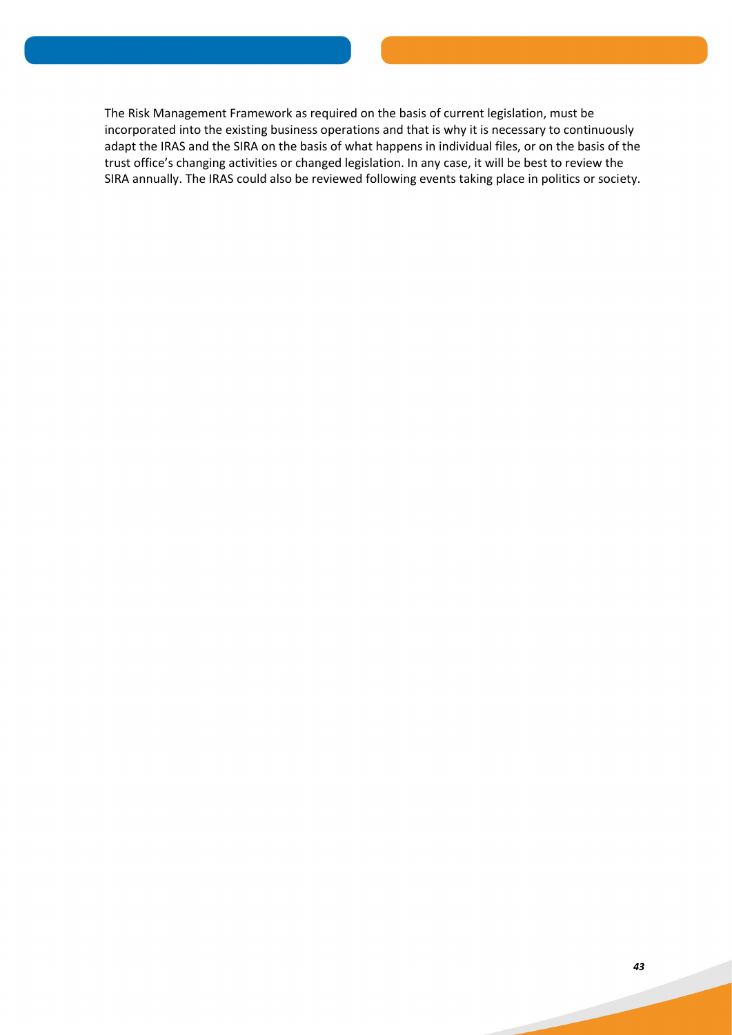The Risk Management Framework as required on the basis of current legislation, must be incorporated into the existing business operations and that is why it is necessary to continuously adapt the IRAS and the SIRA on the basis of what happens in individual files, or on the basis of the trust office's changing activities or changed legislation. In any case, it will be best to review the SIRA annually. The IRAS could also be reviewed following events taking place in politics or society.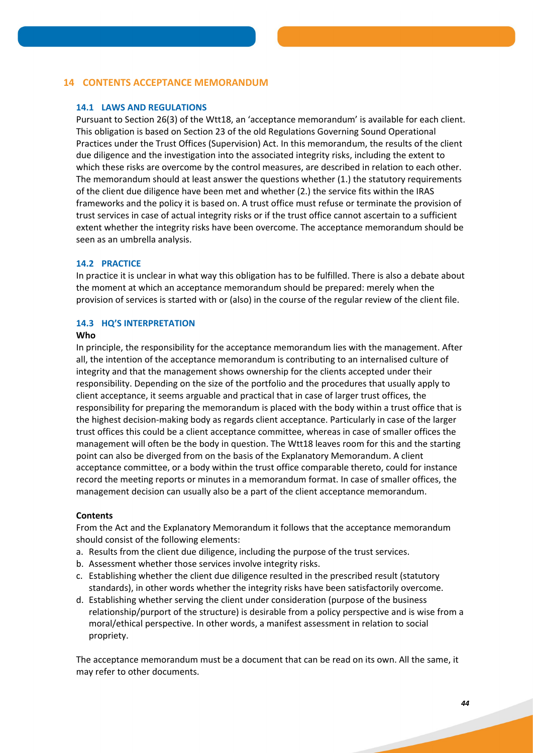## 14 CONTENTS ACCEPTANCE MEMORANDUM

### 14.1 LAWS AND REGULATIONS

Pursuant to Section 26(3) of the Wtt18, an 'acceptance memorandum' is available for each client. This obligation is based on Section 23 of the old Regulations Governing Sound Operational Practices under the Trust Offices (Supervision) Act. In this memorandum, the results of the client due diligence and the investigation into the associated integrity risks, including the extent to which these risks are overcome by the control measures, are described in relation to each other. The memorandum should at least answer the questions whether (1.) the statutory requirements of the client due diligence have been met and whether (2.) the service fits within the IRAS frameworks and the policy it is based on. A trust office must refuse or terminate the provision of trust services in case of actual integrity risks or if the trust office cannot ascertain to a sufficient extent whether the integrity risks have been overcome. The acceptance memorandum should be seen as an umbrella analysis.

### 14.2 PRACTICE

In practice it is unclear in what way this obligation has to be fulfilled. There is also a debate about the moment at which an acceptance memorandum should be prepared: merely when the provision of services is started with or (also) in the course of the regular review of the client file.

### 14.3 HQ'S INTERPRETATION

**Who**

In principle, the responsibility for the acceptance memorandum lies with the management. After all, the intention of the acceptance memorandum is contributing to an internalised culture of integrity and that the management shows ownership for the clients accepted under their responsibility. Depending on the size of the portfolio and the procedures that usually apply to client acceptance, it seems arguable and practical that in case of larger trust offices, the responsibility for preparing the memorandum is placed with the body within a trust office that is the highest decision-making body as regards client acceptance. Particularly in case of the larger trust offices this could be a client acceptance committee, whereas in case of smaller offices the management will often be the body in question. The Wtt18 leaves room for this and the starting point can also be diverged from on the basis of the Explanatory Memorandum. A client acceptance committee, or a body within the trust office comparable thereto, could for instance record the meeting reports or minutes in a memorandum format. In case of smaller offices, the management decision can usually also be a part of the client acceptance memorandum.

**Contents**

From the Act and the Explanatory Memorandum it follows that the acceptance memorandum should consist of the following elements:

a. Results from the client due diligence, including the purpose of the trust services.
b. Assessment whether those services involve integrity risks.
c. Establishing whether the client due diligence resulted in the prescribed result (statutory standards), in other words whether the integrity risks have been satisfactorily overcome.
d. Establishing whether serving the client under consideration (purpose of the business relationship/purport of the structure) is desirable from a policy perspective and is wise from a moral/ethical perspective. In other words, a manifest assessment in relation to social propriety.

The acceptance memorandum must be a document that can be read on its own. All the same, it may refer to other documents.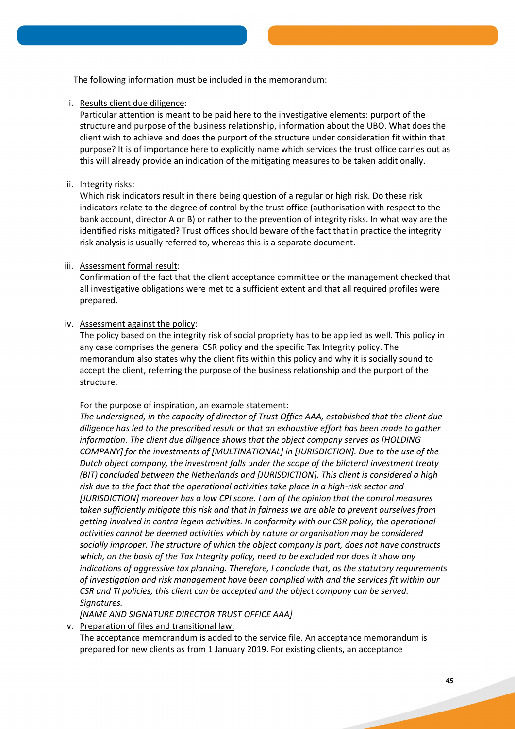The following information must be included in the memorandum:

i. Results client due diligence:
   Particular attention is meant to be paid here to the investigative elements: purport of the structure and purpose of the business relationship, information about the UBO. What does the client wish to achieve and does the purport of the structure under consideration fit within that purpose? It is of importance here to explicitly name which services the trust office carries out as this will already provide an indication of the mitigating measures to be taken additionally.

ii. Integrity risks:
   Which risk indicators result in there being question of a regular or high risk. Do these risk indicators relate to the degree of control by the trust office (authorisation with respect to the bank account, director A or B) or rather to the prevention of integrity risks. In what way are the identified risks mitigated? Trust offices should beware of the fact that in practice the integrity risk analysis is usually referred to, whereas this is a separate document.

iii. Assessment formal result:
   Confirmation of the fact that the client acceptance committee or the management checked that all investigative obligations were met to a sufficient extent and that all required profiles were prepared.

iv. Assessment against the policy:
   The policy based on the integrity risk of social propriety has to be applied as well. This policy in any case comprises the general CSR policy and the specific Tax Integrity policy. The memorandum also states why the client fits within this policy and why it is socially sound to accept the client, referring the purpose of the business relationship and the purport of the structure.

   For the purpose of inspiration, an example statement:
   *The undersigned, in the capacity of director of Trust Office AAA, established that the client due diligence has led to the prescribed result or that an exhaustive effort has been made to gather information. The client due diligence shows that the object company serves as [HOLDING COMPANY] for the investments of [MULTINATIONAL] in [JURISDICTION]. Due to the use of the Dutch object company, the investment falls under the scope of the bilateral investment treaty (BIT) concluded between the Netherlands and [JURISDICTION]. This client is considered a high risk due to the fact that the operational activities take place in a high-risk sector and [JURISDICTION] moreover has a low CPI score. I am of the opinion that the control measures taken sufficiently mitigate this risk and that in fairness we are able to prevent ourselves from getting involved in contra legem activities. In conformity with our CSR policy, the operational activities cannot be deemed activities which by nature or organisation may be considered socially improper. The structure of which the object company is part, does not have constructs which, on the basis of the Tax Integrity policy, need to be excluded nor does it show any indications of aggressive tax planning. Therefore, I conclude that, as the statutory requirements of investigation and risk management have been complied with and the services fit within our CSR and TI policies, this client can be accepted and the object company can be served. Signatures.*
   *[NAME AND SIGNATURE DIRECTOR TRUST OFFICE AAA]*

v. Preparation of files and transitional law:
   The acceptance memorandum is added to the service file. An acceptance memorandum is prepared for new clients as from 1 January 2019. For existing clients, an acceptance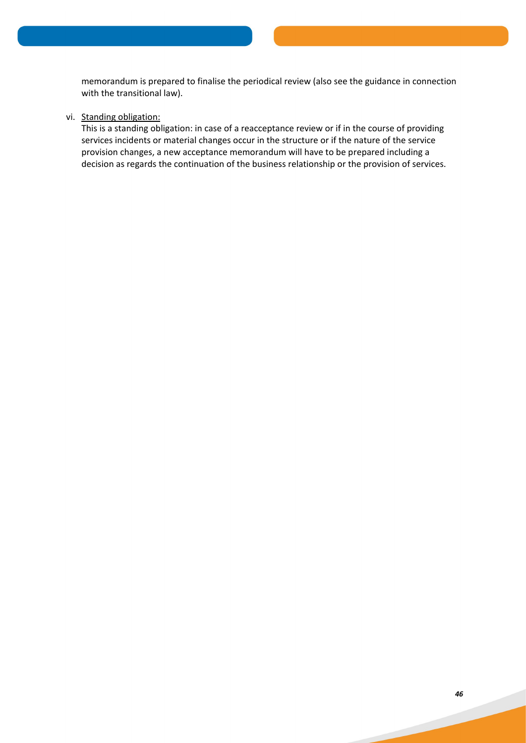memorandum is prepared to finalise the periodical review (also see the guidance in connection with the transitional law).

vi. Standing obligation:
This is a standing obligation: in case of a reacceptance review or if in the course of providing services incidents or material changes occur in the structure or if the nature of the service provision changes, a new acceptance memorandum will have to be prepared including a decision as regards the continuation of the business relationship or the provision of services.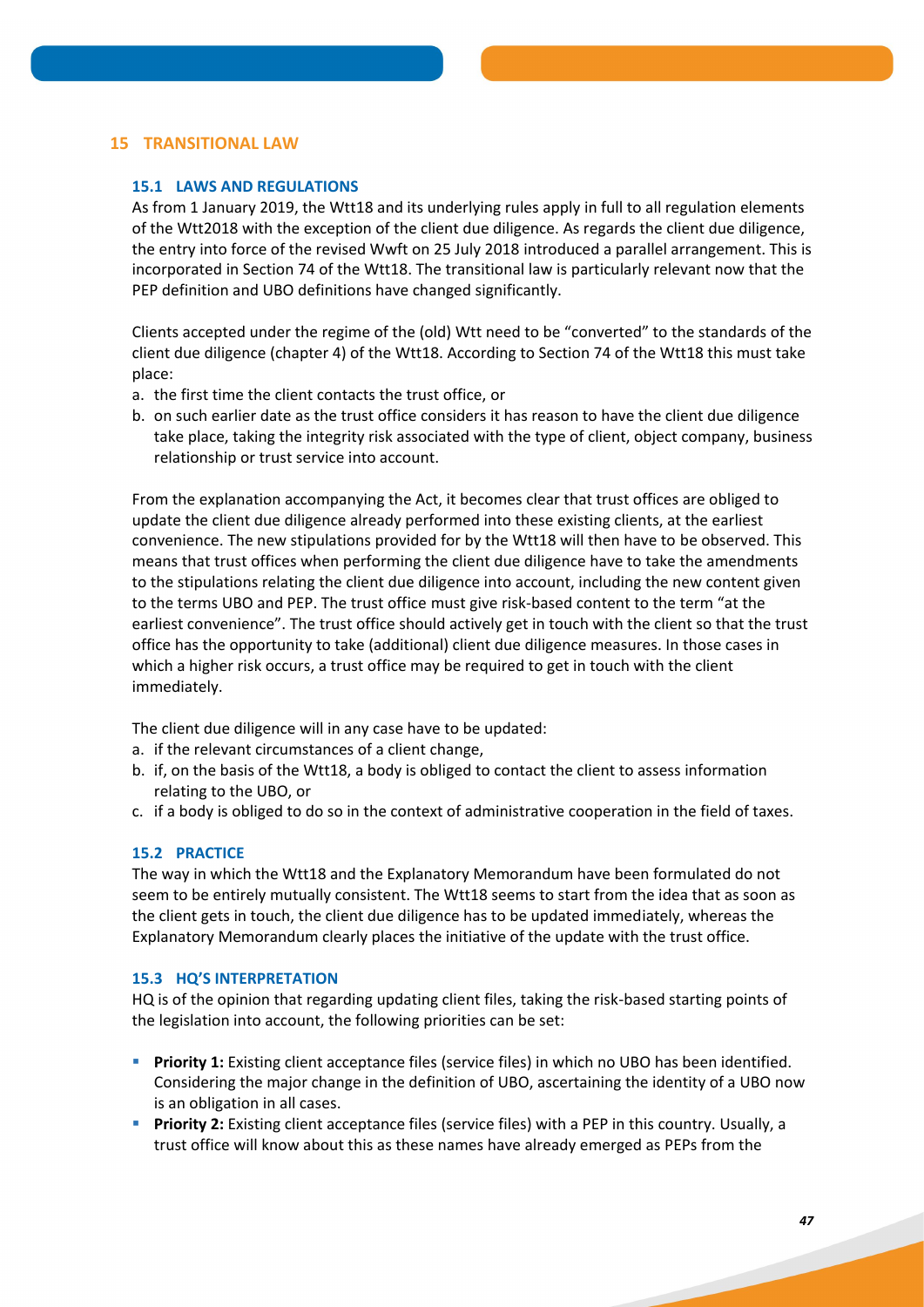## 15 TRANSITIONAL LAW

### 15.1 LAWS AND REGULATIONS

As from 1 January 2019, the Wtt18 and its underlying rules apply in full to all regulation elements of the Wtt2018 with the exception of the client due diligence. As regards the client due diligence, the entry into force of the revised Wwft on 25 July 2018 introduced a parallel arrangement. This is incorporated in Section 74 of the Wtt18. The transitional law is particularly relevant now that the PEP definition and UBO definitions have changed significantly.

Clients accepted under the regime of the (old) Wtt need to be "converted" to the standards of the client due diligence (chapter 4) of the Wtt18. According to Section 74 of the Wtt18 this must take place:

a. the first time the client contacts the trust office, or
b. on such earlier date as the trust office considers it has reason to have the client due diligence take place, taking the integrity risk associated with the type of client, object company, business relationship or trust service into account.

From the explanation accompanying the Act, it becomes clear that trust offices are obliged to update the client due diligence already performed into these existing clients, at the earliest convenience. The new stipulations provided for by the Wtt18 will then have to be observed. This means that trust offices when performing the client due diligence have to take the amendments to the stipulations relating the client due diligence into account, including the new content given to the terms UBO and PEP. The trust office must give risk-based content to the term "at the earliest convenience". The trust office should actively get in touch with the client so that the trust office has the opportunity to take (additional) client due diligence measures. In those cases in which a higher risk occurs, a trust office may be required to get in touch with the client immediately.

The client due diligence will in any case have to be updated:

a. if the relevant circumstances of a client change,
b. if, on the basis of the Wtt18, a body is obliged to contact the client to assess information relating to the UBO, or
c. if a body is obliged to do so in the context of administrative cooperation in the field of taxes.

### 15.2 PRACTICE

The way in which the Wtt18 and the Explanatory Memorandum have been formulated do not seem to be entirely mutually consistent. The Wtt18 seems to start from the idea that as soon as the client gets in touch, the client due diligence has to be updated immediately, whereas the Explanatory Memorandum clearly places the initiative of the update with the trust office.

### 15.3 HQ'S INTERPRETATION

HQ is of the opinion that regarding updating client files, taking the risk-based starting points of the legislation into account, the following priorities can be set:

- **Priority 1:** Existing client acceptance files (service files) in which no UBO has been identified. Considering the major change in the definition of UBO, ascertaining the identity of a UBO now is an obligation in all cases.
- **Priority 2:** Existing client acceptance files (service files) with a PEP in this country. Usually, a trust office will know about this as these names have already emerged as PEPs from the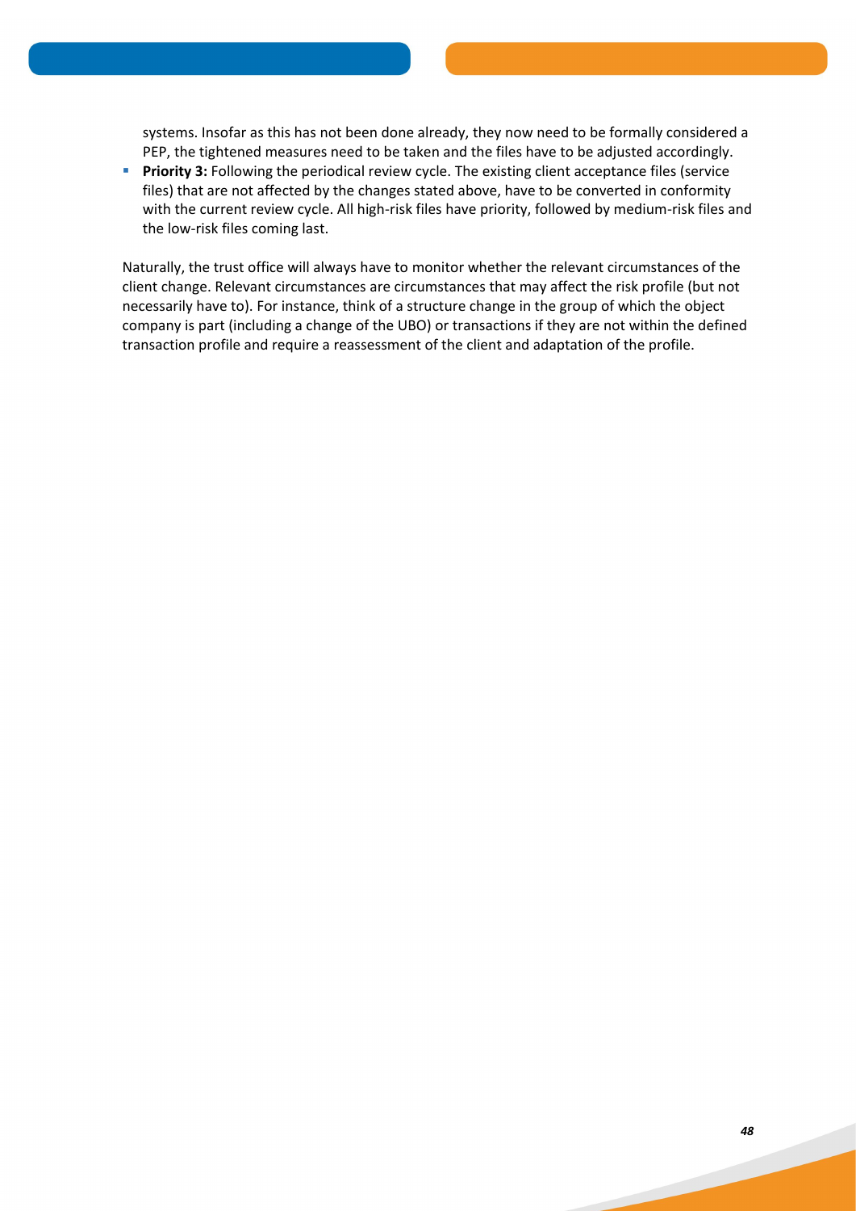systems. Insofar as this has not been done already, they now need to be formally considered a PEP, the tightened measures need to be taken and the files have to be adjusted accordingly.

- **Priority 3:** Following the periodical review cycle. The existing client acceptance files (service files) that are not affected by the changes stated above, have to be converted in conformity with the current review cycle. All high-risk files have priority, followed by medium-risk files and the low-risk files coming last.

Naturally, the trust office will always have to monitor whether the relevant circumstances of the client change. Relevant circumstances are circumstances that may affect the risk profile (but not necessarily have to). For instance, think of a structure change in the group of which the object company is part (including a change of the UBO) or transactions if they are not within the defined transaction profile and require a reassessment of the client and adaptation of the profile.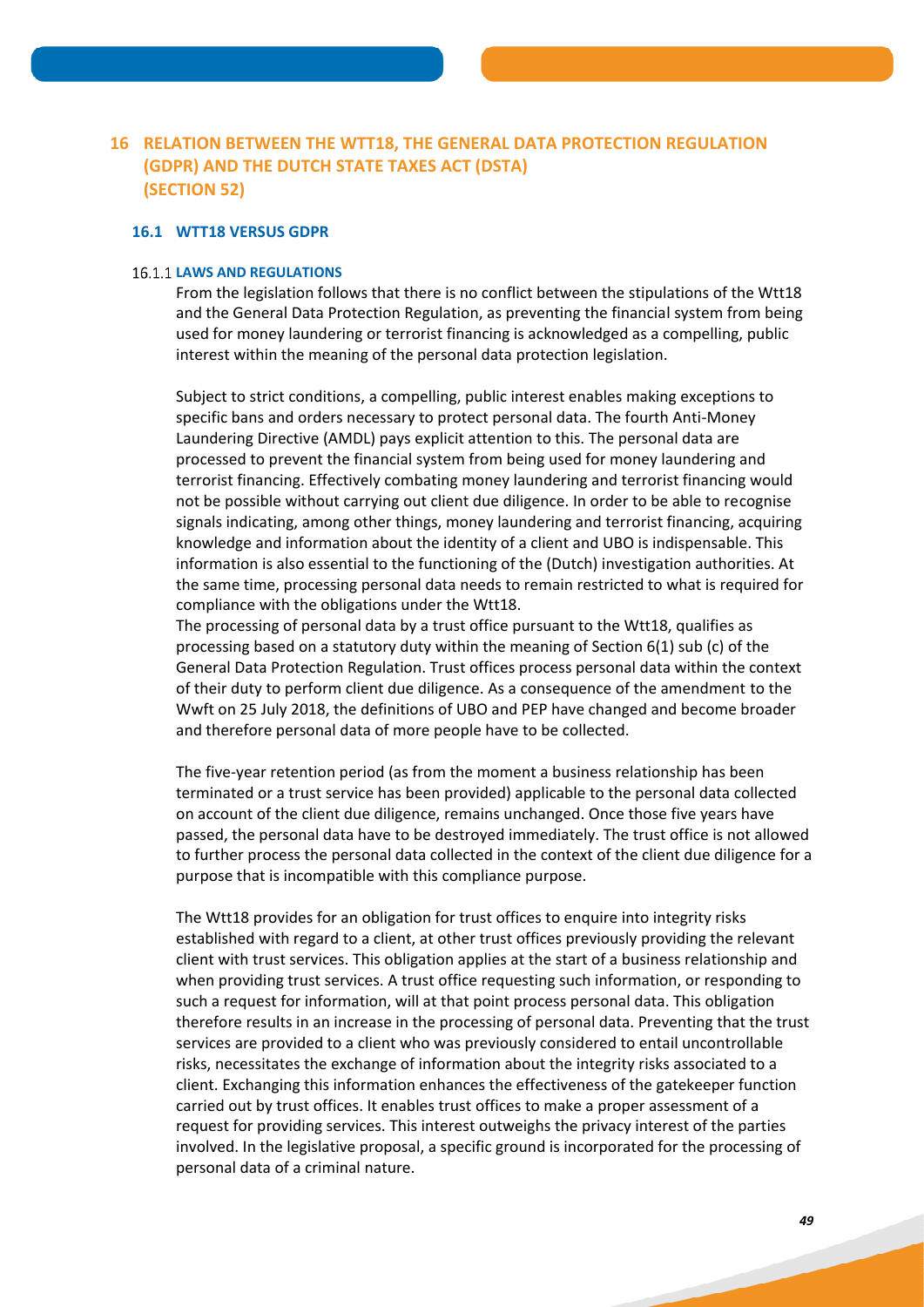# 16 RELATION BETWEEN THE WTT18, THE GENERAL DATA PROTECTION REGULATION (GDPR) AND THE DUTCH STATE TAXES ACT (DSTA) (SECTION 52)

## 16.1 WTT18 VERSUS GDPR

### 16.1.1 LAWS AND REGULATIONS

From the legislation follows that there is no conflict between the stipulations of the Wtt18 and the General Data Protection Regulation, as preventing the financial system from being used for money laundering or terrorist financing is acknowledged as a compelling, public interest within the meaning of the personal data protection legislation.

Subject to strict conditions, a compelling, public interest enables making exceptions to specific bans and orders necessary to protect personal data. The fourth Anti-Money Laundering Directive (AMDL) pays explicit attention to this. The personal data are processed to prevent the financial system from being used for money laundering and terrorist financing. Effectively combating money laundering and terrorist financing would not be possible without carrying out client due diligence. In order to be able to recognise signals indicating, among other things, money laundering and terrorist financing, acquiring knowledge and information about the identity of a client and UBO is indispensable. This information is also essential to the functioning of the (Dutch) investigation authorities. At the same time, processing personal data needs to remain restricted to what is required for compliance with the obligations under the Wtt18.
The processing of personal data by a trust office pursuant to the Wtt18, qualifies as processing based on a statutory duty within the meaning of Section 6(1) sub (c) of the General Data Protection Regulation. Trust offices process personal data within the context of their duty to perform client due diligence. As a consequence of the amendment to the Wwft on 25 July 2018, the definitions of UBO and PEP have changed and become broader and therefore personal data of more people have to be collected.

The five-year retention period (as from the moment a business relationship has been terminated or a trust service has been provided) applicable to the personal data collected on account of the client due diligence, remains unchanged. Once those five years have passed, the personal data have to be destroyed immediately. The trust office is not allowed to further process the personal data collected in the context of the client due diligence for a purpose that is incompatible with this compliance purpose.

The Wtt18 provides for an obligation for trust offices to enquire into integrity risks established with regard to a client, at other trust offices previously providing the relevant client with trust services. This obligation applies at the start of a business relationship and when providing trust services. A trust office requesting such information, or responding to such a request for information, will at that point process personal data. This obligation therefore results in an increase in the processing of personal data. Preventing that the trust services are provided to a client who was previously considered to entail uncontrollable risks, necessitates the exchange of information about the integrity risks associated to a client. Exchanging this information enhances the effectiveness of the gatekeeper function carried out by trust offices. It enables trust offices to make a proper assessment of a request for providing services. This interest outweighs the privacy interest of the parties involved. In the legislative proposal, a specific ground is incorporated for the processing of personal data of a criminal nature.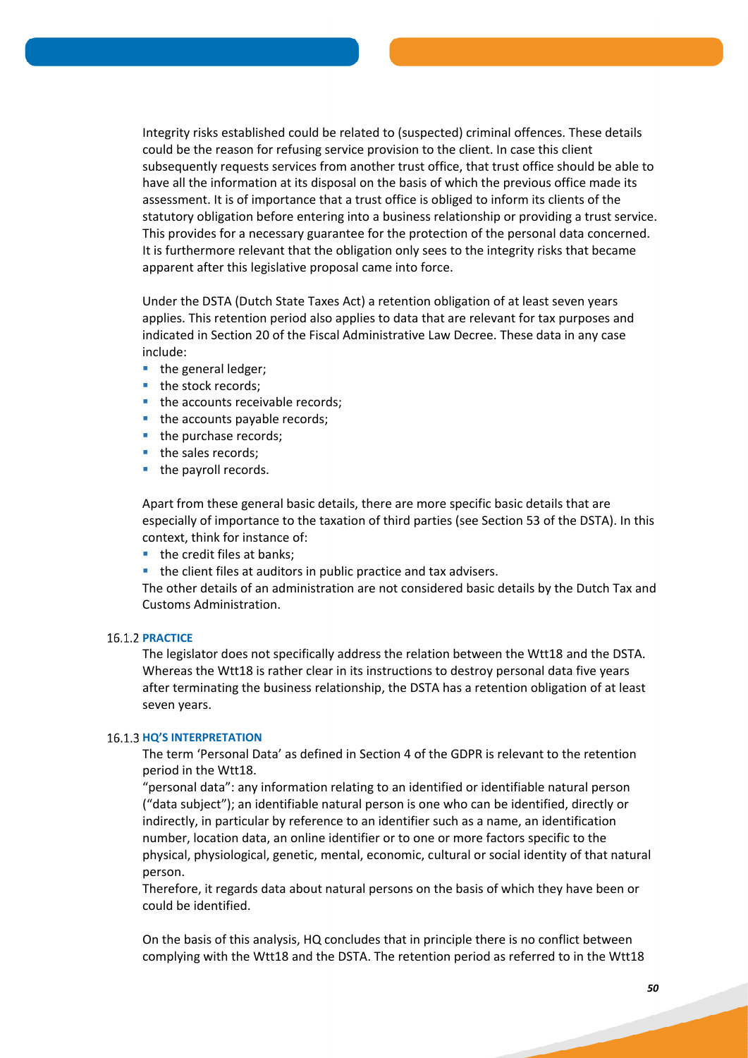Integrity risks established could be related to (suspected) criminal offences. These details could be the reason for refusing service provision to the client. In case this client subsequently requests services from another trust office, that trust office should be able to have all the information at its disposal on the basis of which the previous office made its assessment. It is of importance that a trust office is obliged to inform its clients of the statutory obligation before entering into a business relationship or providing a trust service. This provides for a necessary guarantee for the protection of the personal data concerned. It is furthermore relevant that the obligation only sees to the integrity risks that became apparent after this legislative proposal came into force.

Under the DSTA (Dutch State Taxes Act) a retention obligation of at least seven years applies. This retention period also applies to data that are relevant for tax purposes and indicated in Section 20 of the Fiscal Administrative Law Decree. These data in any case include:

- the general ledger;
- the stock records;
- the accounts receivable records;
- the accounts payable records;
- the purchase records;
- the sales records;
- the payroll records.

Apart from these general basic details, there are more specific basic details that are especially of importance to the taxation of third parties (see Section 53 of the DSTA). In this context, think for instance of:

- the credit files at banks;
- the client files at auditors in public practice and tax advisers.

The other details of an administration are not considered basic details by the Dutch Tax and Customs Administration.

### 16.1.2 PRACTICE

The legislator does not specifically address the relation between the Wtt18 and the DSTA. Whereas the Wtt18 is rather clear in its instructions to destroy personal data five years after terminating the business relationship, the DSTA has a retention obligation of at least seven years.

### 16.1.3 HQ'S INTERPRETATION

The term 'Personal Data' as defined in Section 4 of the GDPR is relevant to the retention period in the Wtt18.

"personal data": any information relating to an identified or identifiable natural person ("data subject"); an identifiable natural person is one who can be identified, directly or indirectly, in particular by reference to an identifier such as a name, an identification number, location data, an online identifier or to one or more factors specific to the physical, physiological, genetic, mental, economic, cultural or social identity of that natural person.

Therefore, it regards data about natural persons on the basis of which they have been or could be identified.

On the basis of this analysis, HQ concludes that in principle there is no conflict between complying with the Wtt18 and the DSTA. The retention period as referred to in the Wtt18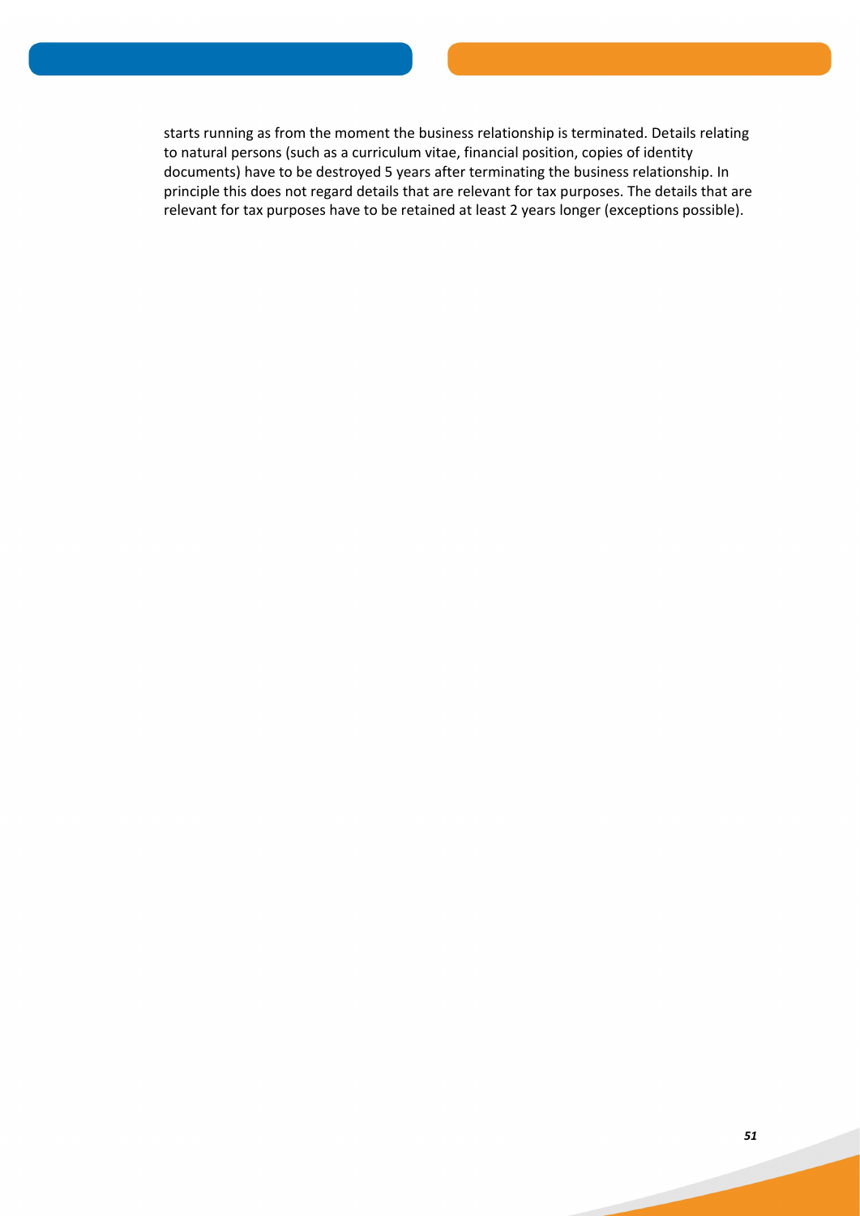starts running as from the moment the business relationship is terminated. Details relating to natural persons (such as a curriculum vitae, financial position, copies of identity documents) have to be destroyed 5 years after terminating the business relationship. In principle this does not regard details that are relevant for tax purposes. The details that are relevant for tax purposes have to be retained at least 2 years longer (exceptions possible).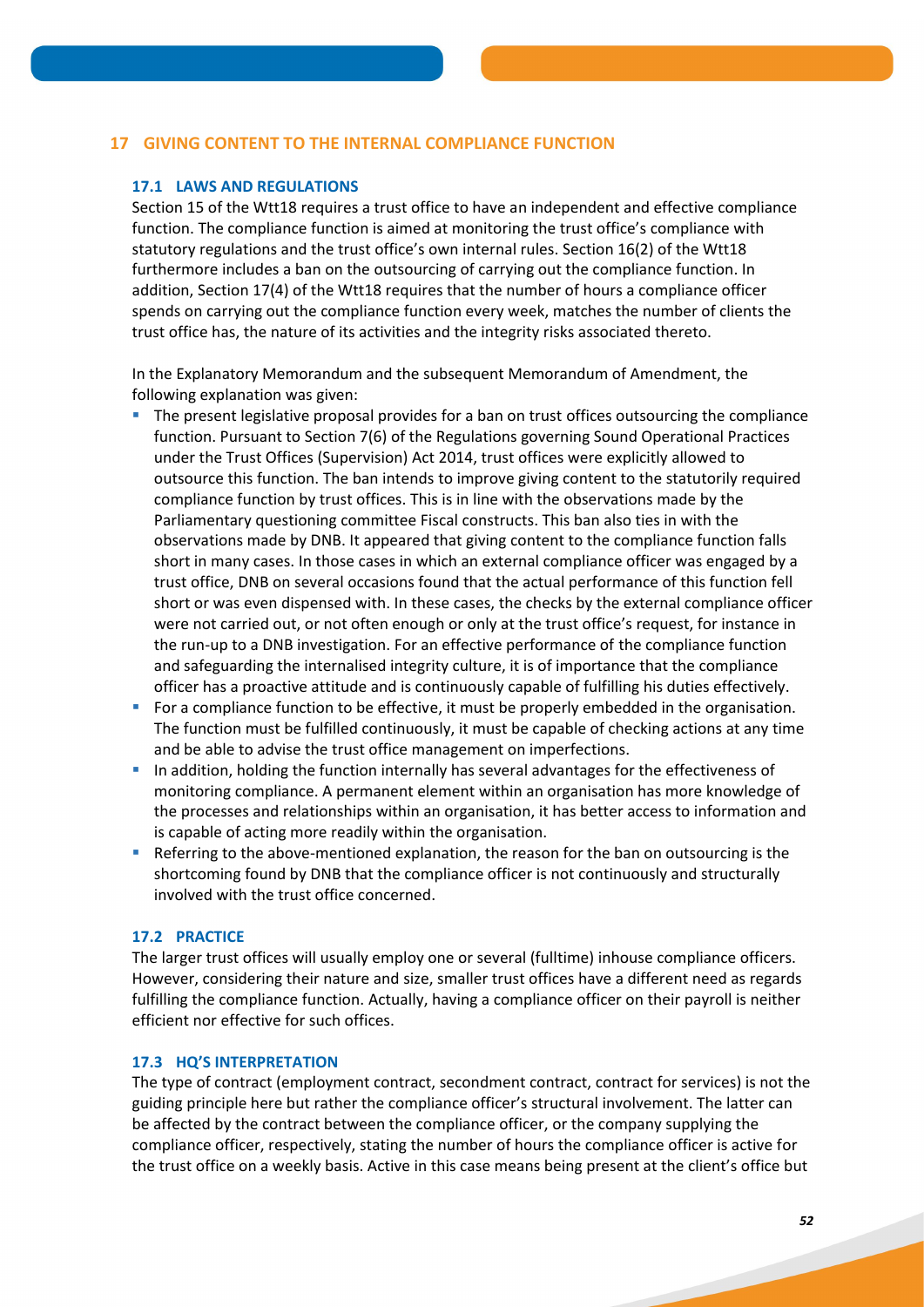## 17 GIVING CONTENT TO THE INTERNAL COMPLIANCE FUNCTION

### 17.1 LAWS AND REGULATIONS

Section 15 of the Wtt18 requires a trust office to have an independent and effective compliance function. The compliance function is aimed at monitoring the trust office's compliance with statutory regulations and the trust office's own internal rules. Section 16(2) of the Wtt18 furthermore includes a ban on the outsourcing of carrying out the compliance function. In addition, Section 17(4) of the Wtt18 requires that the number of hours a compliance officer spends on carrying out the compliance function every week, matches the number of clients the trust office has, the nature of its activities and the integrity risks associated thereto.

In the Explanatory Memorandum and the subsequent Memorandum of Amendment, the following explanation was given:

- The present legislative proposal provides for a ban on trust offices outsourcing the compliance function. Pursuant to Section 7(6) of the Regulations governing Sound Operational Practices under the Trust Offices (Supervision) Act 2014, trust offices were explicitly allowed to outsource this function. The ban intends to improve giving content to the statutorily required compliance function by trust offices. This is in line with the observations made by the Parliamentary questioning committee Fiscal constructs. This ban also ties in with the observations made by DNB. It appeared that giving content to the compliance function falls short in many cases. In those cases in which an external compliance officer was engaged by a trust office, DNB on several occasions found that the actual performance of this function fell short or was even dispensed with. In these cases, the checks by the external compliance officer were not carried out, or not often enough or only at the trust office's request, for instance in the run-up to a DNB investigation. For an effective performance of the compliance function and safeguarding the internalised integrity culture, it is of importance that the compliance officer has a proactive attitude and is continuously capable of fulfilling his duties effectively.
- For a compliance function to be effective, it must be properly embedded in the organisation. The function must be fulfilled continuously, it must be capable of checking actions at any time and be able to advise the trust office management on imperfections.
- In addition, holding the function internally has several advantages for the effectiveness of monitoring compliance. A permanent element within an organisation has more knowledge of the processes and relationships within an organisation, it has better access to information and is capable of acting more readily within the organisation.
- Referring to the above-mentioned explanation, the reason for the ban on outsourcing is the shortcoming found by DNB that the compliance officer is not continuously and structurally involved with the trust office concerned.

### 17.2 PRACTICE

The larger trust offices will usually employ one or several (fulltime) inhouse compliance officers. However, considering their nature and size, smaller trust offices have a different need as regards fulfilling the compliance function. Actually, having a compliance officer on their payroll is neither efficient nor effective for such offices.

### 17.3 HQ'S INTERPRETATION

The type of contract (employment contract, secondment contract, contract for services) is not the guiding principle here but rather the compliance officer's structural involvement. The latter can be affected by the contract between the compliance officer, or the company supplying the compliance officer, respectively, stating the number of hours the compliance officer is active for the trust office on a weekly basis. Active in this case means being present at the client's office but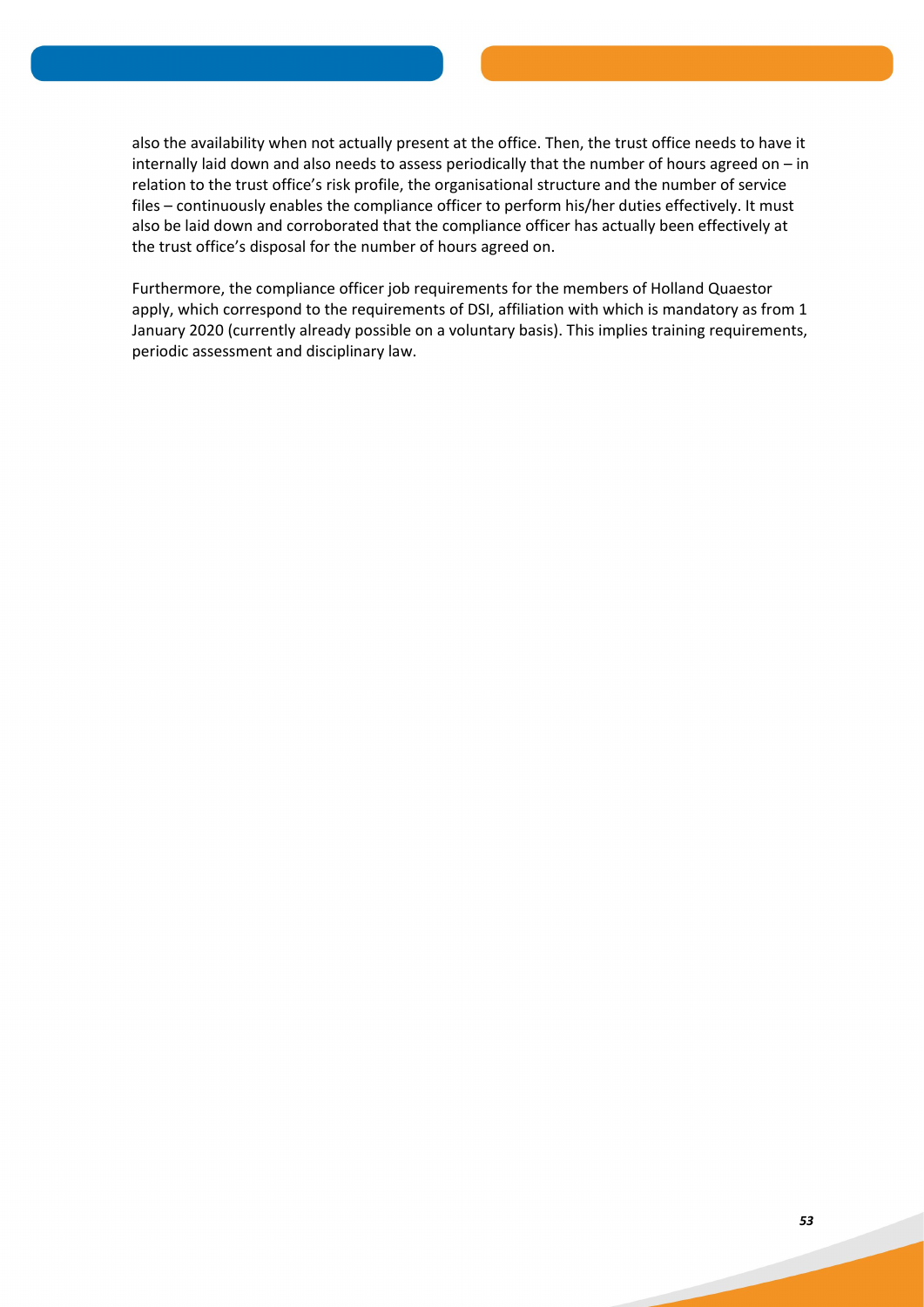also the availability when not actually present at the office. Then, the trust office needs to have it internally laid down and also needs to assess periodically that the number of hours agreed on – in relation to the trust office's risk profile, the organisational structure and the number of service files – continuously enables the compliance officer to perform his/her duties effectively. It must also be laid down and corroborated that the compliance officer has actually been effectively at the trust office's disposal for the number of hours agreed on.

Furthermore, the compliance officer job requirements for the members of Holland Quaestor apply, which correspond to the requirements of DSI, affiliation with which is mandatory as from 1 January 2020 (currently already possible on a voluntary basis). This implies training requirements, periodic assessment and disciplinary law.